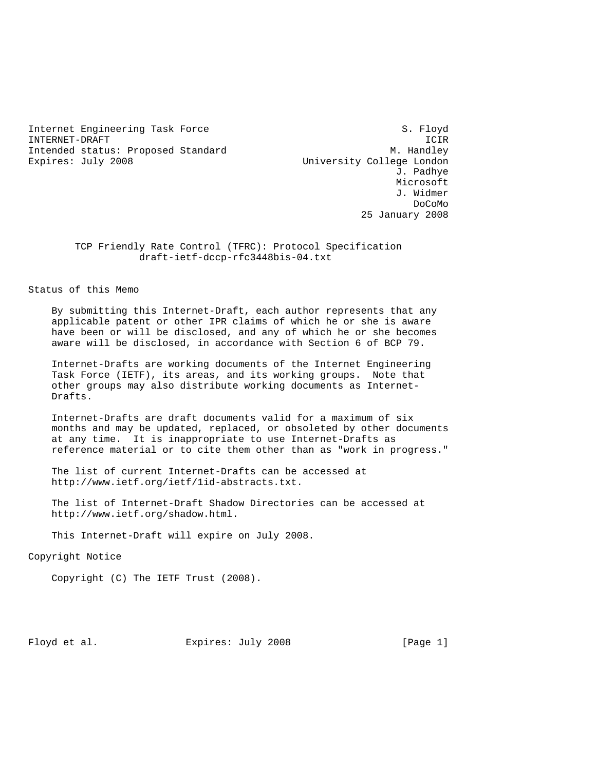Internet Engineering Task Force                                S. Floyd
INTERNET-DRAFT                                                     ICIR
Intended status: Proposed Standard                           M. Handley
Expires: July 2008                            University College London
                                                              J. Padhye
                                                              Microsoft
                                                              J. Widmer
                                                                 DoCoMo
                                                        25 January 2008

# TCP Friendly Rate Control (TFRC): Protocol Specification

draft-ietf-dccp-rfc3448bis-04.txt

## Status of this Memo

By submitting this Internet-Draft, each author represents that any applicable patent or other IPR claims of which he or she is aware have been or will be disclosed, and any of which he or she becomes aware will be disclosed, in accordance with Section 6 of BCP 79.

Internet-Drafts are working documents of the Internet Engineering Task Force (IETF), its areas, and its working groups. Note that other groups may also distribute working documents as Internet-Drafts.

Internet-Drafts are draft documents valid for a maximum of six months and may be updated, replaced, or obsoleted by other documents at any time. It is inappropriate to use Internet-Drafts as reference material or to cite them other than as "work in progress."

The list of current Internet-Drafts can be accessed at http://www.ietf.org/ietf/1id-abstracts.txt.

The list of Internet-Draft Shadow Directories can be accessed at http://www.ietf.org/shadow.html.

This Internet-Draft will expire on July 2008.

## Copyright Notice

Copyright (C) The IETF Trust (2008).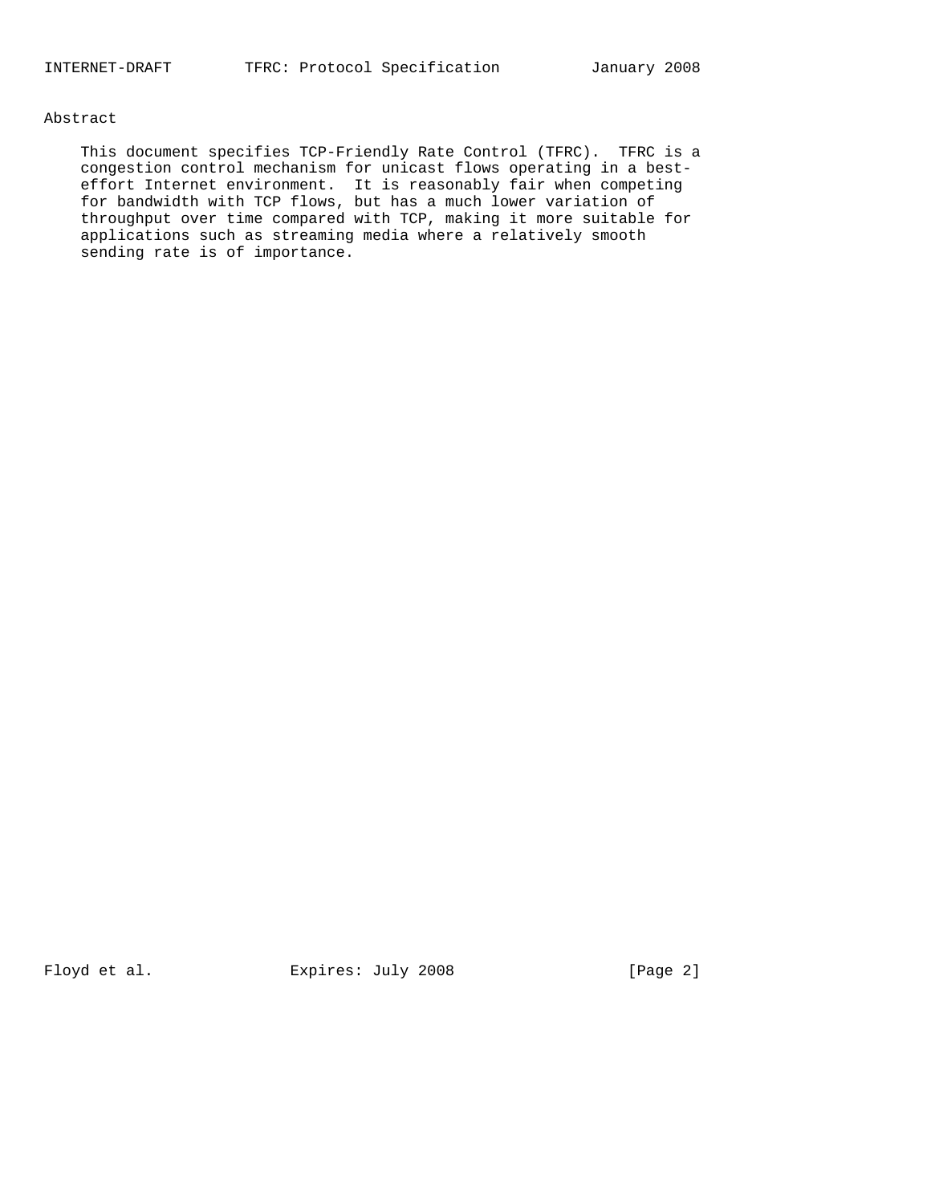## Abstract

This document specifies TCP-Friendly Rate Control (TFRC). TFRC is a congestion control mechanism for unicast flows operating in a best-effort Internet environment. It is reasonably fair when competing for bandwidth with TCP flows, but has a much lower variation of throughput over time compared with TCP, making it more suitable for applications such as streaming media where a relatively smooth sending rate is of importance.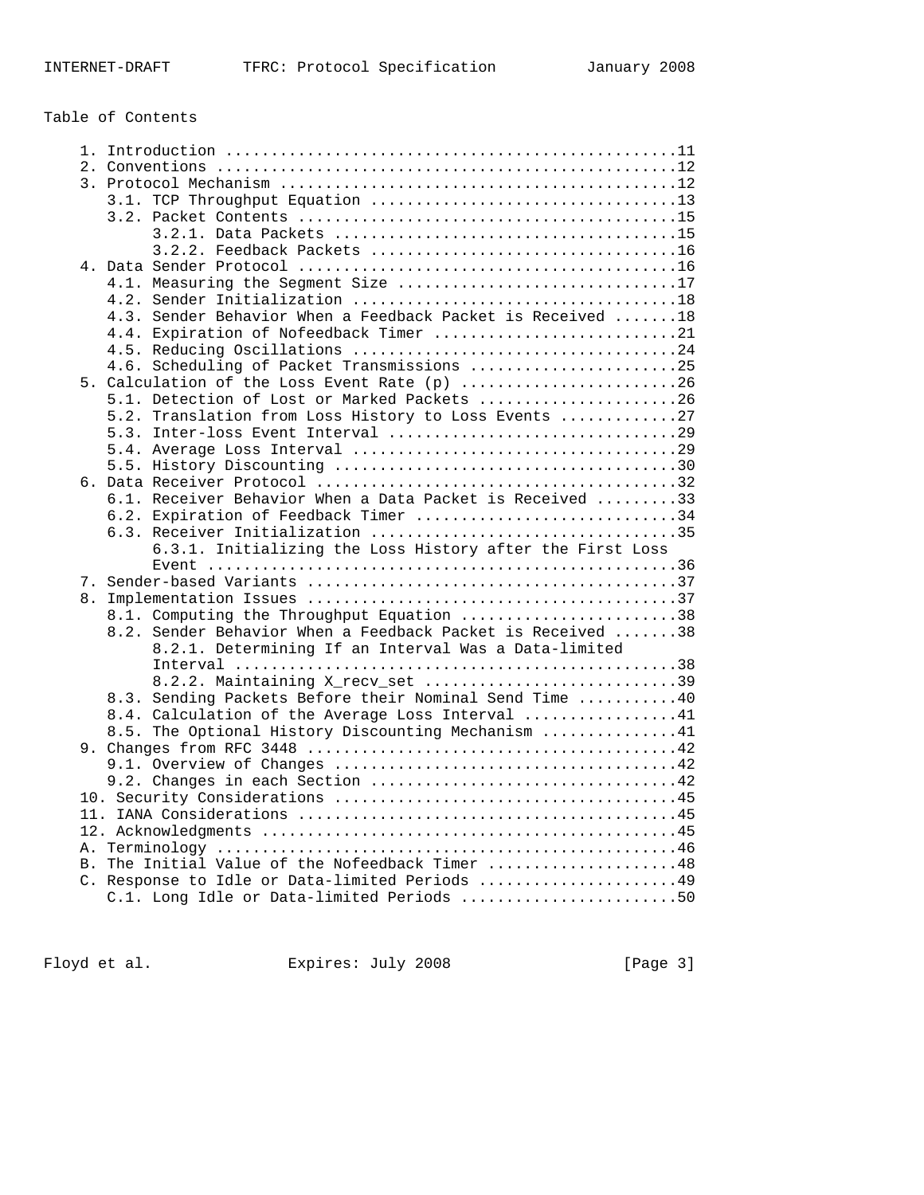Table of Contents

```
   1. Introduction ..................................................11
   2. Conventions ...................................................12
   3. Protocol Mechanism ............................................12
      3.1. TCP Throughput Equation ..................................13
      3.2. Packet Contents ..........................................15
           3.2.1. Data Packets ......................................15
           3.2.2. Feedback Packets ..................................16
   4. Data Sender Protocol ..........................................16
      4.1. Measuring the Segment Size ...............................17
      4.2. Sender Initialization ....................................18
      4.3. Sender Behavior When a Feedback Packet is Received .......18
      4.4. Expiration of Nofeedback Timer ...........................21
      4.5. Reducing Oscillations ....................................24
      4.6. Scheduling of Packet Transmissions .......................25
   5. Calculation of the Loss Event Rate (p) ........................26
      5.1. Detection of Lost or Marked Packets ......................26
      5.2. Translation from Loss History to Loss Events .............27
      5.3. Inter-loss Event Interval ................................29
      5.4. Average Loss Interval ....................................29
      5.5. History Discounting ......................................30
   6. Data Receiver Protocol ........................................32
      6.1. Receiver Behavior When a Data Packet is Received .........33
      6.2. Expiration of Feedback Timer .............................34
      6.3. Receiver Initialization ..................................35
           6.3.1. Initializing the Loss History after the First Loss
                  Event .............................................36
   7. Sender-based Variants .........................................37
   8. Implementation Issues .........................................37
      8.1. Computing the Throughput Equation ........................38
      8.2. Sender Behavior When a Feedback Packet is Received .......38
           8.2.1. Determining If an Interval Was a Data-limited
           Interval .................................................38
           8.2.2. Maintaining X_recv_set ............................39
      8.3. Sending Packets Before their Nominal Send Time ...........40
      8.4. Calculation of the Average Loss Interval .................41
      8.5. The Optional History Discounting Mechanism ...............41
   9. Changes from RFC 3448 .........................................42
      9.1. Overview of Changes ......................................42
      9.2. Changes in each Section ..................................42
   10. Security Considerations ......................................45
   11. IANA Considerations ..........................................45
   12. Acknowledgments ..............................................45
   A. Terminology ...................................................46
   B. The Initial Value of the Nofeedback Timer .....................48
   C. Response to Idle or Data-limited Periods ......................49
      C.1. Long Idle or Data-limited Periods ........................50
```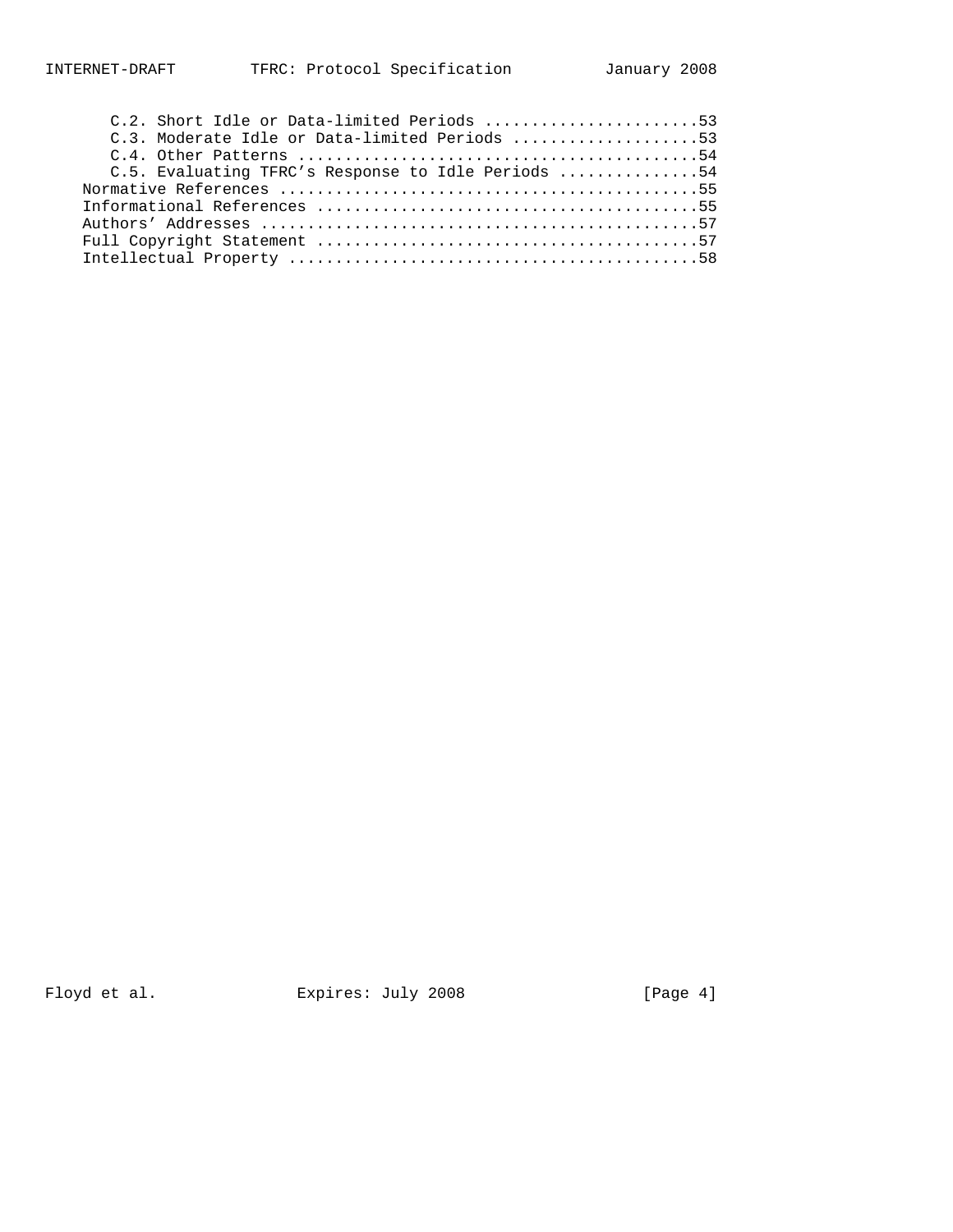C.2. Short Idle or Data-limited Periods .......................53
      C.3. Moderate Idle or Data-limited Periods ....................53
      C.4. Other Patterns ...........................................54
      C.5. Evaluating TFRC's Response to Idle Periods ...............54
   Normative References .............................................55
   Informational References .........................................55
   Authors' Addresses ...............................................57
   Full Copyright Statement .........................................57
   Intellectual Property ............................................58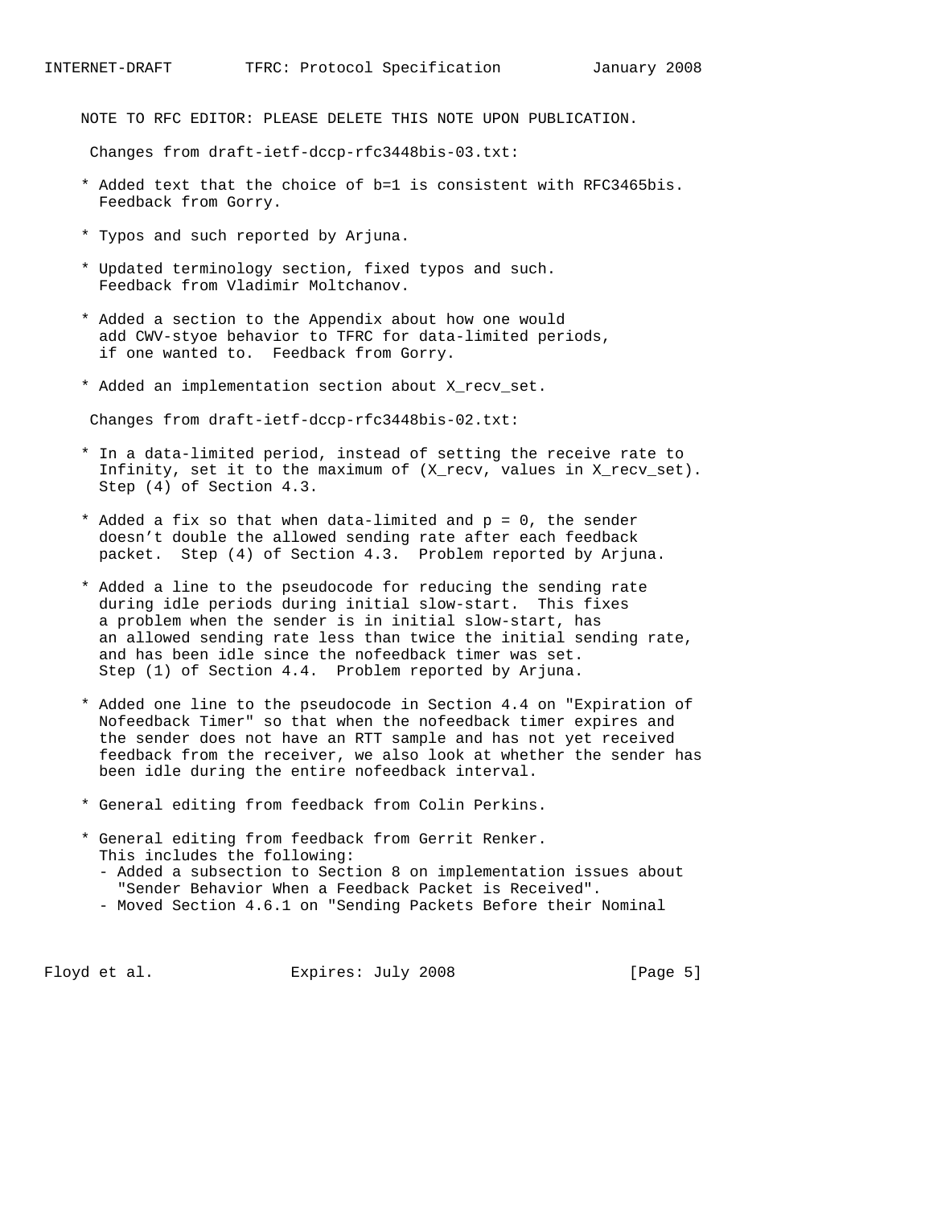NOTE TO RFC EDITOR: PLEASE DELETE THIS NOTE UPON PUBLICATION.

Changes from draft-ietf-dccp-rfc3448bis-03.txt:

* Added text that the choice of b=1 is consistent with RFC3465bis. Feedback from Gorry.

* Typos and such reported by Arjuna.

* Updated terminology section, fixed typos and such. Feedback from Vladimir Moltchanov.

* Added a section to the Appendix about how one would add CWV-styoe behavior to TFRC for data-limited periods, if one wanted to. Feedback from Gorry.

* Added an implementation section about X_recv_set.

Changes from draft-ietf-dccp-rfc3448bis-02.txt:

* In a data-limited period, instead of setting the receive rate to Infinity, set it to the maximum of (X_recv, values in X_recv_set). Step (4) of Section 4.3.

* Added a fix so that when data-limited and p = 0, the sender doesn't double the allowed sending rate after each feedback packet. Step (4) of Section 4.3. Problem reported by Arjuna.

* Added a line to the pseudocode for reducing the sending rate during idle periods during initial slow-start. This fixes a problem when the sender is in initial slow-start, has an allowed sending rate less than twice the initial sending rate, and has been idle since the nofeedback timer was set. Step (1) of Section 4.4. Problem reported by Arjuna.

* Added one line to the pseudocode in Section 4.4 on "Expiration of Nofeedback Timer" so that when the nofeedback timer expires and the sender does not have an RTT sample and has not yet received feedback from the receiver, we also look at whether the sender has been idle during the entire nofeedback interval.

* General editing from feedback from Colin Perkins.

* General editing from feedback from Gerrit Renker. This includes the following:
  - Added a subsection to Section 8 on implementation issues about "Sender Behavior When a Feedback Packet is Received".
  - Moved Section 4.6.1 on "Sending Packets Before their Nominal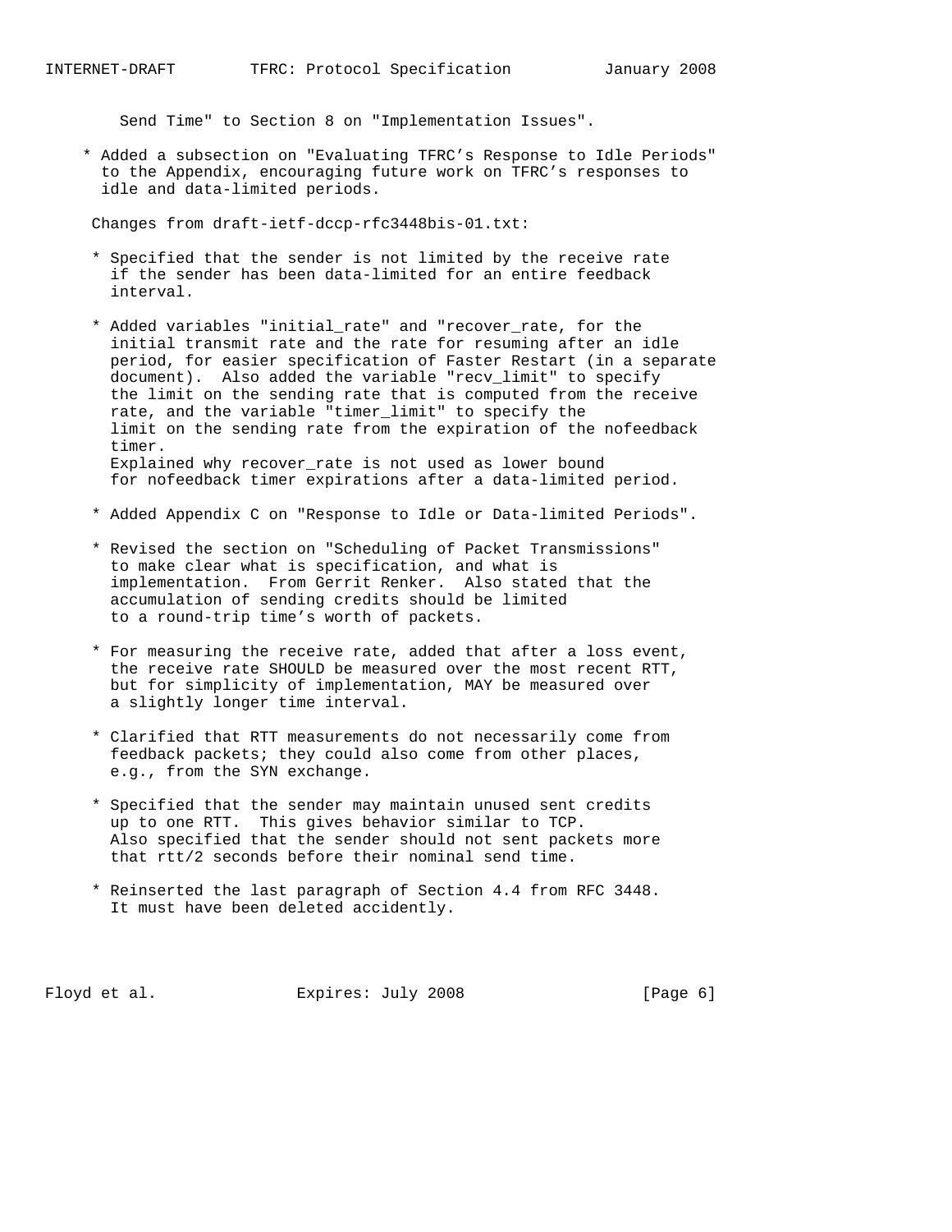Send Time" to Section 8 on "Implementation Issues".

* Added a subsection on "Evaluating TFRC's Response to Idle Periods" to the Appendix, encouraging future work on TFRC's responses to idle and data-limited periods.

Changes from draft-ietf-dccp-rfc3448bis-01.txt:

* Specified that the sender is not limited by the receive rate if the sender has been data-limited for an entire feedback interval.

* Added variables "initial_rate" and "recover_rate, for the initial transmit rate and the rate for resuming after an idle period, for easier specification of Faster Restart (in a separate document). Also added the variable "recv_limit" to specify the limit on the sending rate that is computed from the receive rate, and the variable "timer_limit" to specify the limit on the sending rate from the expiration of the nofeedback timer.
  Explained why recover_rate is not used as lower bound for nofeedback timer expirations after a data-limited period.

* Added Appendix C on "Response to Idle or Data-limited Periods".

* Revised the section on "Scheduling of Packet Transmissions" to make clear what is specification, and what is implementation. From Gerrit Renker. Also stated that the accumulation of sending credits should be limited to a round-trip time's worth of packets.

* For measuring the receive rate, added that after a loss event, the receive rate SHOULD be measured over the most recent RTT, but for simplicity of implementation, MAY be measured over a slightly longer time interval.

* Clarified that RTT measurements do not necessarily come from feedback packets; they could also come from other places, e.g., from the SYN exchange.

* Specified that the sender may maintain unused sent credits up to one RTT. This gives behavior similar to TCP. Also specified that the sender should not sent packets more that rtt/2 seconds before their nominal send time.

* Reinserted the last paragraph of Section 4.4 from RFC 3448. It must have been deleted accidently.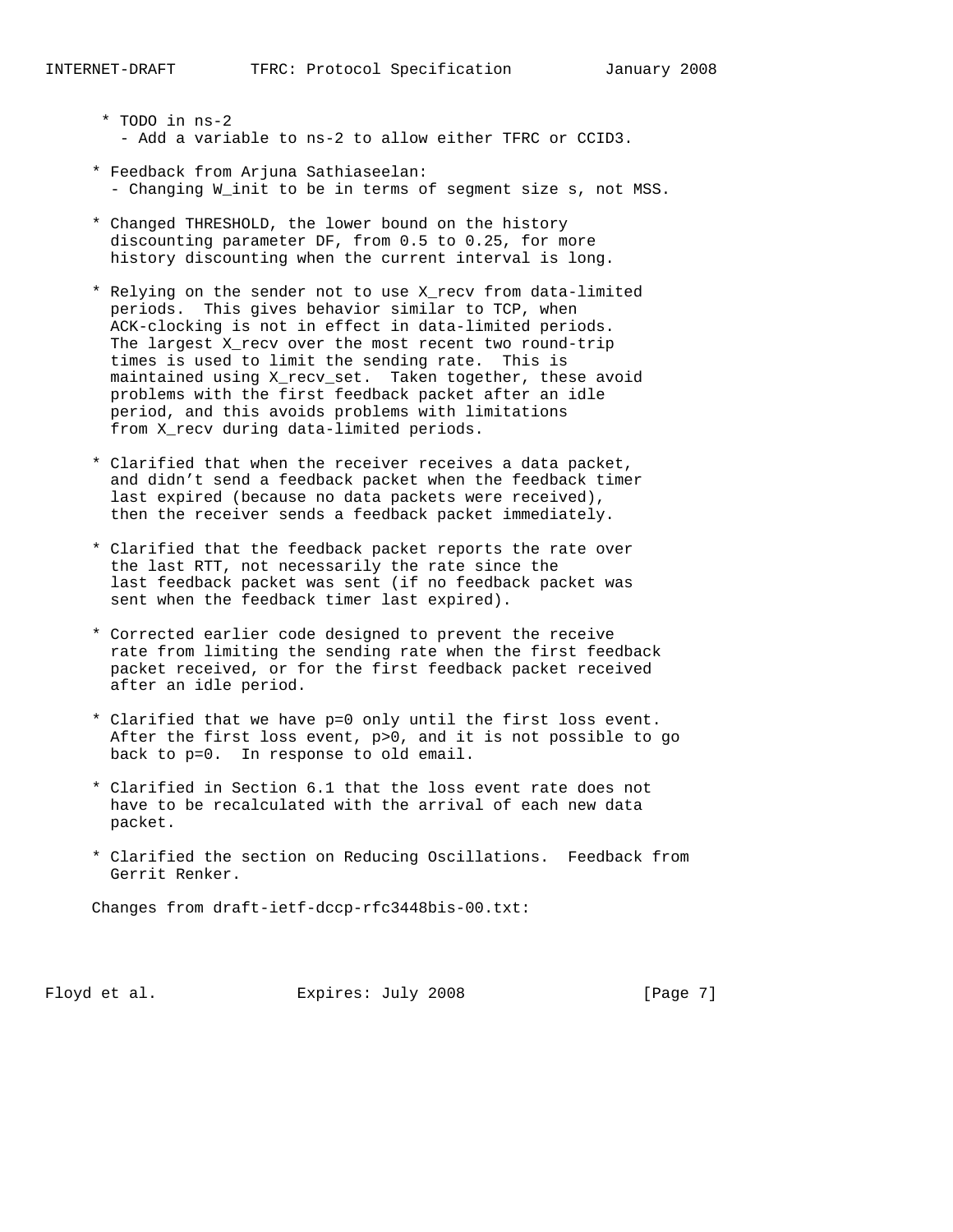* TODO in ns-2
  - Add a variable to ns-2 to allow either TFRC or CCID3.

* Feedback from Arjuna Sathiaseelan:
  - Changing W_init to be in terms of segment size s, not MSS.

* Changed THRESHOLD, the lower bound on the history discounting parameter DF, from 0.5 to 0.25, for more history discounting when the current interval is long.

* Relying on the sender not to use X_recv from data-limited periods. This gives behavior similar to TCP, when ACK-clocking is not in effect in data-limited periods. The largest X_recv over the most recent two round-trip times is used to limit the sending rate. This is maintained using X_recv_set. Taken together, these avoid problems with the first feedback packet after an idle period, and this avoids problems with limitations from X_recv during data-limited periods.

* Clarified that when the receiver receives a data packet, and didn't send a feedback packet when the feedback timer last expired (because no data packets were received), then the receiver sends a feedback packet immediately.

* Clarified that the feedback packet reports the rate over the last RTT, not necessarily the rate since the last feedback packet was sent (if no feedback packet was sent when the feedback timer last expired).

* Corrected earlier code designed to prevent the receive rate from limiting the sending rate when the first feedback packet received, or for the first feedback packet received after an idle period.

* Clarified that we have p=0 only until the first loss event. After the first loss event, p>0, and it is not possible to go back to p=0. In response to old email.

* Clarified in Section 6.1 that the loss event rate does not have to be recalculated with the arrival of each new data packet.

* Clarified the section on Reducing Oscillations. Feedback from Gerrit Renker.

Changes from draft-ietf-dccp-rfc3448bis-00.txt: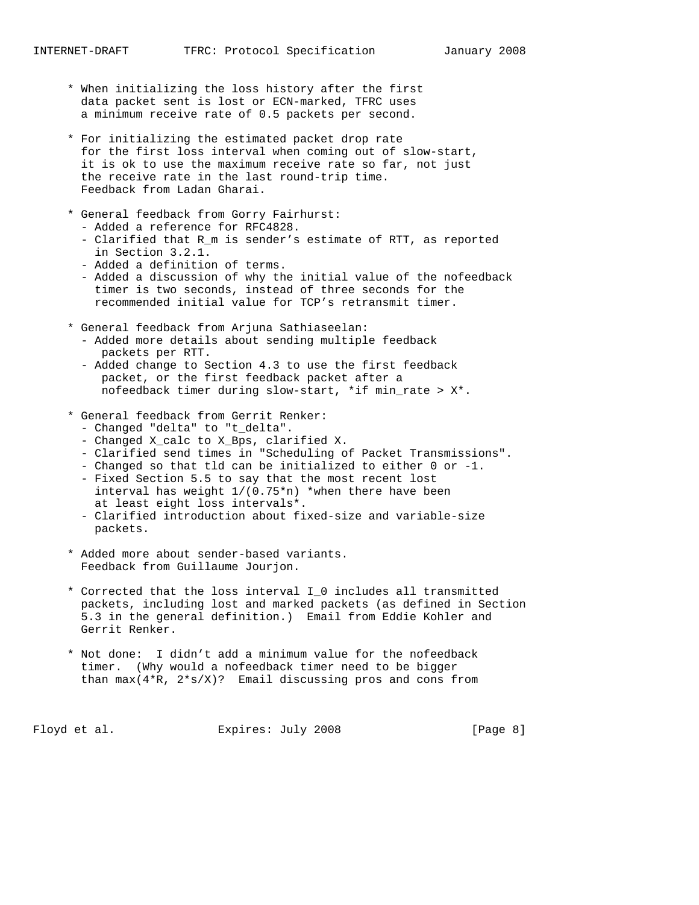* When initializing the loss history after the first data packet sent is lost or ECN-marked, TFRC uses a minimum receive rate of 0.5 packets per second.

* For initializing the estimated packet drop rate for the first loss interval when coming out of slow-start, it is ok to use the maximum receive rate so far, not just the receive rate in the last round-trip time. Feedback from Ladan Gharai.

* General feedback from Gorry Fairhurst:
  - Added a reference for RFC4828.
  - Clarified that $R_m$ is sender's estimate of RTT, as reported in Section 3.2.1.
  - Added a definition of terms.
  - Added a discussion of why the initial value of the nofeedback timer is two seconds, instead of three seconds for the recommended initial value for TCP's retransmit timer.

* General feedback from Arjuna Sathiaseelan:
  - Added more details about sending multiple feedback packets per RTT.
  - Added change to Section 4.3 to use the first feedback packet, or the first feedback packet after a nofeedback timer during slow-start, *if min_rate > X*.

* General feedback from Gerrit Renker:
  - Changed "delta" to "t_delta".
  - Changed X_calc to X_Bps, clarified X.
  - Clarified send times in "Scheduling of Packet Transmissions".
  - Changed so that tld can be initialized to either 0 or -1.
  - Fixed Section 5.5 to say that the most recent lost interval has weight $1/(0.75*n)$ *when there have been at least eight loss intervals*.
  - Clarified introduction about fixed-size and variable-size packets.

* Added more about sender-based variants. Feedback from Guillaume Jourjon.

* Corrected that the loss interval $I_0$ includes all transmitted packets, including lost and marked packets (as defined in Section 5.3 in the general definition.) Email from Eddie Kohler and Gerrit Renker.

* Not done: I didn't add a minimum value for the nofeedback timer. (Why would a nofeedback timer need to be bigger than $\max(4*R, 2*s/X)$? Email discussing pros and cons from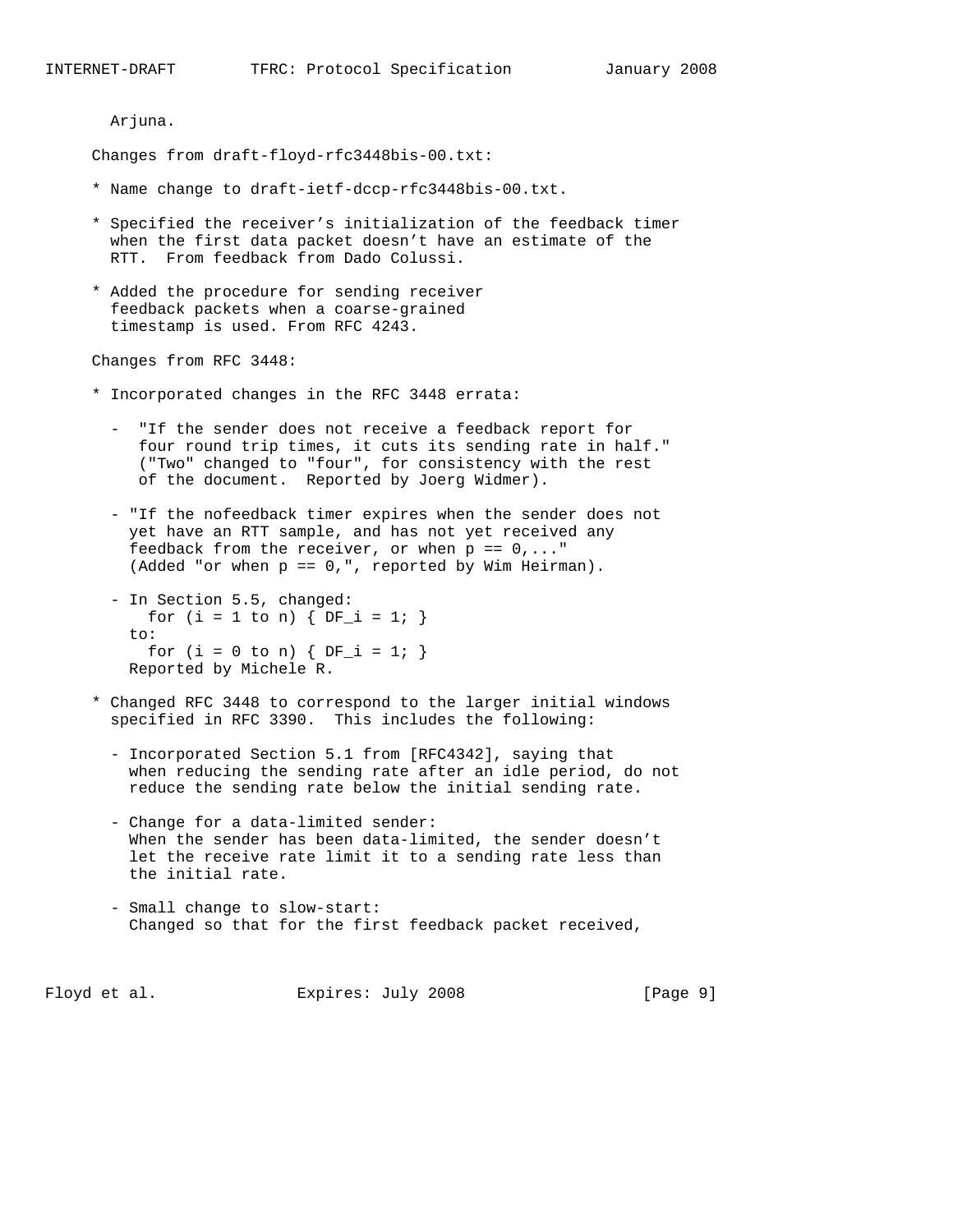Arjuna.

Changes from draft-floyd-rfc3448bis-00.txt:

* Name change to draft-ietf-dccp-rfc3448bis-00.txt.

* Specified the receiver's initialization of the feedback timer when the first data packet doesn't have an estimate of the RTT. From feedback from Dado Colussi.

* Added the procedure for sending receiver feedback packets when a coarse-grained timestamp is used. From RFC 4243.

Changes from RFC 3448:

* Incorporated changes in the RFC 3448 errata:

  - "If the sender does not receive a feedback report for four round trip times, it cuts its sending rate in half." ("Two" changed to "four", for consistency with the rest of the document. Reported by Joerg Widmer).

  - "If the nofeedback timer expires when the sender does not yet have an RTT sample, and has not yet received any feedback from the receiver, or when p == 0,..." (Added "or when p == 0,", reported by Wim Heirman).

  - In Section 5.5, changed:
    ```
    for (i = 1 to n) { DF_i = 1; }
    ```
    to:
    ```
    for (i = 0 to n) { DF_i = 1; }
    ```
    Reported by Michele R.

* Changed RFC 3448 to correspond to the larger initial windows specified in RFC 3390. This includes the following:

  - Incorporated Section 5.1 from [RFC4342], saying that when reducing the sending rate after an idle period, do not reduce the sending rate below the initial sending rate.

  - Change for a data-limited sender: When the sender has been data-limited, the sender doesn't let the receive rate limit it to a sending rate less than the initial rate.

  - Small change to slow-start: Changed so that for the first feedback packet received,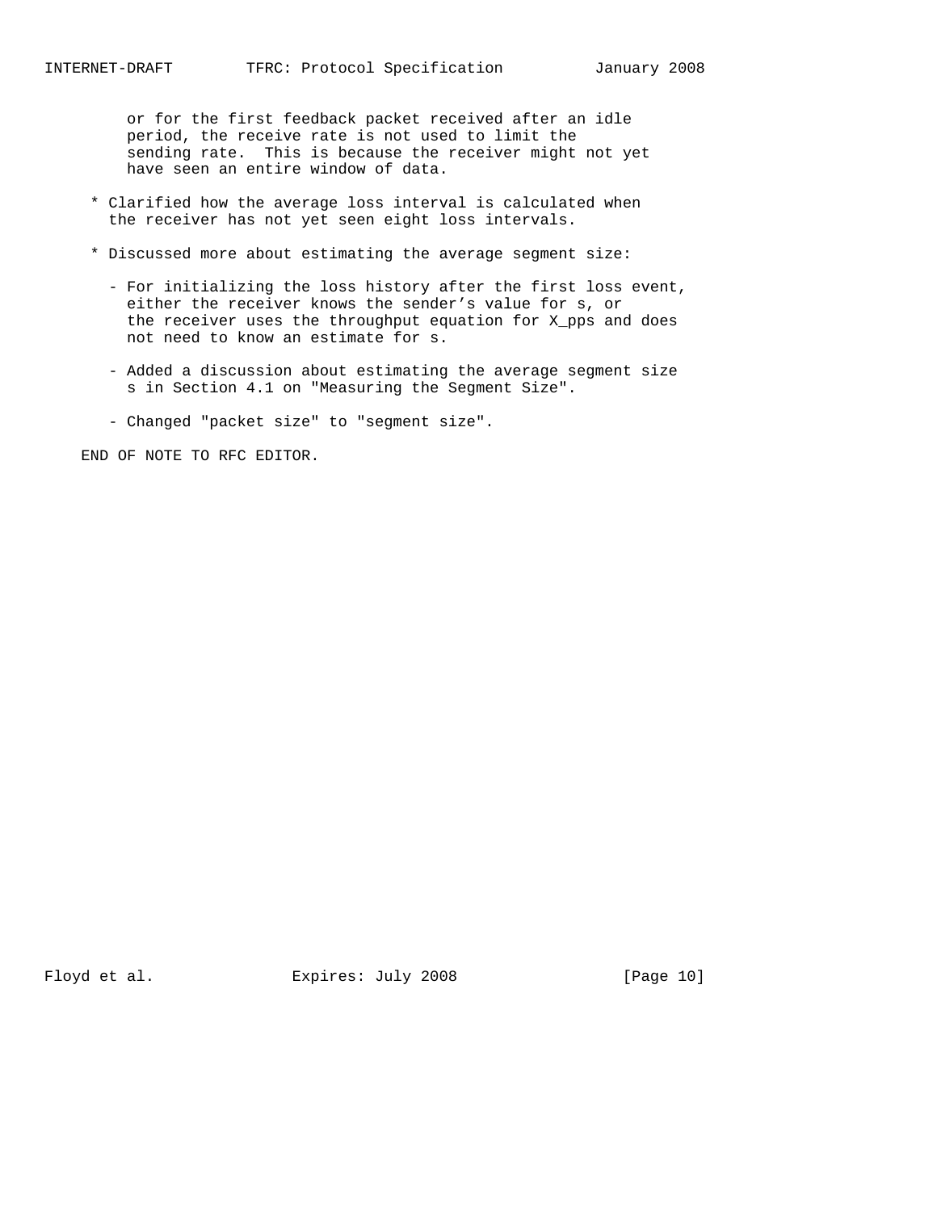or for the first feedback packet received after an idle period, the receive rate is not used to limit the sending rate. This is because the receiver might not yet have seen an entire window of data.

* Clarified how the average loss interval is calculated when the receiver has not yet seen eight loss intervals.

* Discussed more about estimating the average segment size:

  - For initializing the loss history after the first loss event, either the receiver knows the sender's value for s, or the receiver uses the throughput equation for X_pps and does not need to know an estimate for s.

  - Added a discussion about estimating the average segment size s in Section 4.1 on "Measuring the Segment Size".

  - Changed "packet size" to "segment size".

END OF NOTE TO RFC EDITOR.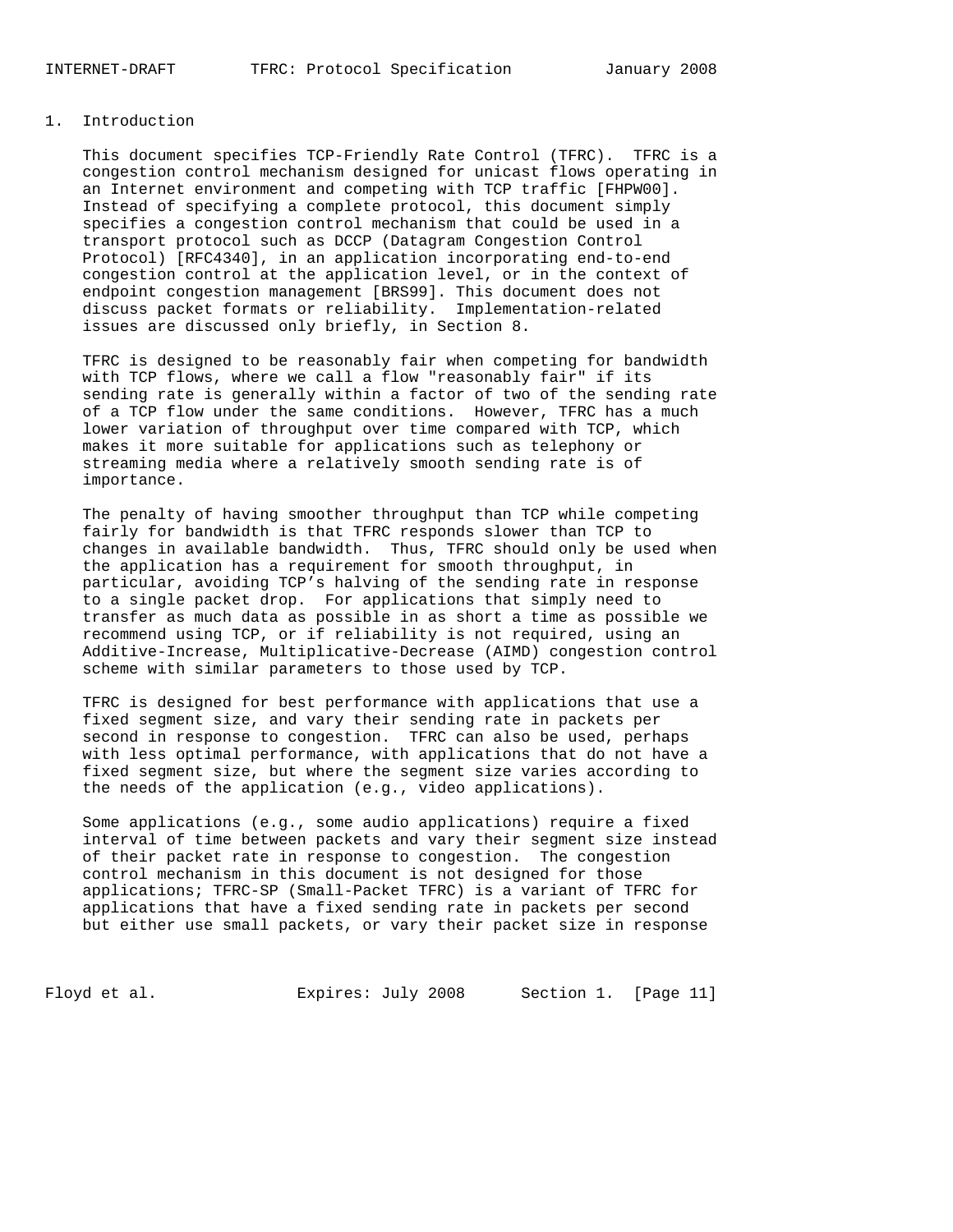# 1. Introduction

This document specifies TCP-Friendly Rate Control (TFRC). TFRC is a congestion control mechanism designed for unicast flows operating in an Internet environment and competing with TCP traffic [FHPW00]. Instead of specifying a complete protocol, this document simply specifies a congestion control mechanism that could be used in a transport protocol such as DCCP (Datagram Congestion Control Protocol) [RFC4340], in an application incorporating end-to-end congestion control at the application level, or in the context of endpoint congestion management [BRS99]. This document does not discuss packet formats or reliability. Implementation-related issues are discussed only briefly, in Section 8.

TFRC is designed to be reasonably fair when competing for bandwidth with TCP flows, where we call a flow "reasonably fair" if its sending rate is generally within a factor of two of the sending rate of a TCP flow under the same conditions. However, TFRC has a much lower variation of throughput over time compared with TCP, which makes it more suitable for applications such as telephony or streaming media where a relatively smooth sending rate is of importance.

The penalty of having smoother throughput than TCP while competing fairly for bandwidth is that TFRC responds slower than TCP to changes in available bandwidth. Thus, TFRC should only be used when the application has a requirement for smooth throughput, in particular, avoiding TCP's halving of the sending rate in response to a single packet drop. For applications that simply need to transfer as much data as possible in as short a time as possible we recommend using TCP, or if reliability is not required, using an Additive-Increase, Multiplicative-Decrease (AIMD) congestion control scheme with similar parameters to those used by TCP.

TFRC is designed for best performance with applications that use a fixed segment size, and vary their sending rate in packets per second in response to congestion. TFRC can also be used, perhaps with less optimal performance, with applications that do not have a fixed segment size, but where the segment size varies according to the needs of the application (e.g., video applications).

Some applications (e.g., some audio applications) require a fixed interval of time between packets and vary their segment size instead of their packet rate in response to congestion. The congestion control mechanism in this document is not designed for those applications; TFRC-SP (Small-Packet TFRC) is a variant of TFRC for applications that have a fixed sending rate in packets per second but either use small packets, or vary their packet size in response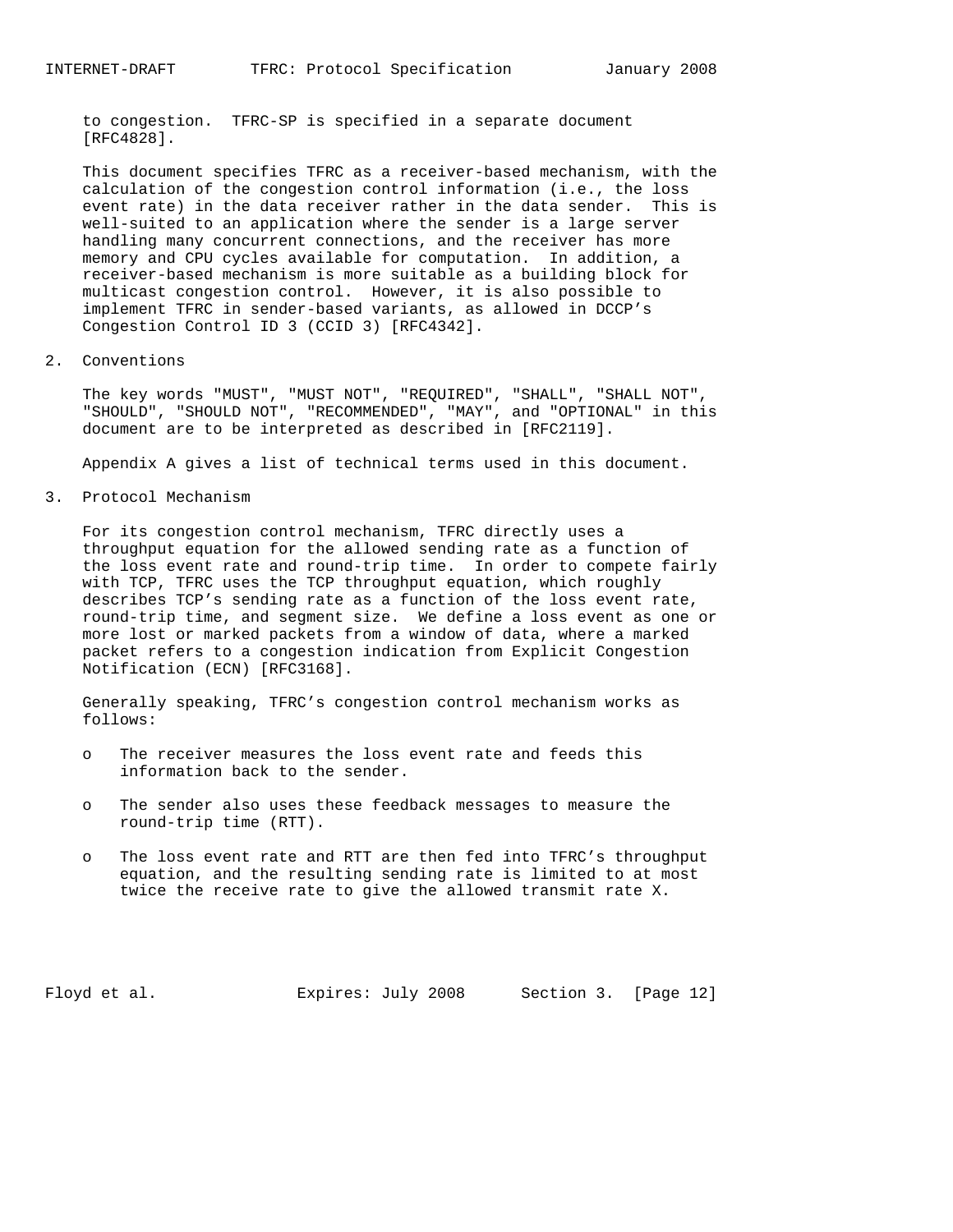to congestion. TFRC-SP is specified in a separate document [RFC4828].

This document specifies TFRC as a receiver-based mechanism, with the calculation of the congestion control information (i.e., the loss event rate) in the data receiver rather in the data sender. This is well-suited to an application where the sender is a large server handling many concurrent connections, and the receiver has more memory and CPU cycles available for computation. In addition, a receiver-based mechanism is more suitable as a building block for multicast congestion control. However, it is also possible to implement TFRC in sender-based variants, as allowed in DCCP's Congestion Control ID 3 (CCID 3) [RFC4342].

## 2. Conventions

The key words "MUST", "MUST NOT", "REQUIRED", "SHALL", "SHALL NOT", "SHOULD", "SHOULD NOT", "RECOMMENDED", "MAY", and "OPTIONAL" in this document are to be interpreted as described in [RFC2119].

Appendix A gives a list of technical terms used in this document.

## 3. Protocol Mechanism

For its congestion control mechanism, TFRC directly uses a throughput equation for the allowed sending rate as a function of the loss event rate and round-trip time. In order to compete fairly with TCP, TFRC uses the TCP throughput equation, which roughly describes TCP's sending rate as a function of the loss event rate, round-trip time, and segment size. We define a loss event as one or more lost or marked packets from a window of data, where a marked packet refers to a congestion indication from Explicit Congestion Notification (ECN) [RFC3168].

Generally speaking, TFRC's congestion control mechanism works as follows:

- The receiver measures the loss event rate and feeds this information back to the sender.
- The sender also uses these feedback messages to measure the round-trip time (RTT).
- The loss event rate and RTT are then fed into TFRC's throughput equation, and the resulting sending rate is limited to at most twice the receive rate to give the allowed transmit rate X.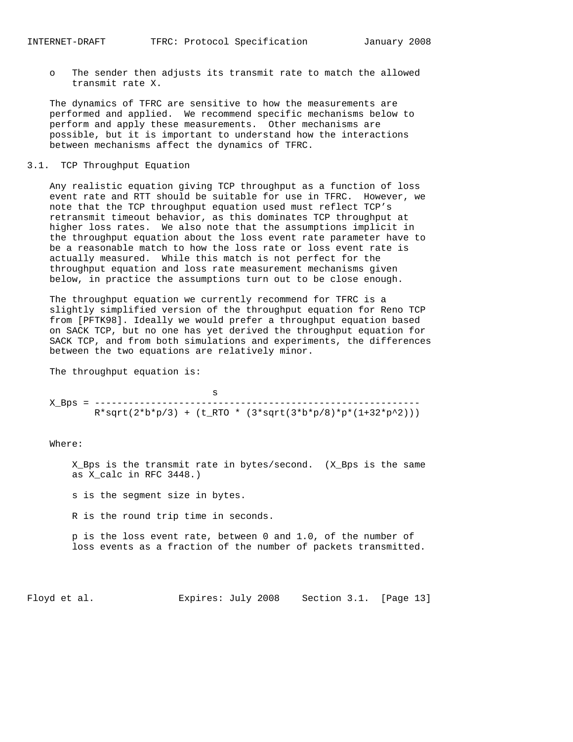- The sender then adjusts its transmit rate to match the allowed transmit rate X.

The dynamics of TFRC are sensitive to how the measurements are performed and applied. We recommend specific mechanisms below to perform and apply these measurements. Other mechanisms are possible, but it is important to understand how the interactions between mechanisms affect the dynamics of TFRC.

## 3.1. TCP Throughput Equation

Any realistic equation giving TCP throughput as a function of loss event rate and RTT should be suitable for use in TFRC. However, we note that the TCP throughput equation used must reflect TCP's retransmit timeout behavior, as this dominates TCP throughput at higher loss rates. We also note that the assumptions implicit in the throughput equation about the loss event rate parameter have to be a reasonable match to how the loss rate or loss event rate is actually measured. While this match is not perfect for the throughput equation and loss rate measurement mechanisms given below, in practice the assumptions turn out to be close enough.

The throughput equation we currently recommend for TFRC is a slightly simplified version of the throughput equation for Reno TCP from [PFTK98]. Ideally we would prefer a throughput equation based on SACK TCP, but no one has yet derived the throughput equation for SACK TCP, and from both simulations and experiments, the differences between the two equations are relatively minor.

The throughput equation is:

$$X\_Bps = \frac{s}{R \cdot \sqrt{2 \cdot b \cdot p/3} + (t\_RTO \cdot (3 \cdot \sqrt{3 \cdot b \cdot p/8} \cdot p \cdot (1+32 \cdot p^2)))}$$

Where:

$X\_Bps$ is the transmit rate in bytes/second. ($X\_Bps$ is the same as $X\_calc$ in RFC 3448.)

s is the segment size in bytes.

R is the round trip time in seconds.

p is the loss event rate, between 0 and 1.0, of the number of loss events as a fraction of the number of packets transmitted.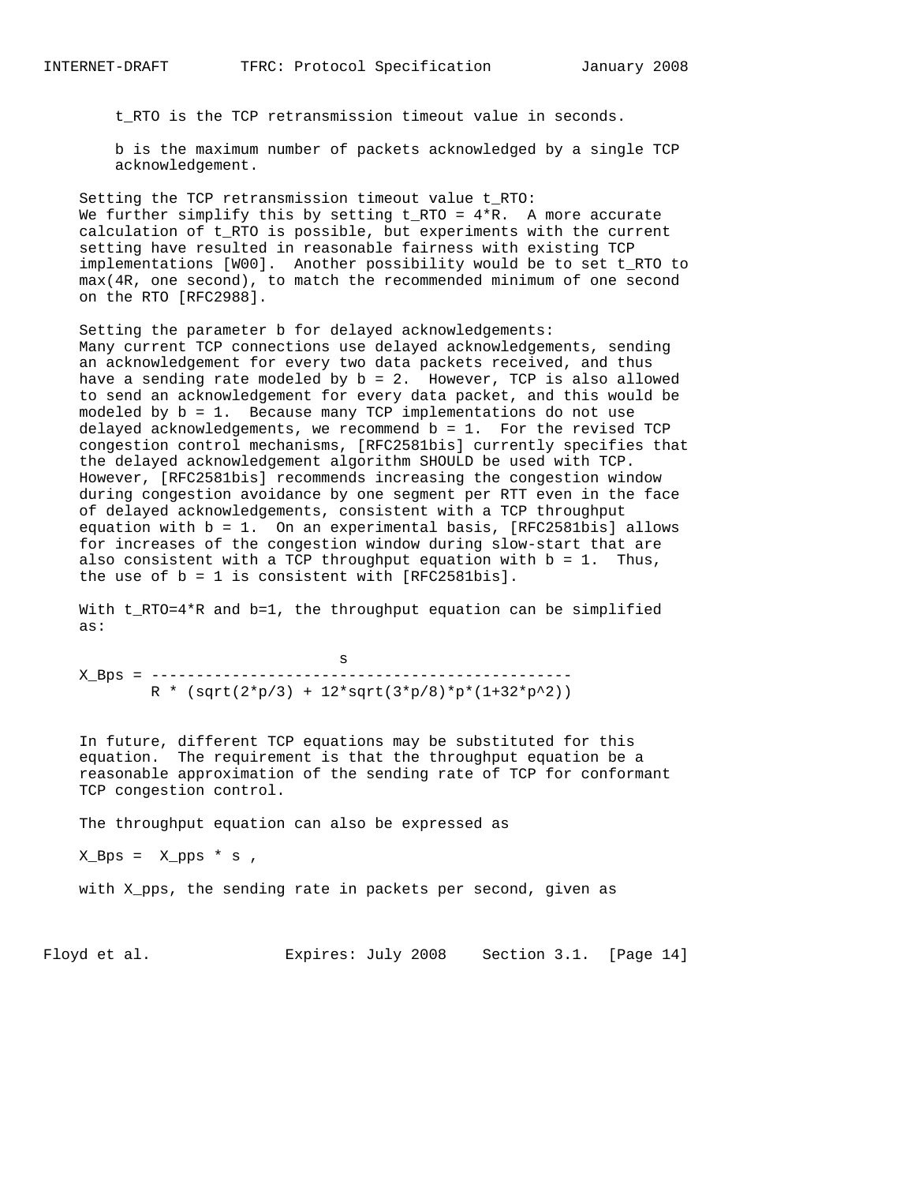$t_{RTO}$ is the TCP retransmission timeout value in seconds.

b is the maximum number of packets acknowledged by a single TCP acknowledgement.

Setting the TCP retransmission timeout value $t_{RTO}$:
We further simplify this by setting $t_{RTO} = 4*R$. A more accurate calculation of $t_{RTO}$ is possible, but experiments with the current setting have resulted in reasonable fairness with existing TCP implementations [W00]. Another possibility would be to set $t_{RTO}$ to max(4R, one second), to match the recommended minimum of one second on the RTO [RFC2988].

Setting the parameter b for delayed acknowledgements:
Many current TCP connections use delayed acknowledgements, sending an acknowledgement for every two data packets received, and thus have a sending rate modeled by b = 2. However, TCP is also allowed to send an acknowledgement for every data packet, and this would be modeled by b = 1. Because many TCP implementations do not use delayed acknowledgements, we recommend b = 1. For the revised TCP congestion control mechanisms, [RFC2581bis] currently specifies that the delayed acknowledgement algorithm SHOULD be used with TCP. However, [RFC2581bis] recommends increasing the congestion window during congestion avoidance by one segment per RTT even in the face of delayed acknowledgements, consistent with a TCP throughput equation with b = 1. On an experimental basis, [RFC2581bis] allows for increases of the congestion window during slow-start that are also consistent with a TCP throughput equation with b = 1. Thus, the use of b = 1 is consistent with [RFC2581bis].

With $t_{RTO}=4*R$ and b=1, the throughput equation can be simplified as:

$$X_{Bps} = \frac{s}{R * (\sqrt{2*p/3} + 12*\sqrt{3*p/8}*p*(1+32*p^2))}$$

In future, different TCP equations may be substituted for this equation. The requirement is that the throughput equation be a reasonable approximation of the sending rate of TCP for conformant TCP congestion control.

The throughput equation can also be expressed as

$$X_{Bps} = X_{pps} * s ,$$

with $X_{pps}$, the sending rate in packets per second, given as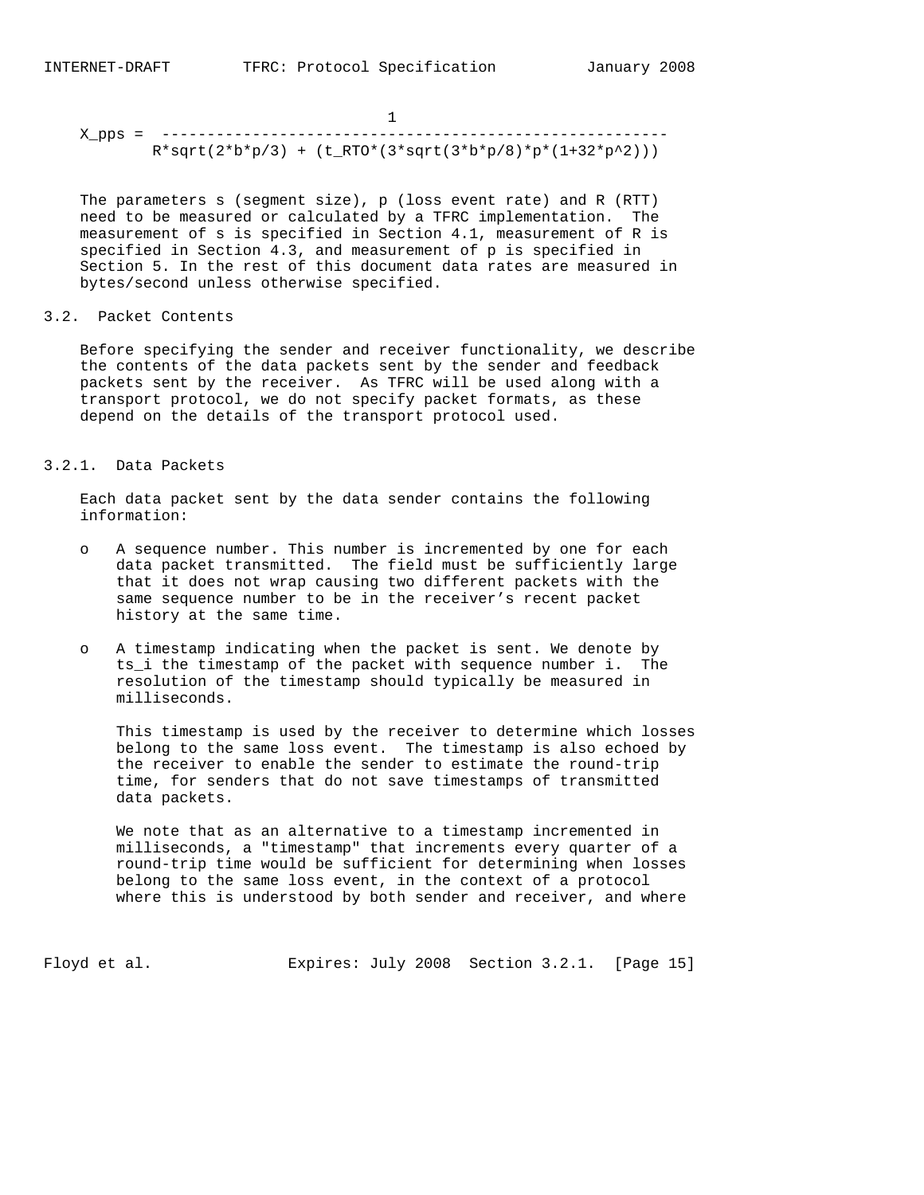$$X\_pps = \frac{1}{R*\sqrt{2*b*p/3} + (t\_RTO*(3*\sqrt{3*b*p/8})*p*(1+32*p^2))}$$

The parameters s (segment size), p (loss event rate) and R (RTT) need to be measured or calculated by a TFRC implementation. The measurement of s is specified in Section 4.1, measurement of R is specified in Section 4.3, and measurement of p is specified in Section 5. In the rest of this document data rates are measured in bytes/second unless otherwise specified.

## 3.2. Packet Contents

Before specifying the sender and receiver functionality, we describe the contents of the data packets sent by the sender and feedback packets sent by the receiver. As TFRC will be used along with a transport protocol, we do not specify packet formats, as these depend on the details of the transport protocol used.

### 3.2.1. Data Packets

Each data packet sent by the data sender contains the following information:

- A sequence number. This number is incremented by one for each data packet transmitted. The field must be sufficiently large that it does not wrap causing two different packets with the same sequence number to be in the receiver’s recent packet history at the same time.

- A timestamp indicating when the packet is sent. We denote by $ts_i$ the timestamp of the packet with sequence number i. The resolution of the timestamp should typically be measured in milliseconds.

  This timestamp is used by the receiver to determine which losses belong to the same loss event. The timestamp is also echoed by the receiver to enable the sender to estimate the round-trip time, for senders that do not save timestamps of transmitted data packets.

  We note that as an alternative to a timestamp incremented in milliseconds, a "timestamp" that increments every quarter of a round-trip time would be sufficient for determining when losses belong to the same loss event, in the context of a protocol where this is understood by both sender and receiver, and where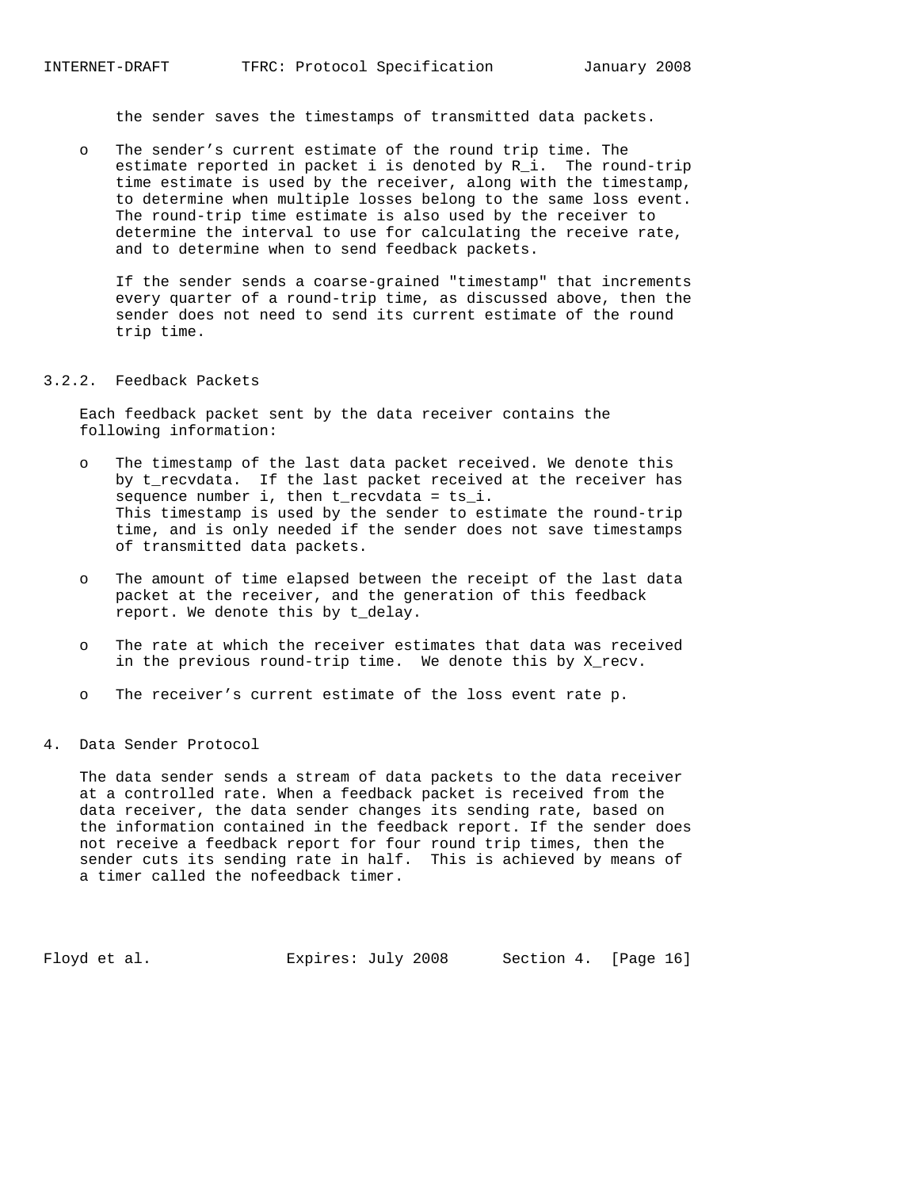the sender saves the timestamps of transmitted data packets.

- The sender's current estimate of the round trip time. The estimate reported in packet i is denoted by $R_i$. The round-trip time estimate is used by the receiver, along with the timestamp, to determine when multiple losses belong to the same loss event. The round-trip time estimate is also used by the receiver to determine the interval to use for calculating the receive rate, and to determine when to send feedback packets.

  If the sender sends a coarse-grained "timestamp" that increments every quarter of a round-trip time, as discussed above, then the sender does not need to send its current estimate of the round trip time.

#### 3.2.2. Feedback Packets

Each feedback packet sent by the data receiver contains the following information:

- The timestamp of the last data packet received. We denote this by $t_{recvdata}$. If the last packet received at the receiver has sequence number i, then $t_{recvdata} = ts_i$. This timestamp is used by the sender to estimate the round-trip time, and is only needed if the sender does not save timestamps of transmitted data packets.

- The amount of time elapsed between the receipt of the last data packet at the receiver, and the generation of this feedback report. We denote this by $t_{delay}$.

- The rate at which the receiver estimates that data was received in the previous round-trip time. We denote this by $X_{recv}$.

- The receiver's current estimate of the loss event rate p.

## 4. Data Sender Protocol

The data sender sends a stream of data packets to the data receiver at a controlled rate. When a feedback packet is received from the data receiver, the data sender changes its sending rate, based on the information contained in the feedback report. If the sender does not receive a feedback report for four round trip times, then the sender cuts its sending rate in half. This is achieved by means of a timer called the nofeedback timer.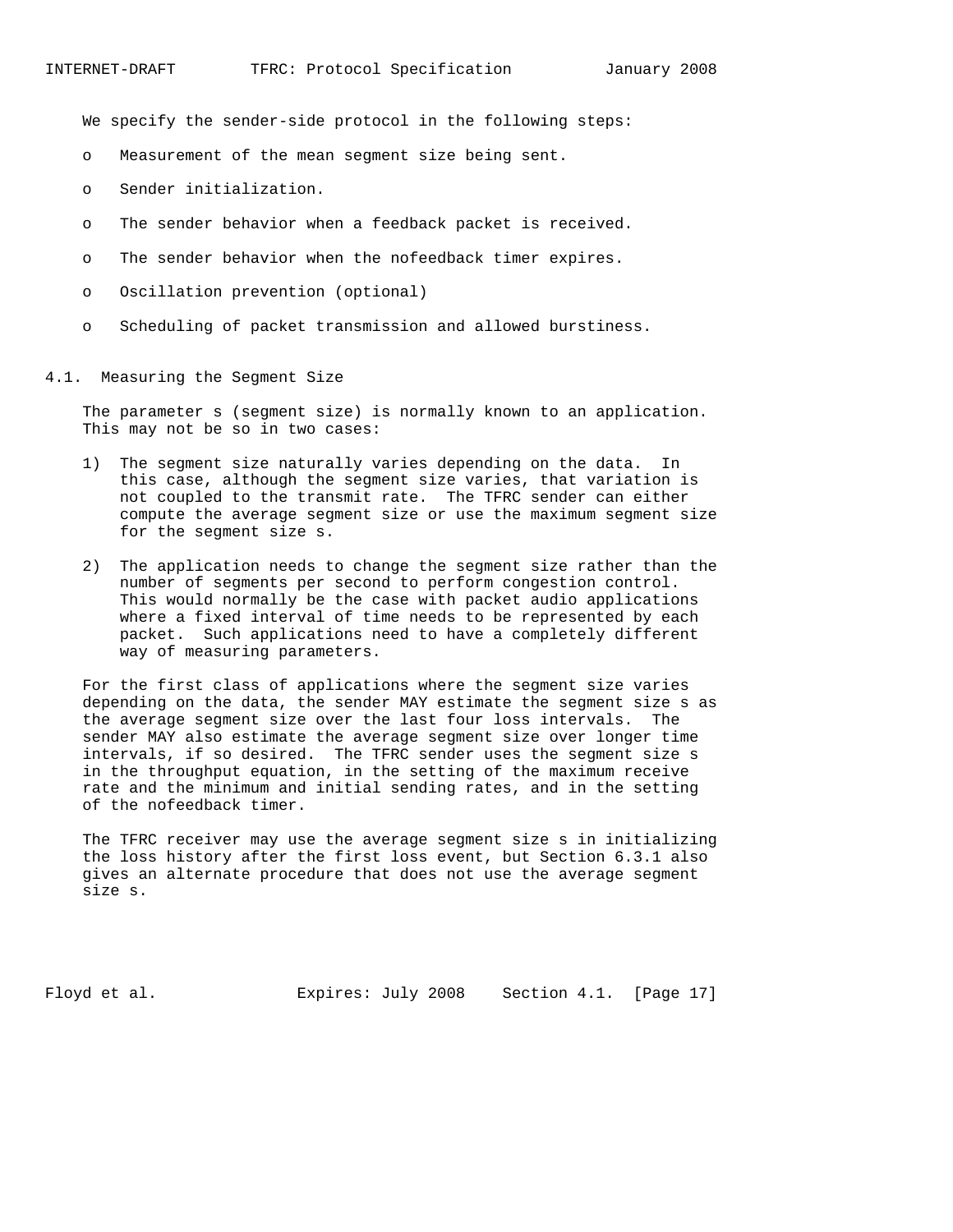We specify the sender-side protocol in the following steps:

- Measurement of the mean segment size being sent.
- Sender initialization.
- The sender behavior when a feedback packet is received.
- The sender behavior when the nofeedback timer expires.
- Oscillation prevention (optional)
- Scheduling of packet transmission and allowed burstiness.

## 4.1. Measuring the Segment Size

The parameter s (segment size) is normally known to an application. This may not be so in two cases:

1) The segment size naturally varies depending on the data. In this case, although the segment size varies, that variation is not coupled to the transmit rate. The TFRC sender can either compute the average segment size or use the maximum segment size for the segment size s.

2) The application needs to change the segment size rather than the number of segments per second to perform congestion control. This would normally be the case with packet audio applications where a fixed interval of time needs to be represented by each packet. Such applications need to have a completely different way of measuring parameters.

For the first class of applications where the segment size varies depending on the data, the sender MAY estimate the segment size s as the average segment size over the last four loss intervals. The sender MAY also estimate the average segment size over longer time intervals, if so desired. The TFRC sender uses the segment size s in the throughput equation, in the setting of the maximum receive rate and the minimum and initial sending rates, and in the setting of the nofeedback timer.

The TFRC receiver may use the average segment size s in initializing the loss history after the first loss event, but Section 6.3.1 also gives an alternate procedure that does not use the average segment size s.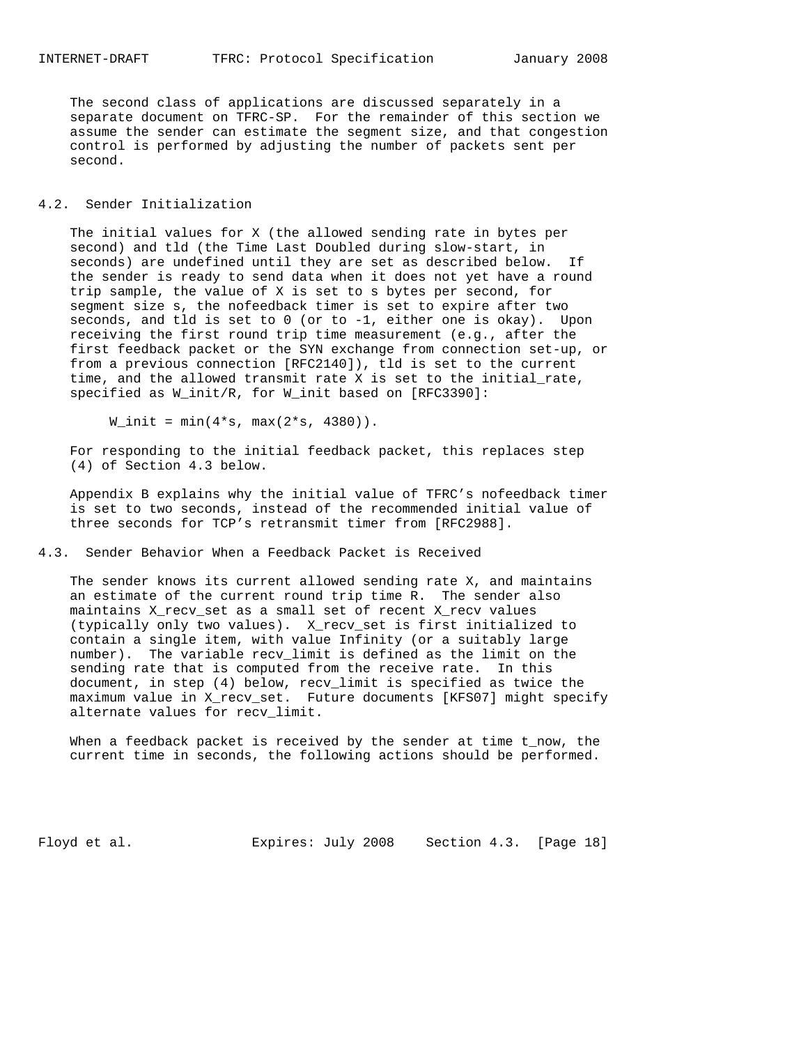The second class of applications are discussed separately in a separate document on TFRC-SP. For the remainder of this section we assume the sender can estimate the segment size, and that congestion control is performed by adjusting the number of packets sent per second.

## 4.2. Sender Initialization

The initial values for X (the allowed sending rate in bytes per second) and tld (the Time Last Doubled during slow-start, in seconds) are undefined until they are set as described below. If the sender is ready to send data when it does not yet have a round trip sample, the value of X is set to s bytes per second, for segment size s, the nofeedback timer is set to expire after two seconds, and tld is set to 0 (or to -1, either one is okay). Upon receiving the first round trip time measurement (e.g., after the first feedback packet or the SYN exchange from connection set-up, or from a previous connection [RFC2140]), tld is set to the current time, and the allowed transmit rate X is set to the initial_rate, specified as W_init/R, for W_init based on [RFC3390]:

$$W\_init = \min(4*s, \max(2*s, 4380)).$$

For responding to the initial feedback packet, this replaces step (4) of Section 4.3 below.

Appendix B explains why the initial value of TFRC's nofeedback timer is set to two seconds, instead of the recommended initial value of three seconds for TCP's retransmit timer from [RFC2988].

## 4.3. Sender Behavior When a Feedback Packet is Received

The sender knows its current allowed sending rate X, and maintains an estimate of the current round trip time R. The sender also maintains X_recv_set as a small set of recent X_recv values (typically only two values). X_recv_set is first initialized to contain a single item, with value Infinity (or a suitably large number). The variable recv_limit is defined as the limit on the sending rate that is computed from the receive rate. In this document, in step (4) below, recv_limit is specified as twice the maximum value in X_recv_set. Future documents [KFS07] might specify alternate values for recv_limit.

When a feedback packet is received by the sender at time t_now, the current time in seconds, the following actions should be performed.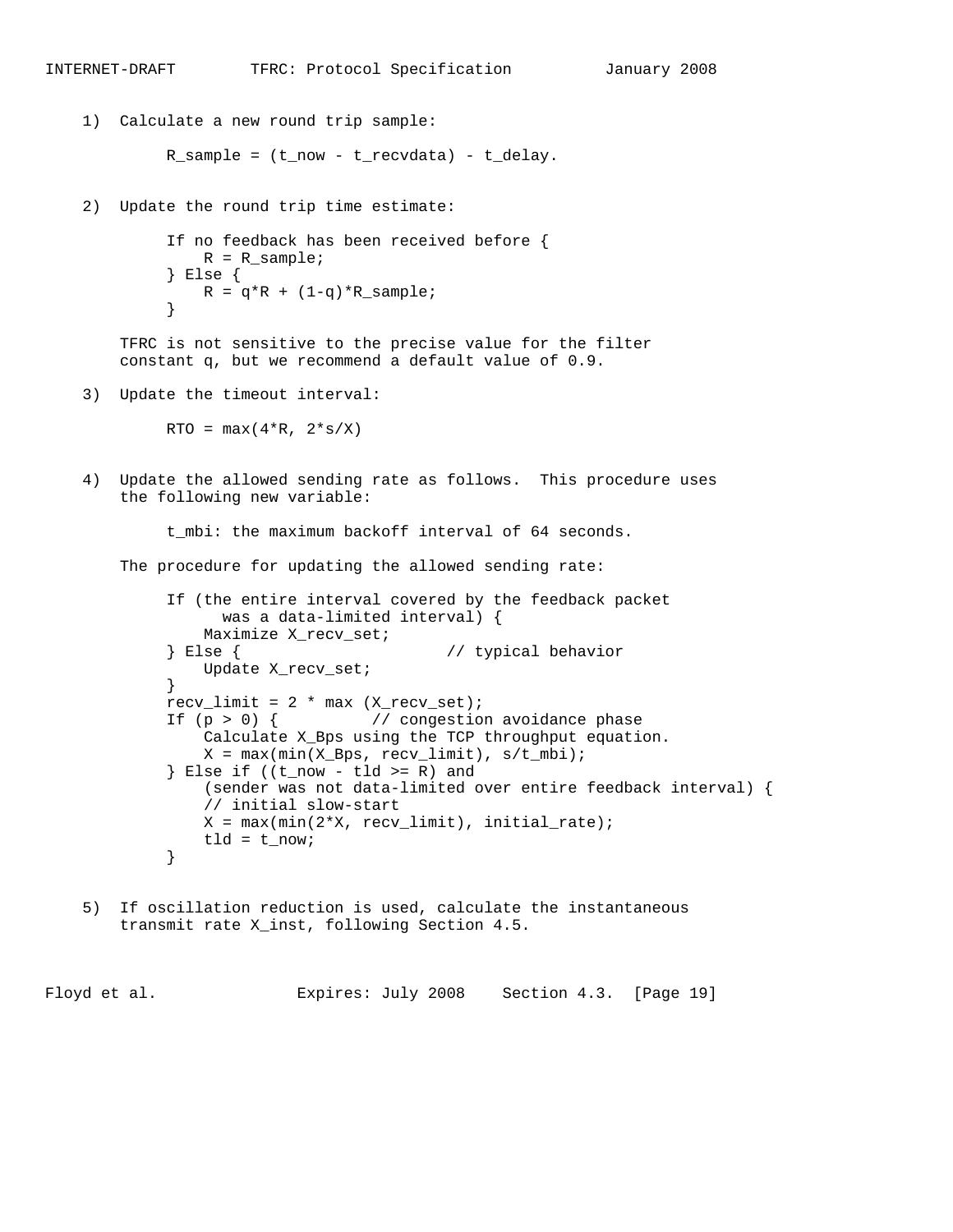1) Calculate a new round trip sample:

```
R_sample = (t_now - t_recvdata) - t_delay.
```

2) Update the round trip time estimate:

```
If no feedback has been received before {
    R = R_sample;
} Else {
    R = q*R + (1-q)*R_sample;
}
```

TFRC is not sensitive to the precise value for the filter constant q, but we recommend a default value of 0.9.

3) Update the timeout interval:

```
RTO = max(4*R, 2*s/X)
```

4) Update the allowed sending rate as follows. This procedure uses the following new variable:

```
t_mbi: the maximum backoff interval of 64 seconds.
```

The procedure for updating the allowed sending rate:

```
If (the entire interval covered by the feedback packet
      was a data-limited interval) {
    Maximize X_recv_set;
} Else {                      // typical behavior
    Update X_recv_set;
}
recv_limit = 2 * max (X_recv_set);
If (p > 0) {          // congestion avoidance phase
    Calculate X_Bps using the TCP throughput equation.
    X = max(min(X_Bps, recv_limit), s/t_mbi);
} Else if ((t_now - tld >= R) and
     (sender was not data-limited over entire feedback interval) {
     // initial slow-start
    X = max(min(2*X, recv_limit), initial_rate);
    tld = t_now;
}
```

5) If oscillation reduction is used, calculate the instantaneous transmit rate X_inst, following Section 4.5.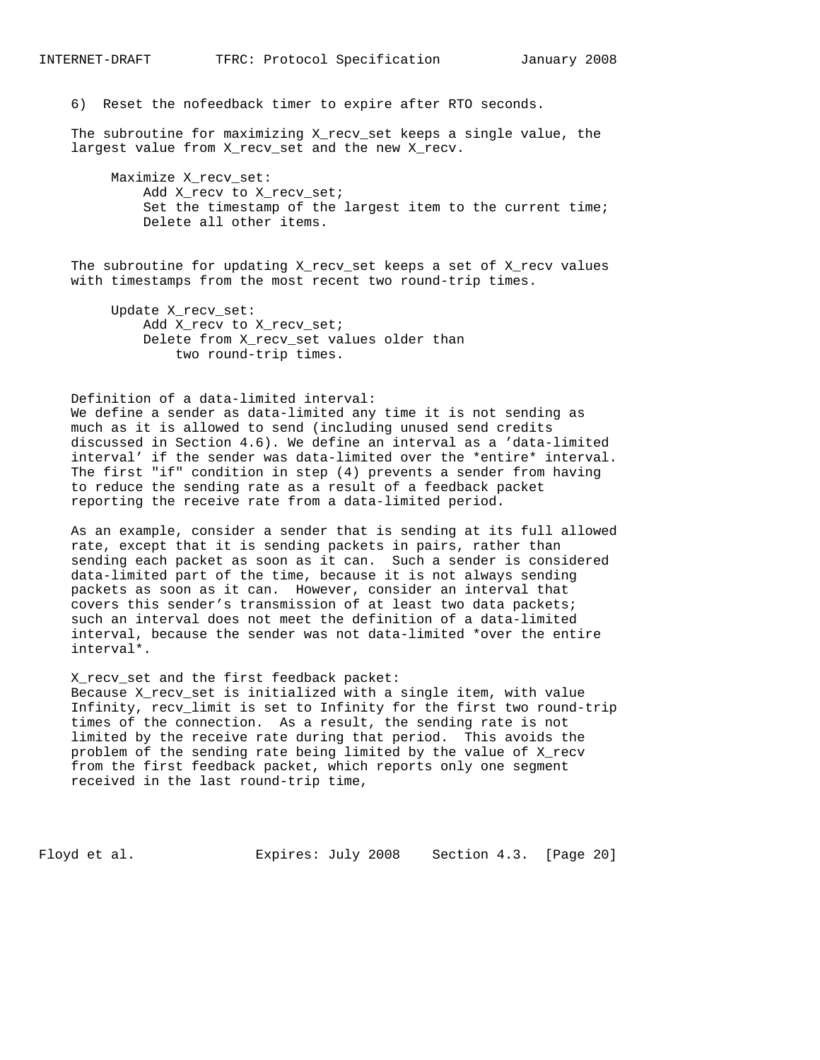6) Reset the nofeedback timer to expire after RTO seconds.

The subroutine for maximizing X_recv_set keeps a single value, the largest value from X_recv_set and the new X_recv.

```
Maximize X_recv_set:
    Add X_recv to X_recv_set;
    Set the timestamp of the largest item to the current time;
    Delete all other items.
```

The subroutine for updating X_recv_set keeps a set of X_recv values with timestamps from the most recent two round-trip times.

```
Update X_recv_set:
    Add X_recv to X_recv_set;
    Delete from X_recv_set values older than
        two round-trip times.
```

Definition of a data-limited interval:
We define a sender as data-limited any time it is not sending as much as it is allowed to send (including unused send credits discussed in Section 4.6). We define an interval as a 'data-limited interval' if the sender was data-limited over the *entire* interval. The first "if" condition in step (4) prevents a sender from having to reduce the sending rate as a result of a feedback packet reporting the receive rate from a data-limited period.

As an example, consider a sender that is sending at its full allowed rate, except that it is sending packets in pairs, rather than sending each packet as soon as it can. Such a sender is considered data-limited part of the time, because it is not always sending packets as soon as it can. However, consider an interval that covers this sender's transmission of at least two data packets; such an interval does not meet the definition of a data-limited interval, because the sender was not data-limited *over the entire interval*.

X_recv_set and the first feedback packet:
Because X_recv_set is initialized with a single item, with value Infinity, recv_limit is set to Infinity for the first two round-trip times of the connection. As a result, the sending rate is not limited by the receive rate during that period. This avoids the problem of the sending rate being limited by the value of X_recv from the first feedback packet, which reports only one segment received in the last round-trip time,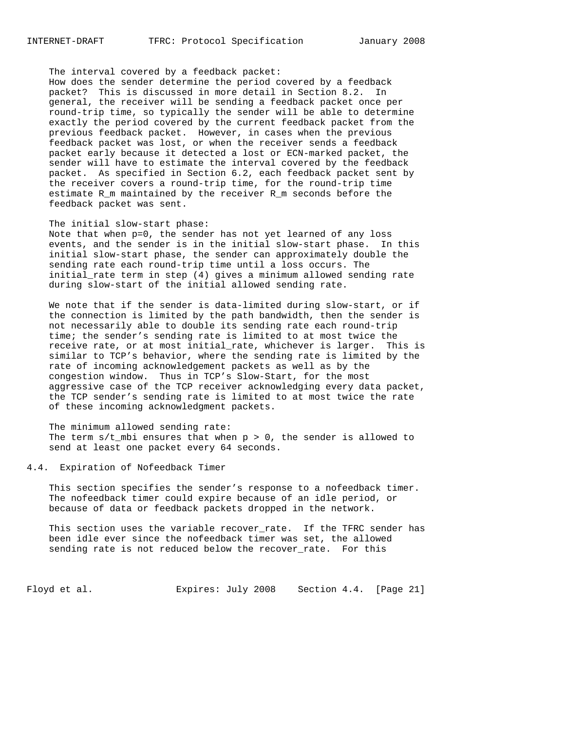The interval covered by a feedback packet:
How does the sender determine the period covered by a feedback packet? This is discussed in more detail in Section 8.2. In general, the receiver will be sending a feedback packet once per round-trip time, so typically the sender will be able to determine exactly the period covered by the current feedback packet from the previous feedback packet. However, in cases when the previous feedback packet was lost, or when the receiver sends a feedback packet early because it detected a lost or ECN-marked packet, the sender will have to estimate the interval covered by the feedback packet. As specified in Section 6.2, each feedback packet sent by the receiver covers a round-trip time, for the round-trip time estimate $R_m$ maintained by the receiver $R_m$ seconds before the feedback packet was sent.

The initial slow-start phase:
Note that when p=0, the sender has not yet learned of any loss events, and the sender is in the initial slow-start phase. In this initial slow-start phase, the sender can approximately double the sending rate each round-trip time until a loss occurs. The initial_rate term in step (4) gives a minimum allowed sending rate during slow-start of the initial allowed sending rate.

We note that if the sender is data-limited during slow-start, or if the connection is limited by the path bandwidth, then the sender is not necessarily able to double its sending rate each round-trip time; the sender's sending rate is limited to at most twice the receive rate, or at most initial_rate, whichever is larger. This is similar to TCP's behavior, where the sending rate is limited by the rate of incoming acknowledgement packets as well as by the congestion window. Thus in TCP's Slow-Start, for the most aggressive case of the TCP receiver acknowledging every data packet, the TCP sender's sending rate is limited to at most twice the rate of these incoming acknowledgment packets.

The minimum allowed sending rate:
The term $s/t_{mbi}$ ensures that when $p > 0$, the sender is allowed to send at least one packet every 64 seconds.

## 4.4. Expiration of Nofeedback Timer

This section specifies the sender's response to a nofeedback timer. The nofeedback timer could expire because of an idle period, or because of data or feedback packets dropped in the network.

This section uses the variable recover_rate. If the TFRC sender has been idle ever since the nofeedback timer was set, the allowed sending rate is not reduced below the recover_rate. For this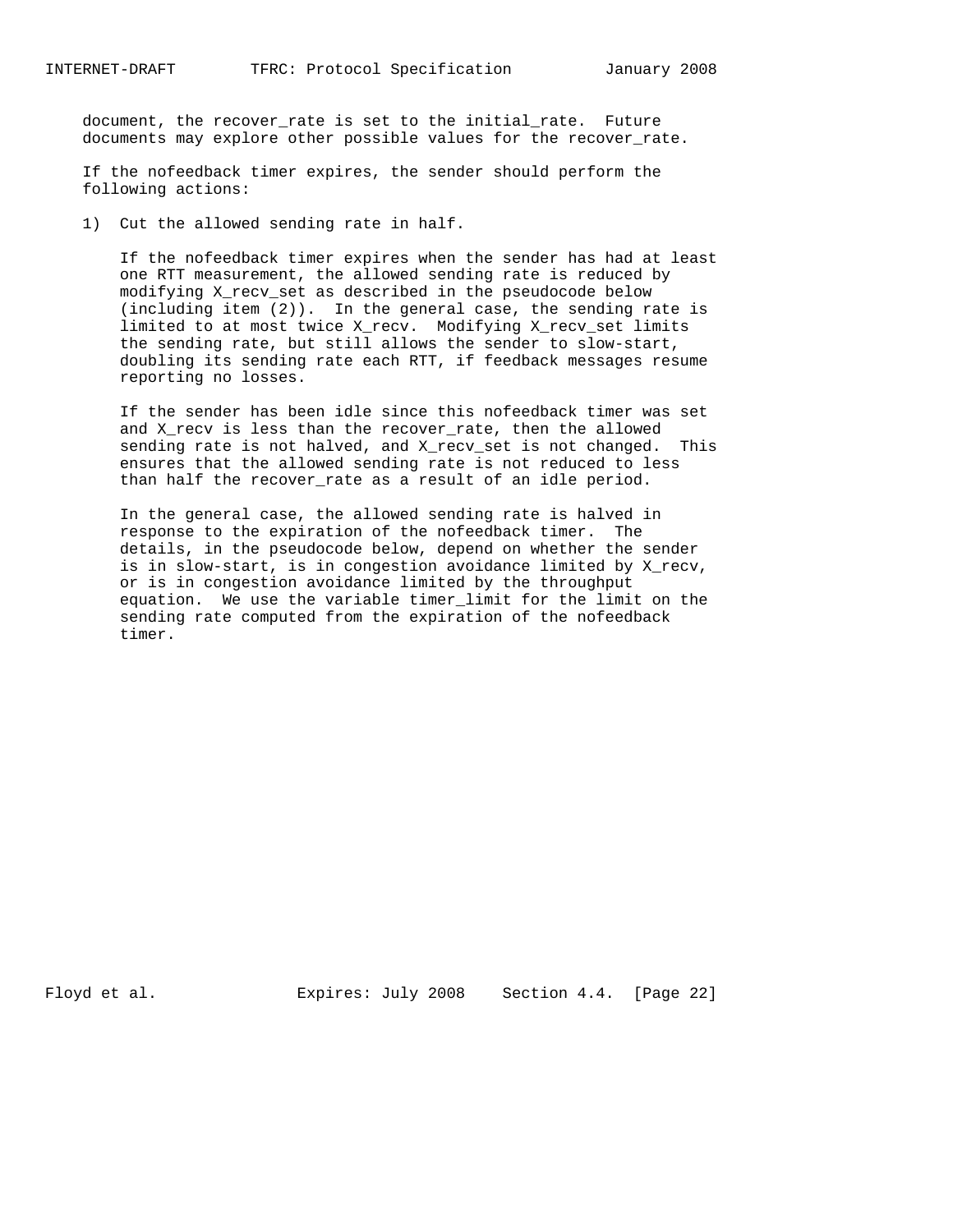document, the recover_rate is set to the initial_rate. Future documents may explore other possible values for the recover_rate.

If the nofeedback timer expires, the sender should perform the following actions:

1) Cut the allowed sending rate in half.

   If the nofeedback timer expires when the sender has had at least one RTT measurement, the allowed sending rate is reduced by modifying X_recv_set as described in the pseudocode below (including item (2)). In the general case, the sending rate is limited to at most twice X_recv. Modifying X_recv_set limits the sending rate, but still allows the sender to slow-start, doubling its sending rate each RTT, if feedback messages resume reporting no losses.

   If the sender has been idle since this nofeedback timer was set and X_recv is less than the recover_rate, then the allowed sending rate is not halved, and X_recv_set is not changed. This ensures that the allowed sending rate is not reduced to less than half the recover_rate as a result of an idle period.

   In the general case, the allowed sending rate is halved in response to the expiration of the nofeedback timer. The details, in the pseudocode below, depend on whether the sender is in slow-start, is in congestion avoidance limited by X_recv, or is in congestion avoidance limited by the throughput equation. We use the variable timer_limit for the limit on the sending rate computed from the expiration of the nofeedback timer.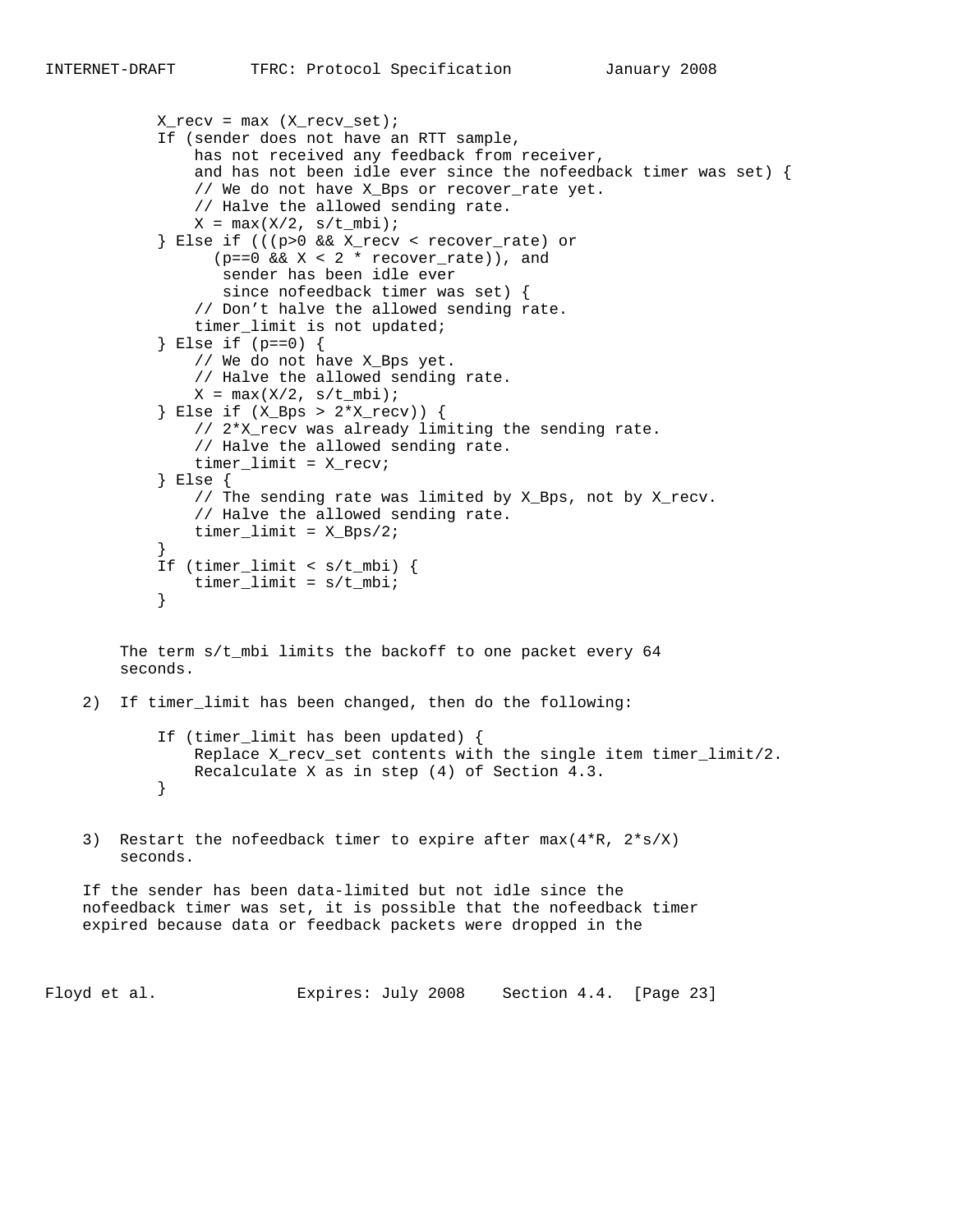```
X_recv = max (X_recv_set);
If (sender does not have an RTT sample,
    has not received any feedback from receiver,
    and has not been idle ever since the nofeedback timer was set) {
    // We do not have X_Bps or recover_rate yet.
    // Halve the allowed sending rate.
    X = max(X/2, s/t_mbi);
} Else if (((p>0 && X_recv < recover_rate) or
      (p==0 && X < 2 * recover_rate)), and
       sender has been idle ever
       since nofeedback timer was set) {
    // Don't halve the allowed sending rate.
    timer_limit is not updated;
} Else if (p==0) {
    // We do not have X_Bps yet.
    // Halve the allowed sending rate.
    X = max(X/2, s/t_mbi);
} Else if (X_Bps > 2*X_recv)) {
    // 2*X_recv was already limiting the sending rate.
    // Halve the allowed sending rate.
    timer_limit = X_recv;
} Else {
    // The sending rate was limited by X_Bps, not by X_recv.
    // Halve the allowed sending rate.
    timer_limit = X_Bps/2;
}
If (timer_limit < s/t_mbi) {
    timer_limit = s/t_mbi;
}
```

The term s/t_mbi limits the backoff to one packet every 64 seconds.

2) If timer_limit has been changed, then do the following:

```
If (timer_limit has been updated) {
    Replace X_recv_set contents with the single item timer_limit/2.
    Recalculate X as in step (4) of Section 4.3.
}
```

3) Restart the nofeedback timer to expire after max(4*R, 2*s/X) seconds.

If the sender has been data-limited but not idle since the nofeedback timer was set, it is possible that the nofeedback timer expired because data or feedback packets were dropped in the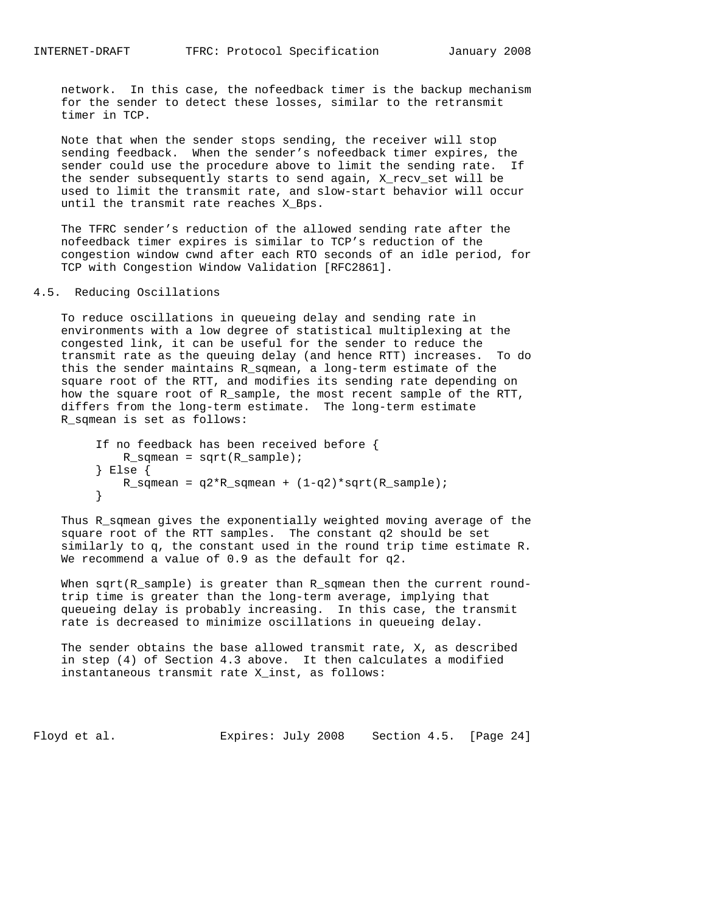network. In this case, the nofeedback timer is the backup mechanism for the sender to detect these losses, similar to the retransmit timer in TCP.

Note that when the sender stops sending, the receiver will stop sending feedback. When the sender's nofeedback timer expires, the sender could use the procedure above to limit the sending rate. If the sender subsequently starts to send again, X_recv_set will be used to limit the transmit rate, and slow-start behavior will occur until the transmit rate reaches X_Bps.

The TFRC sender's reduction of the allowed sending rate after the nofeedback timer expires is similar to TCP's reduction of the congestion window cwnd after each RTO seconds of an idle period, for TCP with Congestion Window Validation [RFC2861].

## 4.5. Reducing Oscillations

To reduce oscillations in queueing delay and sending rate in environments with a low degree of statistical multiplexing at the congested link, it can be useful for the sender to reduce the transmit rate as the queuing delay (and hence RTT) increases. To do this the sender maintains R_sqmean, a long-term estimate of the square root of the RTT, and modifies its sending rate depending on how the square root of R_sample, the most recent sample of the RTT, differs from the long-term estimate. The long-term estimate R_sqmean is set as follows:

```
If no feedback has been received before {
    R_sqmean = sqrt(R_sample);
} Else {
    R_sqmean = q2*R_sqmean + (1-q2)*sqrt(R_sample);
}
```

Thus R_sqmean gives the exponentially weighted moving average of the square root of the RTT samples. The constant q2 should be set similarly to q, the constant used in the round trip time estimate R. We recommend a value of 0.9 as the default for q2.

When sqrt(R_sample) is greater than R_sqmean then the current round-trip time is greater than the long-term average, implying that queueing delay is probably increasing. In this case, the transmit rate is decreased to minimize oscillations in queueing delay.

The sender obtains the base allowed transmit rate, X, as described in step (4) of Section 4.3 above. It then calculates a modified instantaneous transmit rate X_inst, as follows: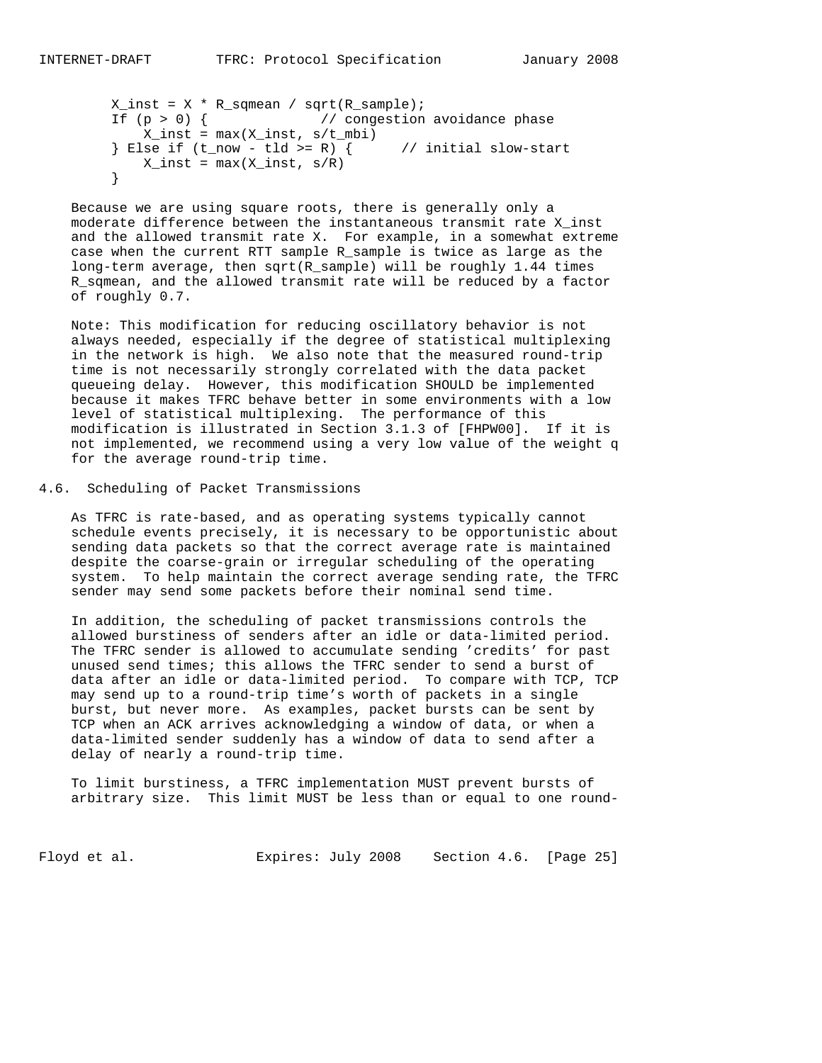```
X_inst = X * R_sqmean / sqrt(R_sample);
If (p > 0) {             // congestion avoidance phase
    X_inst = max(X_inst, s/t_mbi)
} Else if (t_now - tld >= R) {      // initial slow-start
    X_inst = max(X_inst, s/R)
}
```

Because we are using square roots, there is generally only a moderate difference between the instantaneous transmit rate X_inst and the allowed transmit rate X. For example, in a somewhat extreme case when the current RTT sample R_sample is twice as large as the long-term average, then sqrt(R_sample) will be roughly 1.44 times R_sqmean, and the allowed transmit rate will be reduced by a factor of roughly 0.7.

Note: This modification for reducing oscillatory behavior is not always needed, especially if the degree of statistical multiplexing in the network is high. We also note that the measured round-trip time is not necessarily strongly correlated with the data packet queueing delay. However, this modification SHOULD be implemented because it makes TFRC behave better in some environments with a low level of statistical multiplexing. The performance of this modification is illustrated in Section 3.1.3 of [FHPW00]. If it is not implemented, we recommend using a very low value of the weight q for the average round-trip time.

## 4.6. Scheduling of Packet Transmissions

As TFRC is rate-based, and as operating systems typically cannot schedule events precisely, it is necessary to be opportunistic about sending data packets so that the correct average rate is maintained despite the coarse-grain or irregular scheduling of the operating system. To help maintain the correct average sending rate, the TFRC sender may send some packets before their nominal send time.

In addition, the scheduling of packet transmissions controls the allowed burstiness of senders after an idle or data-limited period. The TFRC sender is allowed to accumulate sending 'credits' for past unused send times; this allows the TFRC sender to send a burst of data after an idle or data-limited period. To compare with TCP, TCP may send up to a round-trip time's worth of packets in a single burst, but never more. As examples, packet bursts can be sent by TCP when an ACK arrives acknowledging a window of data, or when a data-limited sender suddenly has a window of data to send after a delay of nearly a round-trip time.

To limit burstiness, a TFRC implementation MUST prevent bursts of arbitrary size. This limit MUST be less than or equal to one round-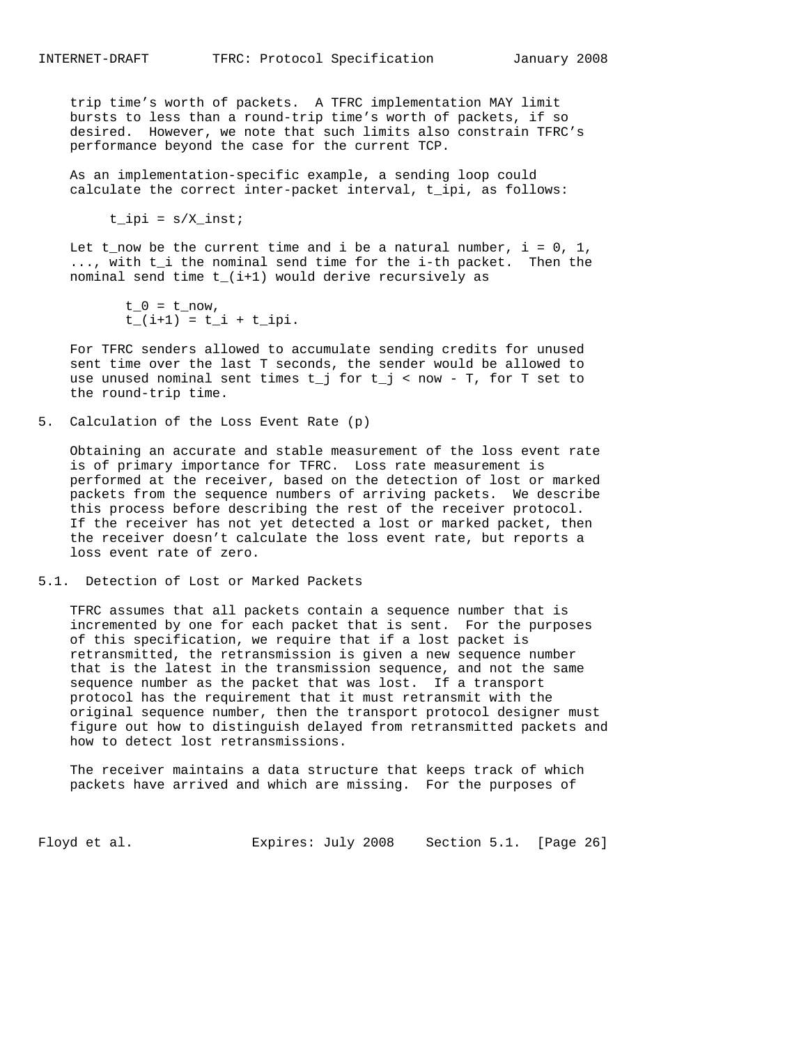trip time's worth of packets. A TFRC implementation MAY limit bursts to less than a round-trip time's worth of packets, if so desired. However, we note that such limits also constrain TFRC's performance beyond the case for the current TCP.

As an implementation-specific example, a sending loop could calculate the correct inter-packet interval, t_ipi, as follows:

```
t_ipi = s/X_inst;
```

Let t_now be the current time and i be a natural number, i = 0, 1, ..., with t_i the nominal send time for the i-th packet. Then the nominal send time t_(i+1) would derive recursively as

```
t_0 = t_now,
t_(i+1) = t_i + t_ipi.
```

For TFRC senders allowed to accumulate sending credits for unused sent time over the last T seconds, the sender would be allowed to use unused nominal sent times t_j for t_j < now - T, for T set to the round-trip time.

## 5. Calculation of the Loss Event Rate (p)

Obtaining an accurate and stable measurement of the loss event rate is of primary importance for TFRC. Loss rate measurement is performed at the receiver, based on the detection of lost or marked packets from the sequence numbers of arriving packets. We describe this process before describing the rest of the receiver protocol. If the receiver has not yet detected a lost or marked packet, then the receiver doesn't calculate the loss event rate, but reports a loss event rate of zero.

### 5.1. Detection of Lost or Marked Packets

TFRC assumes that all packets contain a sequence number that is incremented by one for each packet that is sent. For the purposes of this specification, we require that if a lost packet is retransmitted, the retransmission is given a new sequence number that is the latest in the transmission sequence, and not the same sequence number as the packet that was lost. If a transport protocol has the requirement that it must retransmit with the original sequence number, then the transport protocol designer must figure out how to distinguish delayed from retransmitted packets and how to detect lost retransmissions.

The receiver maintains a data structure that keeps track of which packets have arrived and which are missing. For the purposes of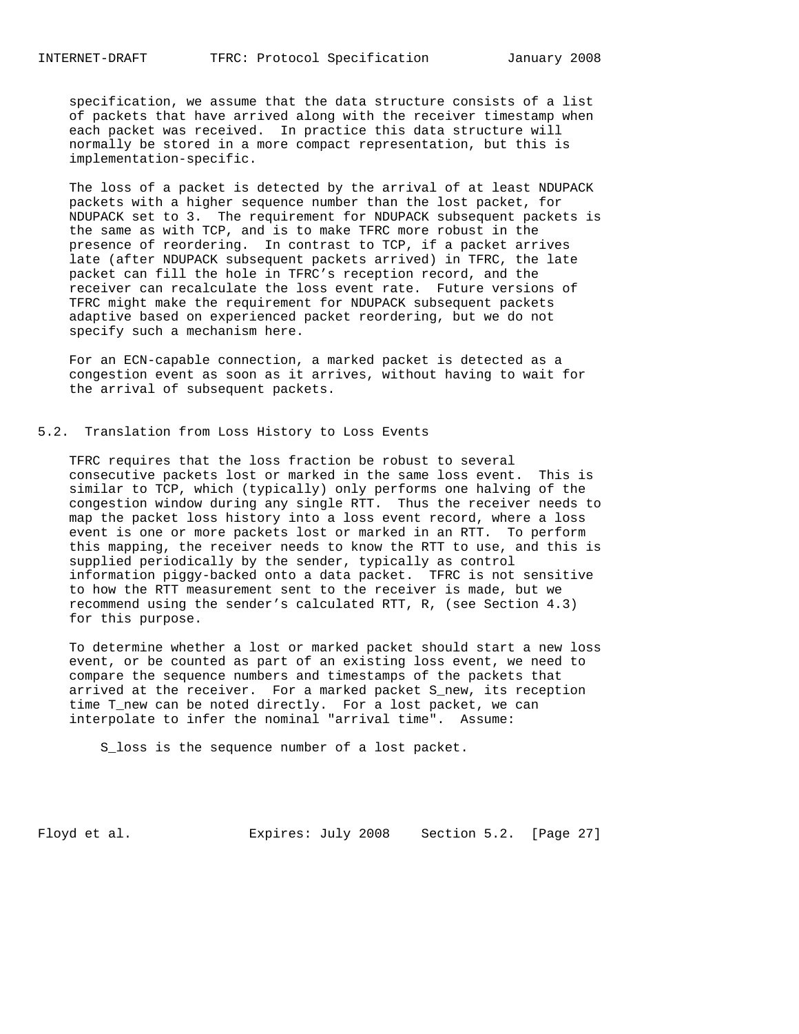specification, we assume that the data structure consists of a list of packets that have arrived along with the receiver timestamp when each packet was received. In practice this data structure will normally be stored in a more compact representation, but this is implementation-specific.

The loss of a packet is detected by the arrival of at least NDUPACK packets with a higher sequence number than the lost packet, for NDUPACK set to 3. The requirement for NDUPACK subsequent packets is the same as with TCP, and is to make TFRC more robust in the presence of reordering. In contrast to TCP, if a packet arrives late (after NDUPACK subsequent packets arrived) in TFRC, the late packet can fill the hole in TFRC's reception record, and the receiver can recalculate the loss event rate. Future versions of TFRC might make the requirement for NDUPACK subsequent packets adaptive based on experienced packet reordering, but we do not specify such a mechanism here.

For an ECN-capable connection, a marked packet is detected as a congestion event as soon as it arrives, without having to wait for the arrival of subsequent packets.

## 5.2. Translation from Loss History to Loss Events

TFRC requires that the loss fraction be robust to several consecutive packets lost or marked in the same loss event. This is similar to TCP, which (typically) only performs one halving of the congestion window during any single RTT. Thus the receiver needs to map the packet loss history into a loss event record, where a loss event is one or more packets lost or marked in an RTT. To perform this mapping, the receiver needs to know the RTT to use, and this is supplied periodically by the sender, typically as control information piggy-backed onto a data packet. TFRC is not sensitive to how the RTT measurement sent to the receiver is made, but we recommend using the sender's calculated RTT, R, (see Section 4.3) for this purpose.

To determine whether a lost or marked packet should start a new loss event, or be counted as part of an existing loss event, we need to compare the sequence numbers and timestamps of the packets that arrived at the receiver. For a marked packet S_new, its reception time T_new can be noted directly. For a lost packet, we can interpolate to infer the nominal "arrival time". Assume:

S_loss is the sequence number of a lost packet.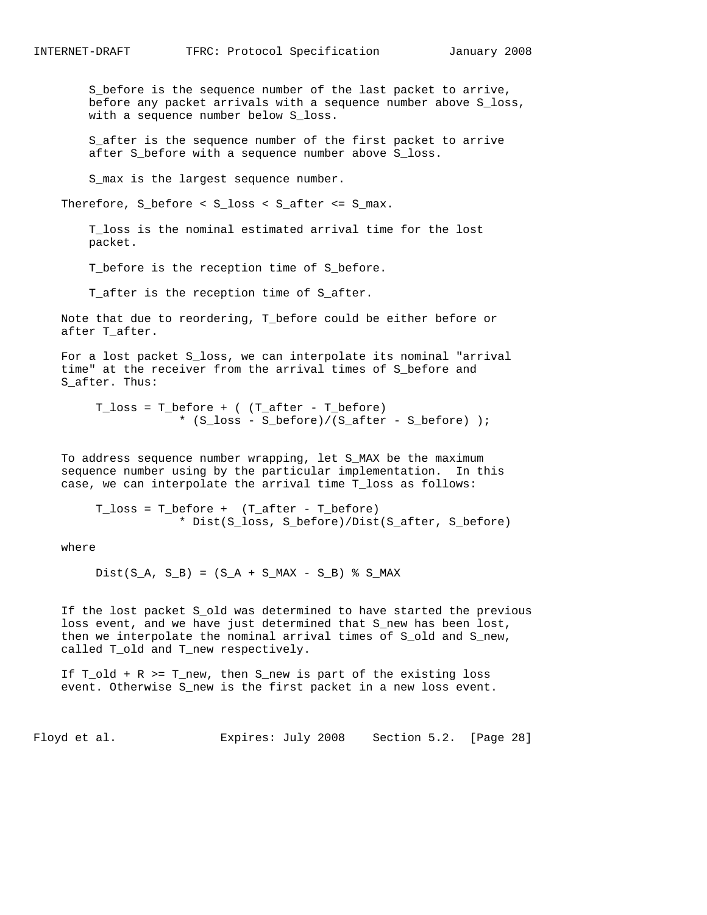$S_{before}$ is the sequence number of the last packet to arrive, before any packet arrivals with a sequence number above $S_{loss}$, with a sequence number below $S_{loss}$.

$S_{after}$ is the sequence number of the first packet to arrive after $S_{before}$ with a sequence number above $S_{loss}$.

$S_{max}$ is the largest sequence number.

Therefore, $S_{before} < S_{loss} < S_{after} <= S_{max}$.

$T_{loss}$ is the nominal estimated arrival time for the lost packet.

$T_{before}$ is the reception time of $S_{before}$.

$T_{after}$ is the reception time of $S_{after}$.

Note that due to reordering, $T_{before}$ could be either before or after $T_{after}$.

For a lost packet $S_{loss}$, we can interpolate its nominal "arrival time" at the receiver from the arrival times of $S_{before}$ and $S_{after}$. Thus:

$$T_{loss} = T_{before} + ( (T_{after} - T_{before}) * (S_{loss} - S_{before})/(S_{after} - S_{before}) );$$

To address sequence number wrapping, let $S_{MAX}$ be the maximum sequence number using by the particular implementation. In this case, we can interpolate the arrival time $T_{loss}$ as follows:

$$T_{loss} = T_{before} + (T_{after} - T_{before}) * Dist(S_{loss}, S_{before})/Dist(S_{after}, S_{before})$$

where

$$Dist(S_A, S_B) = (S_A + S_{MAX} - S_B) \% S_{MAX}$$

If the lost packet $S_{old}$ was determined to have started the previous loss event, and we have just determined that $S_{new}$ has been lost, then we interpolate the nominal arrival times of $S_{old}$ and $S_{new}$, called $T_{old}$ and $T_{new}$ respectively.

If $T_{old} + R >= T_{new}$, then $S_{new}$ is part of the existing loss event. Otherwise $S_{new}$ is the first packet in a new loss event.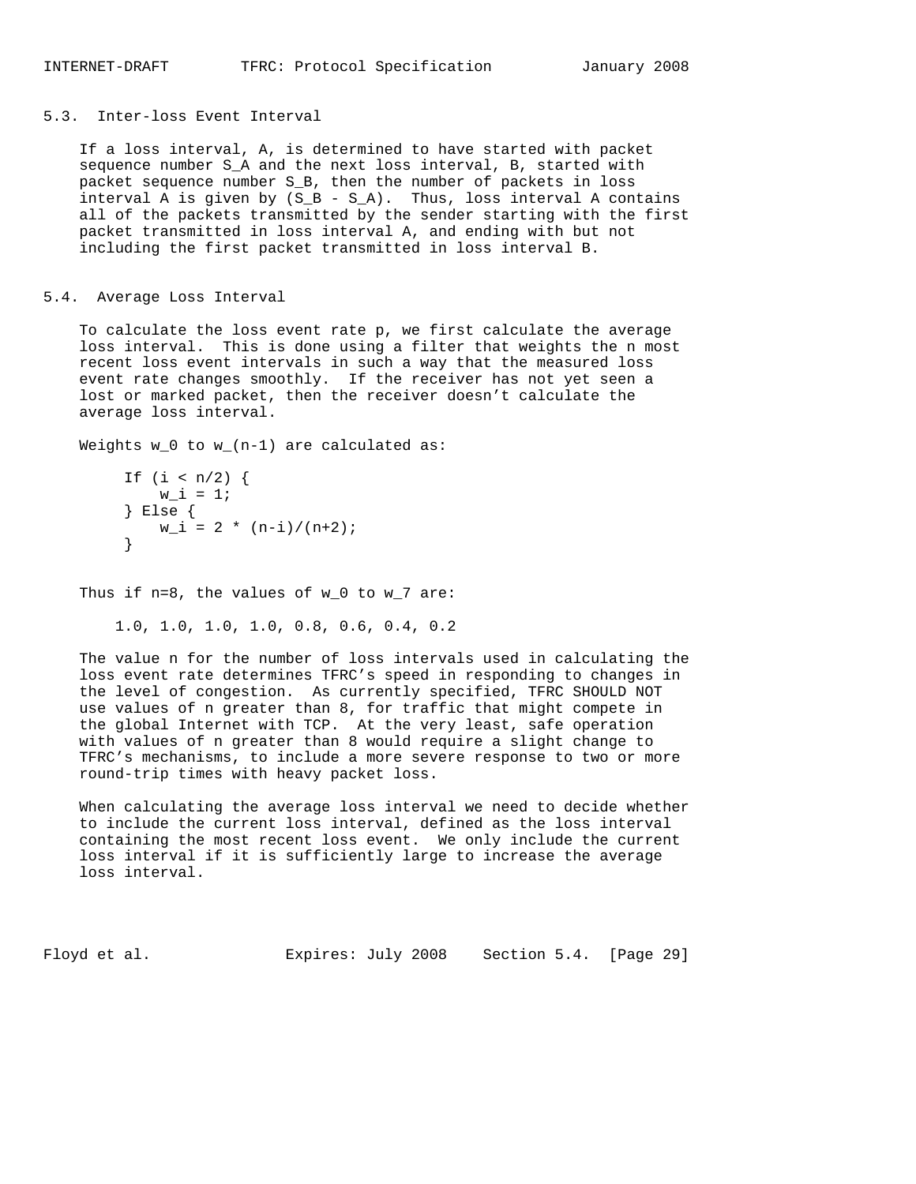### 5.3. Inter-loss Event Interval

If a loss interval, A, is determined to have started with packet sequence number S_A and the next loss interval, B, started with packet sequence number S_B, then the number of packets in loss interval A is given by (S_B - S_A). Thus, loss interval A contains all of the packets transmitted by the sender starting with the first packet transmitted in loss interval A, and ending with but not including the first packet transmitted in loss interval B.

### 5.4. Average Loss Interval

To calculate the loss event rate p, we first calculate the average loss interval. This is done using a filter that weights the n most recent loss event intervals in such a way that the measured loss event rate changes smoothly. If the receiver has not yet seen a lost or marked packet, then the receiver doesn't calculate the average loss interval.

Weights w_0 to w_(n-1) are calculated as:

```
If (i < n/2) {
    w_i = 1;
} Else {
    w_i = 2 * (n-i)/(n+2);
}
```

Thus if n=8, the values of w_0 to w_7 are:

```
1.0, 1.0, 1.0, 1.0, 0.8, 0.6, 0.4, 0.2
```

The value n for the number of loss intervals used in calculating the loss event rate determines TFRC's speed in responding to changes in the level of congestion. As currently specified, TFRC SHOULD NOT use values of n greater than 8, for traffic that might compete in the global Internet with TCP. At the very least, safe operation with values of n greater than 8 would require a slight change to TFRC's mechanisms, to include a more severe response to two or more round-trip times with heavy packet loss.

When calculating the average loss interval we need to decide whether to include the current loss interval, defined as the loss interval containing the most recent loss event. We only include the current loss interval if it is sufficiently large to increase the average loss interval.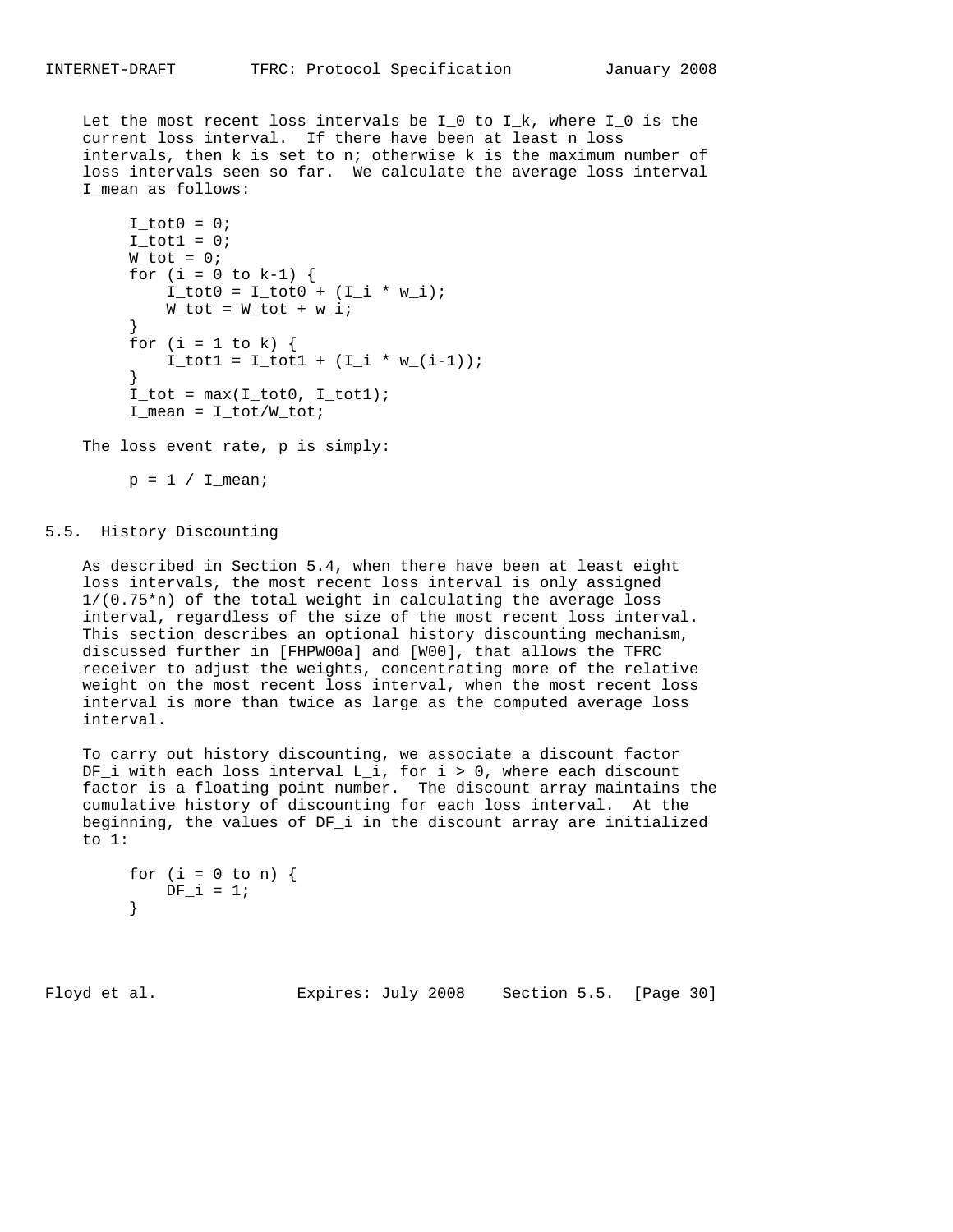Let the most recent loss intervals be $I_0$ to $I_k$, where $I_0$ is the current loss interval. If there have been at least n loss intervals, then k is set to n; otherwise k is the maximum number of loss intervals seen so far. We calculate the average loss interval $I_{mean}$ as follows:

```
I_tot0 = 0;
I_tot1 = 0;
W_tot = 0;
for (i = 0 to k-1) {
    I_tot0 = I_tot0 + (I_i * w_i);
    W_tot = W_tot + w_i;
}
for (i = 1 to k) {
    I_tot1 = I_tot1 + (I_i * w_(i-1));
}
I_tot = max(I_tot0, I_tot1);
I_mean = I_tot/W_tot;
```

The loss event rate, p is simply:

```
p = 1 / I_mean;
```

## 5.5. History Discounting

As described in Section 5.4, when there have been at least eight loss intervals, the most recent loss interval is only assigned $1/(0.75*n)$ of the total weight in calculating the average loss interval, regardless of the size of the most recent loss interval. This section describes an optional history discounting mechanism, discussed further in [FHPW00a] and [W00], that allows the TFRC receiver to adjust the weights, concentrating more of the relative weight on the most recent loss interval, when the most recent loss interval is more than twice as large as the computed average loss interval.

To carry out history discounting, we associate a discount factor $DF_i$ with each loss interval $L_i$, for $i > 0$, where each discount factor is a floating point number. The discount array maintains the cumulative history of discounting for each loss interval. At the beginning, the values of $DF_i$ in the discount array are initialized to 1:

```
for (i = 0 to n) {
    DF_i = 1;
}
```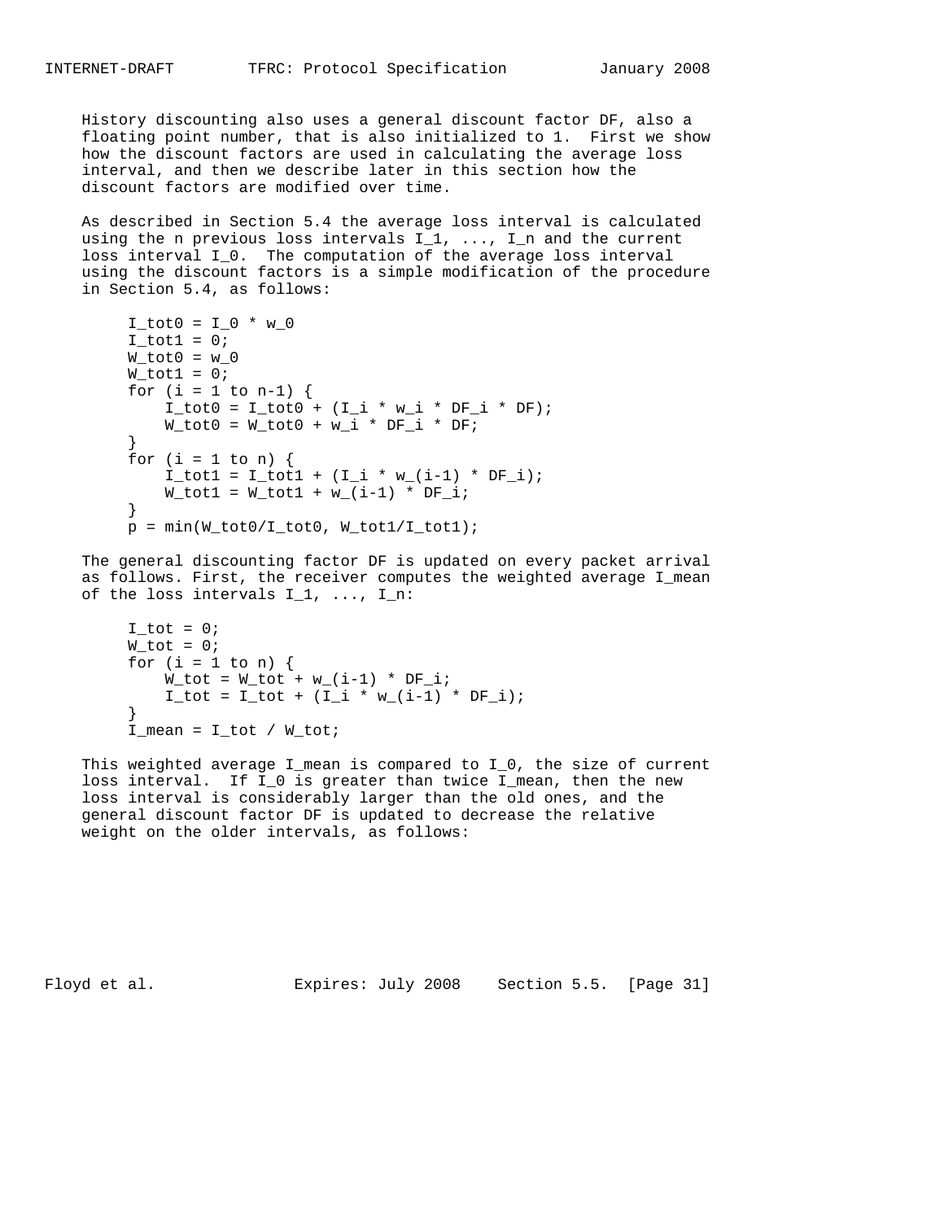History discounting also uses a general discount factor DF, also a floating point number, that is also initialized to 1. First we show how the discount factors are used in calculating the average loss interval, and then we describe later in this section how the discount factors are modified over time.

As described in Section 5.4 the average loss interval is calculated using the n previous loss intervals $I_1, ..., I_n$ and the current loss interval $I_0$. The computation of the average loss interval using the discount factors is a simple modification of the procedure in Section 5.4, as follows:

```
I_tot0 = I_0 * w_0
I_tot1 = 0;
W_tot0 = w_0
W_tot1 = 0;
for (i = 1 to n-1) {
    I_tot0 = I_tot0 + (I_i * w_i * DF_i * DF);
    W_tot0 = W_tot0 + w_i * DF_i * DF;
}
for (i = 1 to n) {
    I_tot1 = I_tot1 + (I_i * w_(i-1) * DF_i);
    W_tot1 = W_tot1 + w_(i-1) * DF_i;
}
p = min(W_tot0/I_tot0, W_tot1/I_tot1);
```

The general discounting factor DF is updated on every packet arrival as follows. First, the receiver computes the weighted average I_mean of the loss intervals $I_1, ..., I_n$:

```
I_tot = 0;
W_tot = 0;
for (i = 1 to n) {
    W_tot = W_tot + w_(i-1) * DF_i;
    I_tot = I_tot + (I_i * w_(i-1) * DF_i);
}
I_mean = I_tot / W_tot;
```

This weighted average I_mean is compared to $I_0$, the size of current loss interval. If $I_0$ is greater than twice I_mean, then the new loss interval is considerably larger than the old ones, and the general discount factor DF is updated to decrease the relative weight on the older intervals, as follows: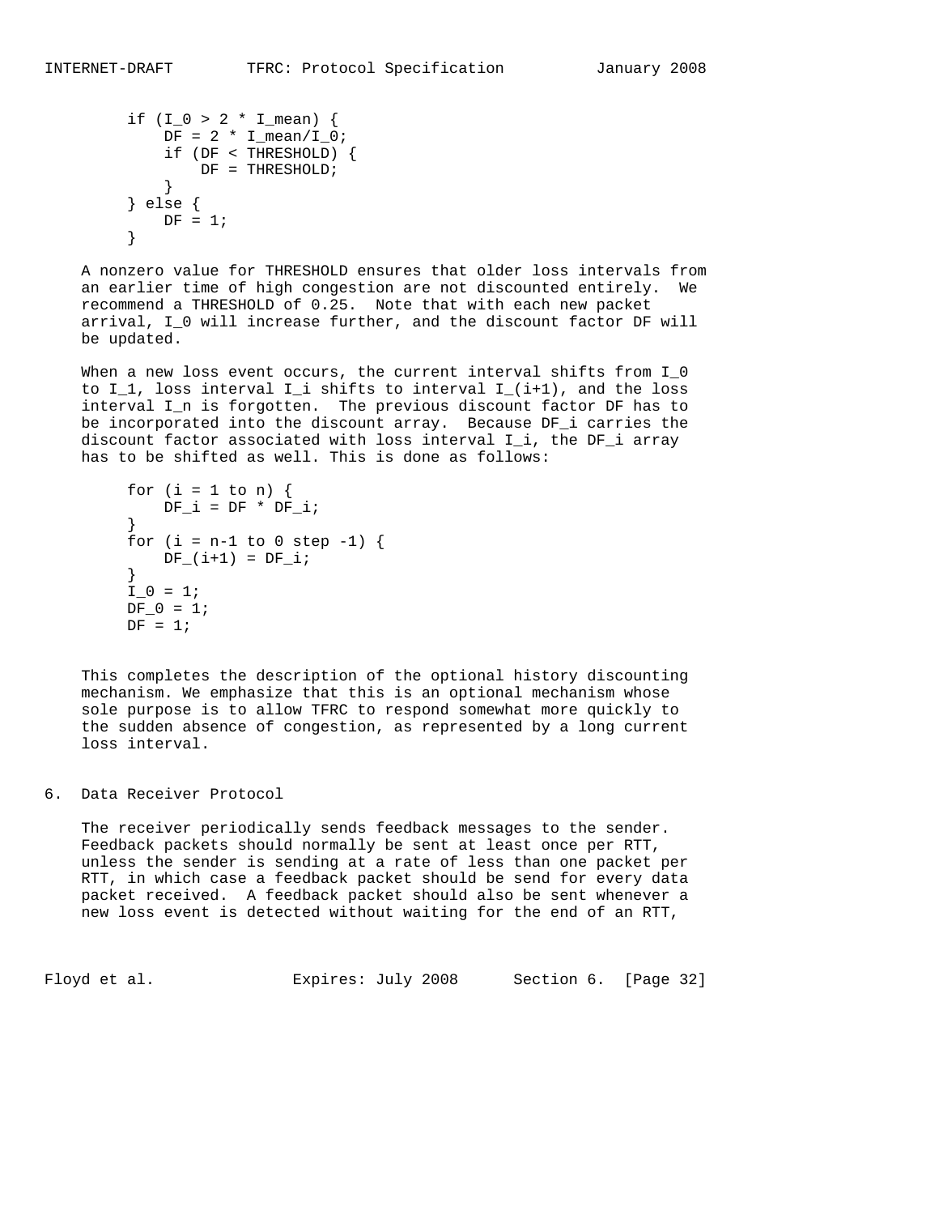```
if (I_0 > 2 * I_mean) {
    DF = 2 * I_mean/I_0;
    if (DF < THRESHOLD) {
        DF = THRESHOLD;
    }
} else {
    DF = 1;
}
```

A nonzero value for THRESHOLD ensures that older loss intervals from an earlier time of high congestion are not discounted entirely. We recommend a THRESHOLD of 0.25. Note that with each new packet arrival, $I_0$ will increase further, and the discount factor DF will be updated.

When a new loss event occurs, the current interval shifts from $I_0$ to $I_1$, loss interval $I_i$ shifts to interval $I_{(i+1)}$, and the loss interval $I_n$ is forgotten. The previous discount factor DF has to be incorporated into the discount array. Because $DF_i$ carries the discount factor associated with loss interval $I_i$, the $DF_i$ array has to be shifted as well. This is done as follows:

```
for (i = 1 to n) {
    DF_i = DF * DF_i;
}
for (i = n-1 to 0 step -1) {
    DF_(i+1) = DF_i;
}
I_0 = 1;
DF_0 = 1;
DF = 1;
```

This completes the description of the optional history discounting mechanism. We emphasize that this is an optional mechanism whose sole purpose is to allow TFRC to respond somewhat more quickly to the sudden absence of congestion, as represented by a long current loss interval.

## 6. Data Receiver Protocol

The receiver periodically sends feedback messages to the sender. Feedback packets should normally be sent at least once per RTT, unless the sender is sending at a rate of less than one packet per RTT, in which case a feedback packet should be send for every data packet received. A feedback packet should also be sent whenever a new loss event is detected without waiting for the end of an RTT,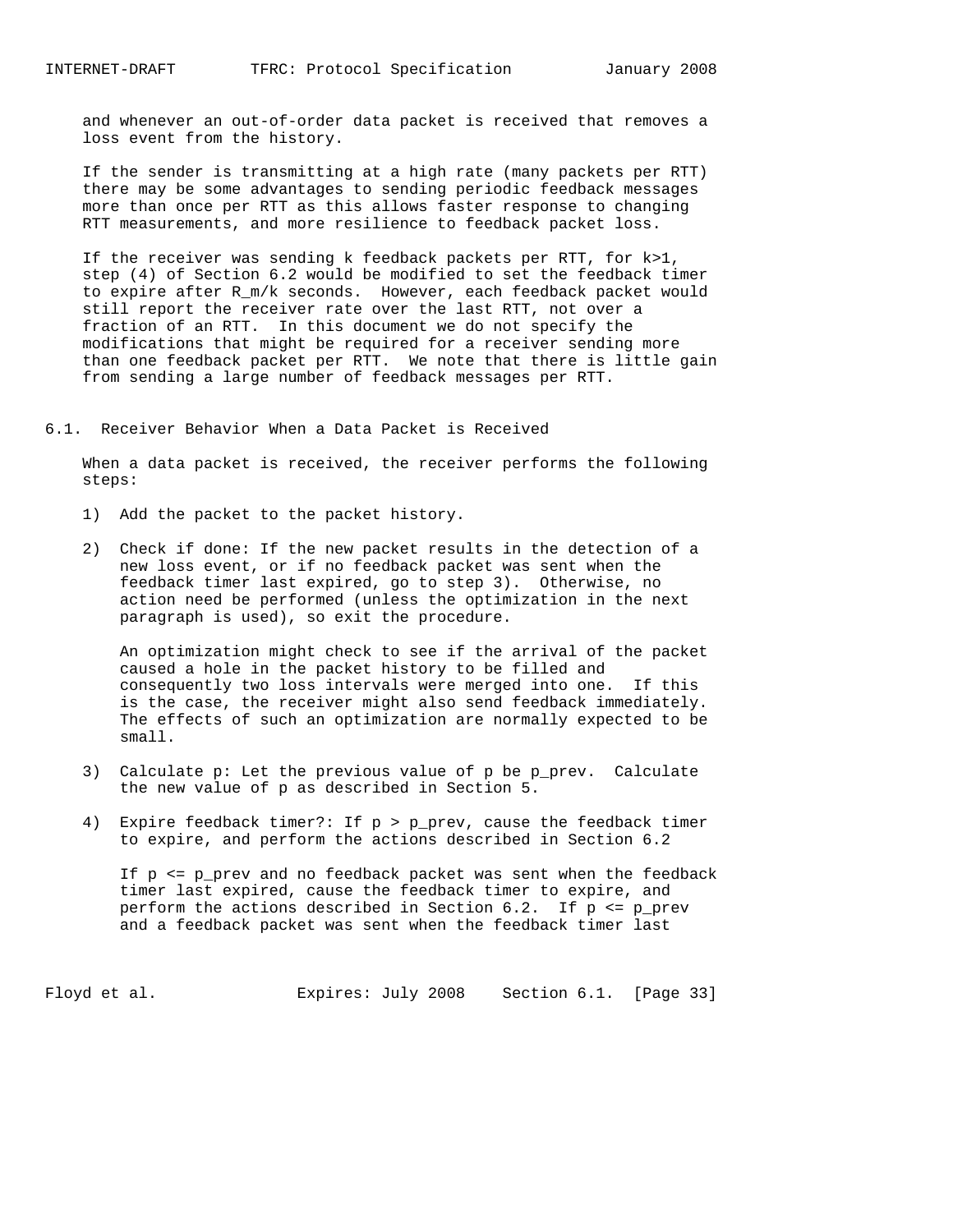and whenever an out-of-order data packet is received that removes a loss event from the history.

If the sender is transmitting at a high rate (many packets per RTT) there may be some advantages to sending periodic feedback messages more than once per RTT as this allows faster response to changing RTT measurements, and more resilience to feedback packet loss.

If the receiver was sending k feedback packets per RTT, for $k>1$, step (4) of Section 6.2 would be modified to set the feedback timer to expire after $R_m/k$ seconds. However, each feedback packet would still report the receiver rate over the last RTT, not over a fraction of an RTT. In this document we do not specify the modifications that might be required for a receiver sending more than one feedback packet per RTT. We note that there is little gain from sending a large number of feedback messages per RTT.

## 6.1. Receiver Behavior When a Data Packet is Received

When a data packet is received, the receiver performs the following steps:

1) Add the packet to the packet history.

2) Check if done: If the new packet results in the detection of a new loss event, or if no feedback packet was sent when the feedback timer last expired, go to step 3). Otherwise, no action need be performed (unless the optimization in the next paragraph is used), so exit the procedure.

   An optimization might check to see if the arrival of the packet caused a hole in the packet history to be filled and consequently two loss intervals were merged into one. If this is the case, the receiver might also send feedback immediately. The effects of such an optimization are normally expected to be small.

3) Calculate p: Let the previous value of p be $p_{prev}$. Calculate the new value of p as described in Section 5.

4) Expire feedback timer?: If $p > p_{prev}$, cause the feedback timer to expire, and perform the actions described in Section 6.2

   If $p \le p_{prev}$ and no feedback packet was sent when the feedback timer last expired, cause the feedback timer to expire, and perform the actions described in Section 6.2. If $p \le p_{prev}$ and a feedback packet was sent when the feedback timer last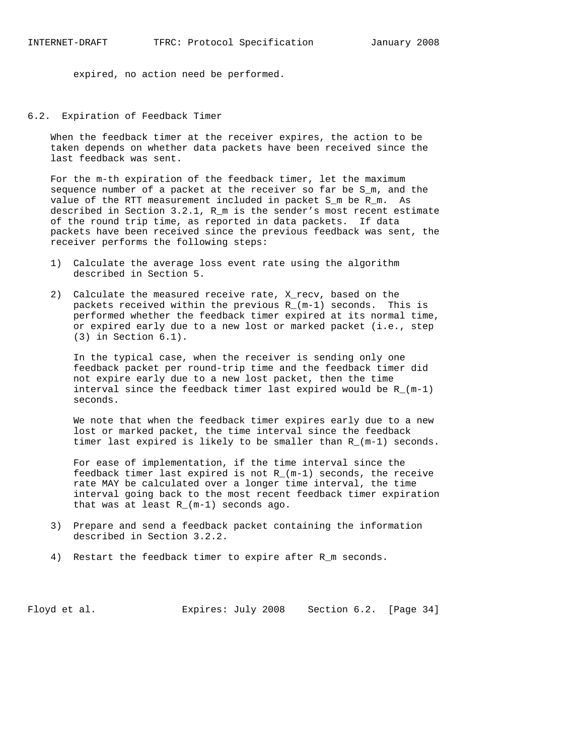expired, no action need be performed.

## 6.2. Expiration of Feedback Timer

When the feedback timer at the receiver expires, the action to be taken depends on whether data packets have been received since the last feedback was sent.

For the m-th expiration of the feedback timer, let the maximum sequence number of a packet at the receiver so far be $S_m$, and the value of the RTT measurement included in packet $S_m$ be $R_m$. As described in Section 3.2.1, $R_m$ is the sender's most recent estimate of the round trip time, as reported in data packets. If data packets have been received since the previous feedback was sent, the receiver performs the following steps:

1) Calculate the average loss event rate using the algorithm described in Section 5.

2) Calculate the measured receive rate, $X_{recv}$, based on the packets received within the previous $R_{(m-1)}$ seconds. This is performed whether the feedback timer expired at its normal time, or expired early due to a new lost or marked packet (i.e., step (3) in Section 6.1).

   In the typical case, when the receiver is sending only one feedback packet per round-trip time and the feedback timer did not expire early due to a new lost packet, then the time interval since the feedback timer last expired would be $R_{(m-1)}$ seconds.

   We note that when the feedback timer expires early due to a new lost or marked packet, the time interval since the feedback timer last expired is likely to be smaller than $R_{(m-1)}$ seconds.

   For ease of implementation, if the time interval since the feedback timer last expired is not $R_{(m-1)}$ seconds, the receive rate MAY be calculated over a longer time interval, the time interval going back to the most recent feedback timer expiration that was at least $R_{(m-1)}$ seconds ago.

3) Prepare and send a feedback packet containing the information described in Section 3.2.2.

4) Restart the feedback timer to expire after $R_m$ seconds.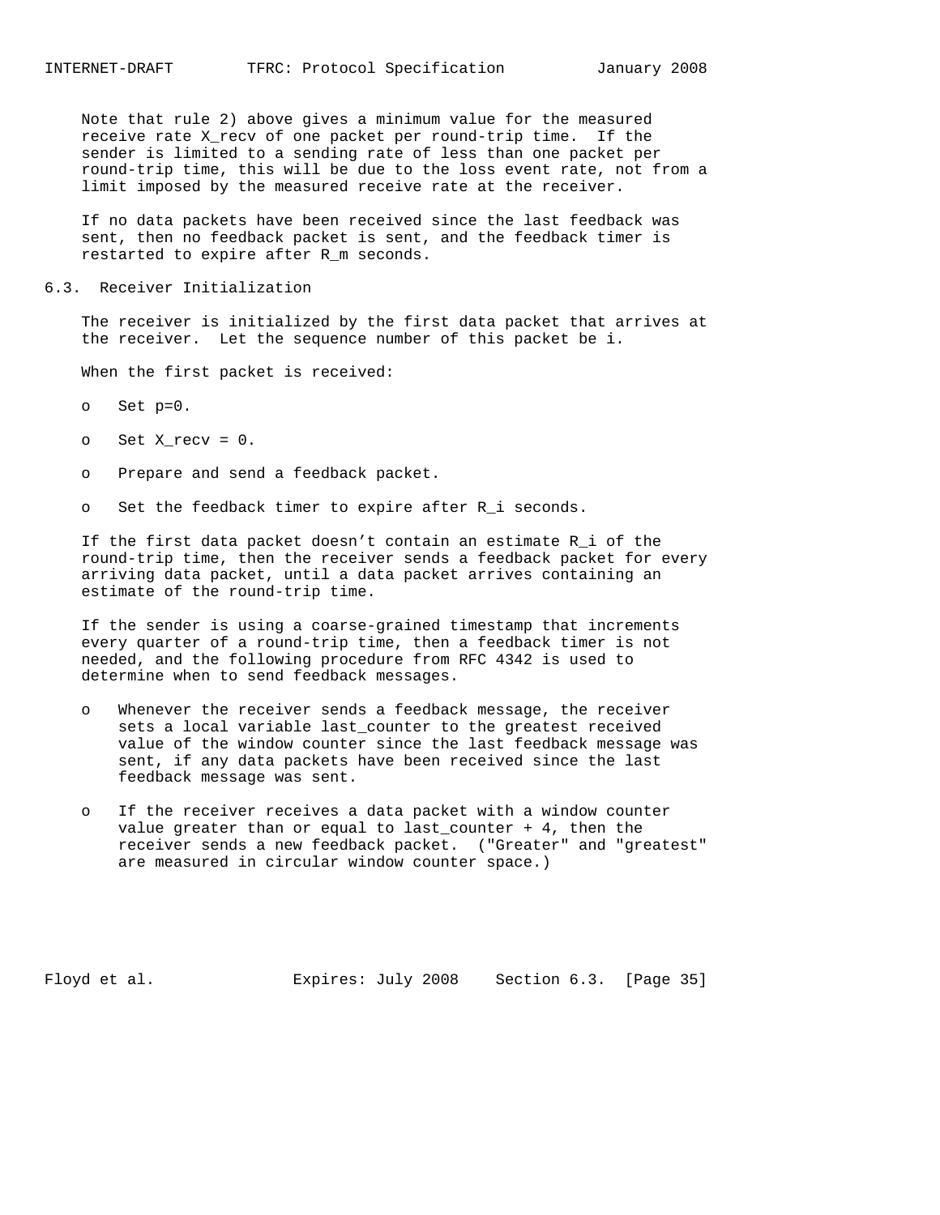Note that rule 2) above gives a minimum value for the measured receive rate $X_{recv}$ of one packet per round-trip time. If the sender is limited to a sending rate of less than one packet per round-trip time, this will be due to the loss event rate, not from a limit imposed by the measured receive rate at the receiver.

If no data packets have been received since the last feedback was sent, then no feedback packet is sent, and the feedback timer is restarted to expire after $R_m$ seconds.

## 6.3. Receiver Initialization

The receiver is initialized by the first data packet that arrives at the receiver. Let the sequence number of this packet be i.

When the first packet is received:

- Set p=0.
- Set $X_{recv} = 0$.
- Prepare and send a feedback packet.
- Set the feedback timer to expire after $R_i$ seconds.

If the first data packet doesn't contain an estimate $R_i$ of the round-trip time, then the receiver sends a feedback packet for every arriving data packet, until a data packet arrives containing an estimate of the round-trip time.

If the sender is using a coarse-grained timestamp that increments every quarter of a round-trip time, then a feedback timer is not needed, and the following procedure from RFC 4342 is used to determine when to send feedback messages.

- Whenever the receiver sends a feedback message, the receiver sets a local variable last_counter to the greatest received value of the window counter since the last feedback message was sent, if any data packets have been received since the last feedback message was sent.
- If the receiver receives a data packet with a window counter value greater than or equal to last_counter + 4, then the receiver sends a new feedback packet. ("Greater" and "greatest" are measured in circular window counter space.)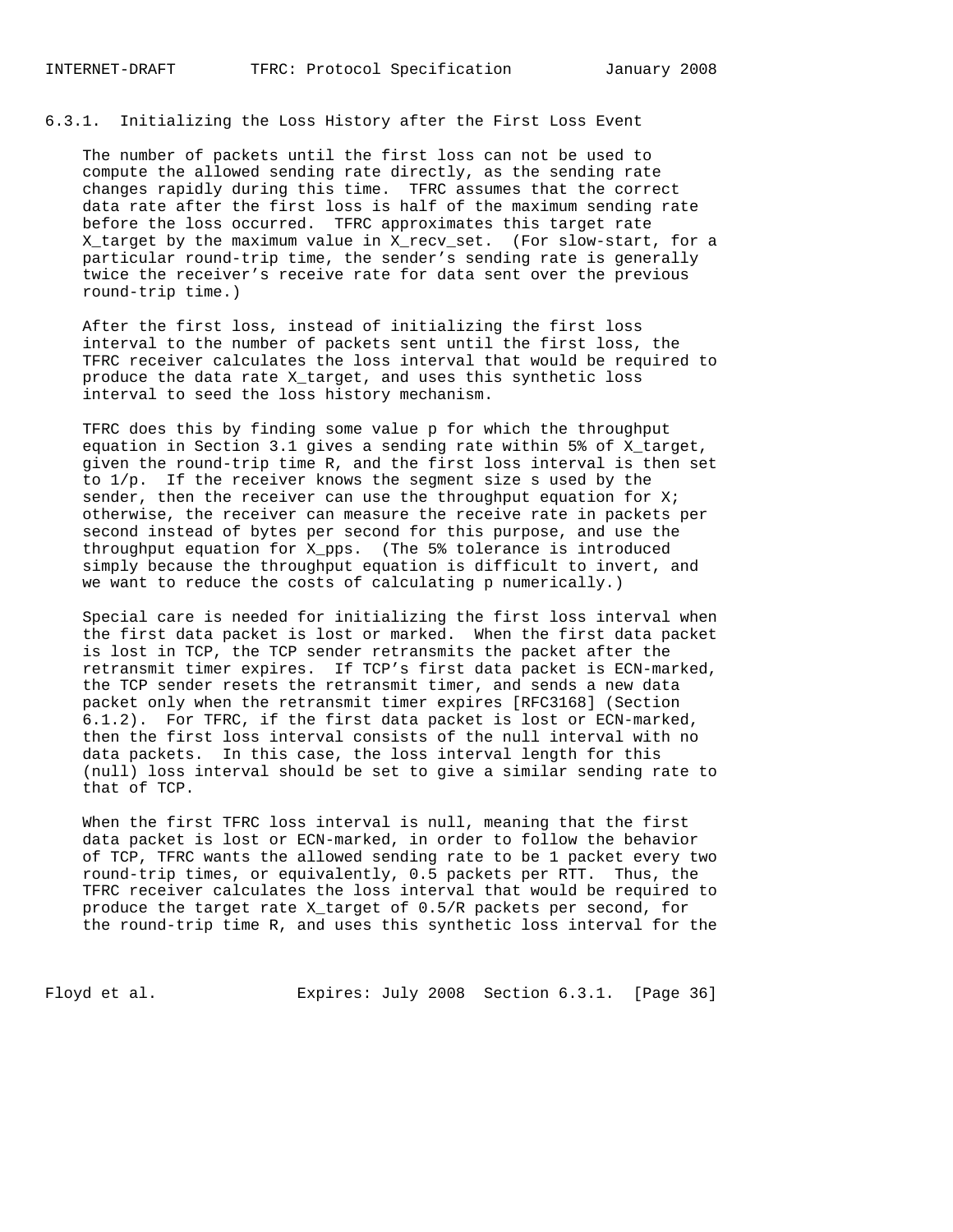### 6.3.1. Initializing the Loss History after the First Loss Event

The number of packets until the first loss can not be used to compute the allowed sending rate directly, as the sending rate changes rapidly during this time. TFRC assumes that the correct data rate after the first loss is half of the maximum sending rate before the loss occurred. TFRC approximates this target rate $X_{target}$ by the maximum value in $X_{recv\_set}$. (For slow-start, for a particular round-trip time, the sender's sending rate is generally twice the receiver's receive rate for data sent over the previous round-trip time.)

After the first loss, instead of initializing the first loss interval to the number of packets sent until the first loss, the TFRC receiver calculates the loss interval that would be required to produce the data rate $X_{target}$, and uses this synthetic loss interval to seed the loss history mechanism.

TFRC does this by finding some value p for which the throughput equation in Section 3.1 gives a sending rate within 5% of $X_{target}$, given the round-trip time R, and the first loss interval is then set to $1/p$. If the receiver knows the segment size s used by the sender, then the receiver can use the throughput equation for X; otherwise, the receiver can measure the receive rate in packets per second instead of bytes per second for this purpose, and use the throughput equation for $X_{pps}$. (The 5% tolerance is introduced simply because the throughput equation is difficult to invert, and we want to reduce the costs of calculating p numerically.)

Special care is needed for initializing the first loss interval when the first data packet is lost or marked. When the first data packet is lost in TCP, the TCP sender retransmits the packet after the retransmit timer expires. If TCP's first data packet is ECN-marked, the TCP sender resets the retransmit timer, and sends a new data packet only when the retransmit timer expires [RFC3168] (Section 6.1.2). For TFRC, if the first data packet is lost or ECN-marked, then the first loss interval consists of the null interval with no data packets. In this case, the loss interval length for this (null) loss interval should be set to give a similar sending rate to that of TCP.

When the first TFRC loss interval is null, meaning that the first data packet is lost or ECN-marked, in order to follow the behavior of TCP, TFRC wants the allowed sending rate to be 1 packet every two round-trip times, or equivalently, 0.5 packets per RTT. Thus, the TFRC receiver calculates the loss interval that would be required to produce the target rate $X_{target}$ of $0.5/R$ packets per second, for the round-trip time R, and uses this synthetic loss interval for the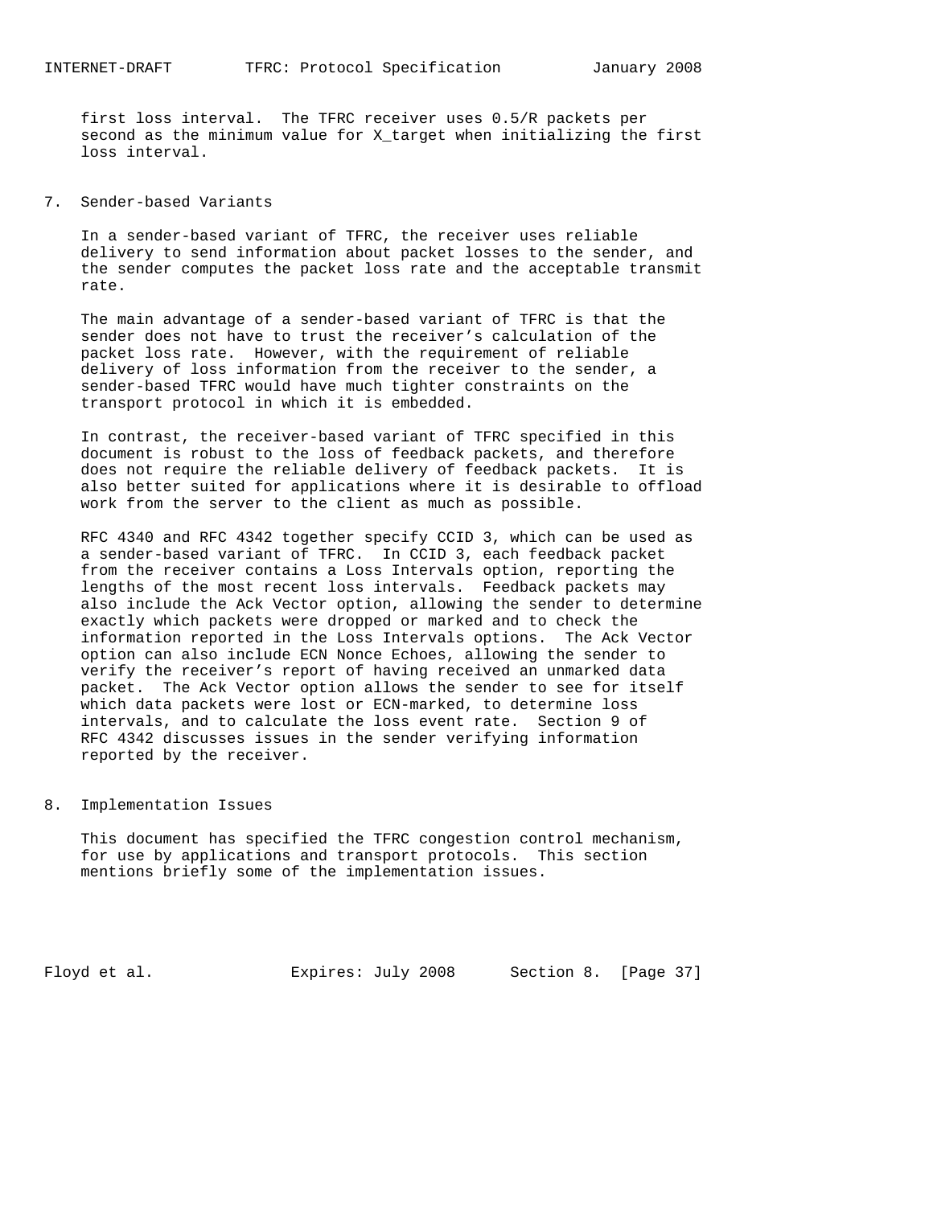first loss interval. The TFRC receiver uses 0.5/R packets per second as the minimum value for X_target when initializing the first loss interval.

## 7. Sender-based Variants

In a sender-based variant of TFRC, the receiver uses reliable delivery to send information about packet losses to the sender, and the sender computes the packet loss rate and the acceptable transmit rate.

The main advantage of a sender-based variant of TFRC is that the sender does not have to trust the receiver's calculation of the packet loss rate. However, with the requirement of reliable delivery of loss information from the receiver to the sender, a sender-based TFRC would have much tighter constraints on the transport protocol in which it is embedded.

In contrast, the receiver-based variant of TFRC specified in this document is robust to the loss of feedback packets, and therefore does not require the reliable delivery of feedback packets. It is also better suited for applications where it is desirable to offload work from the server to the client as much as possible.

RFC 4340 and RFC 4342 together specify CCID 3, which can be used as a sender-based variant of TFRC. In CCID 3, each feedback packet from the receiver contains a Loss Intervals option, reporting the lengths of the most recent loss intervals. Feedback packets may also include the Ack Vector option, allowing the sender to determine exactly which packets were dropped or marked and to check the information reported in the Loss Intervals options. The Ack Vector option can also include ECN Nonce Echoes, allowing the sender to verify the receiver's report of having received an unmarked data packet. The Ack Vector option allows the sender to see for itself which data packets were lost or ECN-marked, to determine loss intervals, and to calculate the loss event rate. Section 9 of RFC 4342 discusses issues in the sender verifying information reported by the receiver.

## 8. Implementation Issues

This document has specified the TFRC congestion control mechanism, for use by applications and transport protocols. This section mentions briefly some of the implementation issues.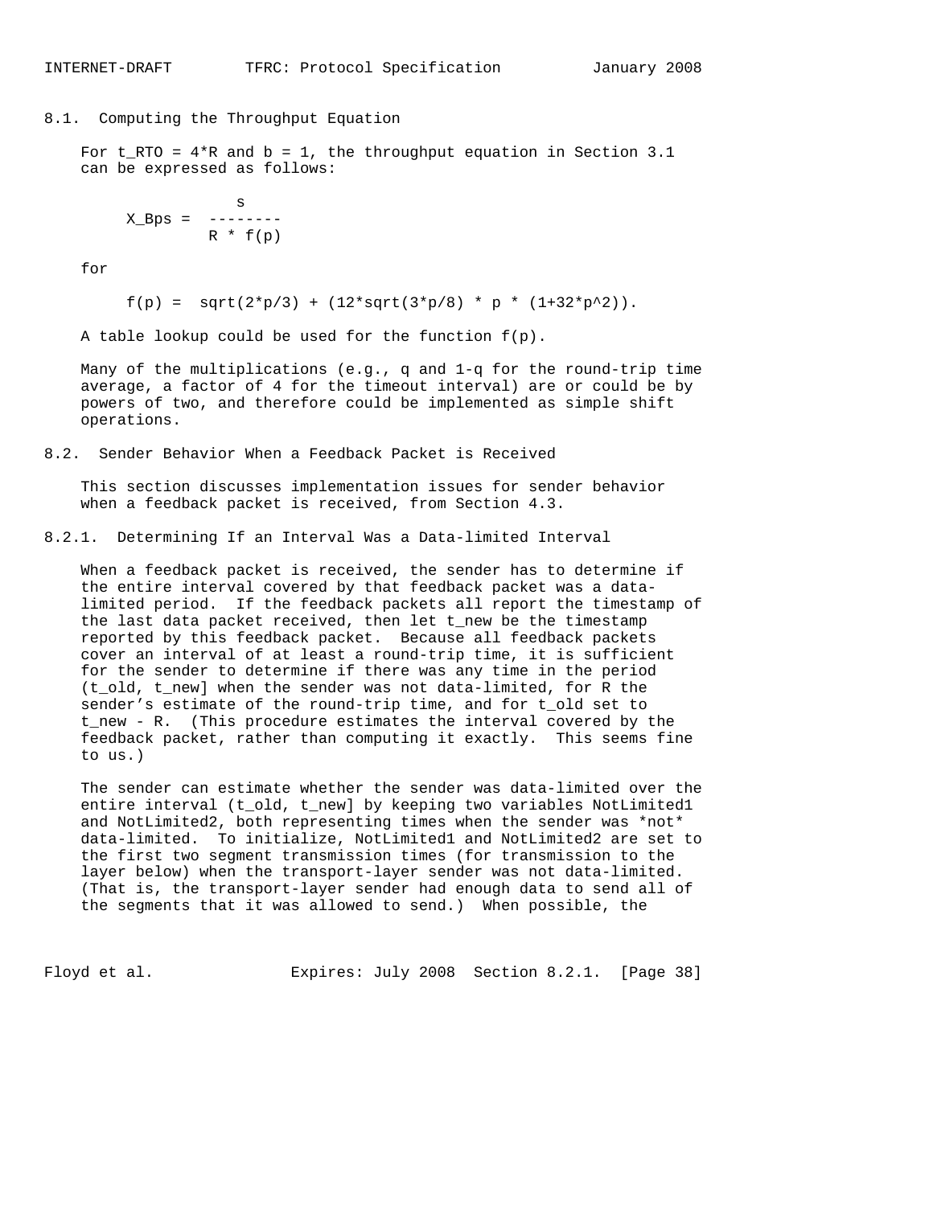### 8.1. Computing the Throughput Equation

For $t_{RTO} = 4*R$ and $b = 1$, the throughput equation in Section 3.1 can be expressed as follows:

$$X\_Bps = \frac{s}{R * f(p)}$$

for

$$f(p) = \sqrt{2*p/3} + (12*\sqrt{3*p/8} * p * (1+32*p^2)).$$

A table lookup could be used for the function f(p).

Many of the multiplications (e.g., q and 1-q for the round-trip time average, a factor of 4 for the timeout interval) are or could be by powers of two, and therefore could be implemented as simple shift operations.

### 8.2. Sender Behavior When a Feedback Packet is Received

This section discusses implementation issues for sender behavior when a feedback packet is received, from Section 4.3.

#### 8.2.1. Determining If an Interval Was a Data-limited Interval

When a feedback packet is received, the sender has to determine if the entire interval covered by that feedback packet was a data-limited period. If the feedback packets all report the timestamp of the last data packet received, then let t_new be the timestamp reported by this feedback packet. Because all feedback packets cover an interval of at least a round-trip time, it is sufficient for the sender to determine if there was any time in the period (t_old, t_new] when the sender was not data-limited, for R the sender's estimate of the round-trip time, and for t_old set to t_new - R. (This procedure estimates the interval covered by the feedback packet, rather than computing it exactly. This seems fine to us.)

The sender can estimate whether the sender was data-limited over the entire interval (t_old, t_new] by keeping two variables NotLimited1 and NotLimited2, both representing times when the sender was *not* data-limited. To initialize, NotLimited1 and NotLimited2 are set to the first two segment transmission times (for transmission to the layer below) when the transport-layer sender was not data-limited. (That is, the transport-layer sender had enough data to send all of the segments that it was allowed to send.) When possible, the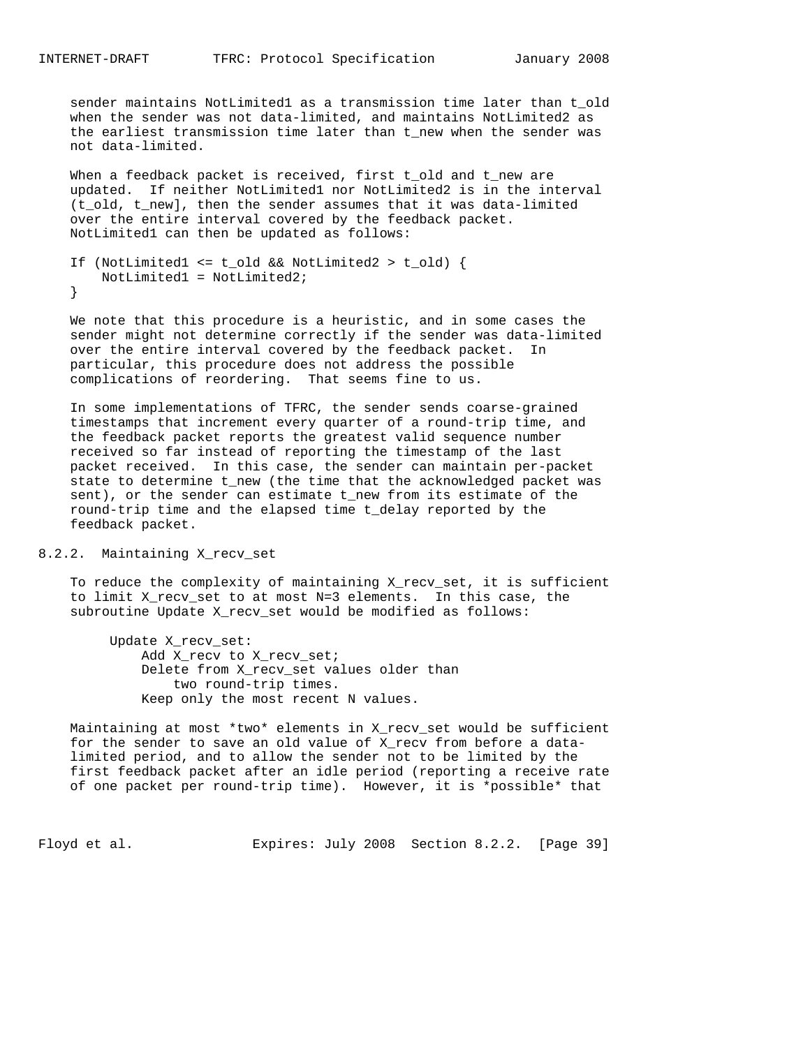sender maintains NotLimited1 as a transmission time later than t_old when the sender was not data-limited, and maintains NotLimited2 as the earliest transmission time later than t_new when the sender was not data-limited.

When a feedback packet is received, first t_old and t_new are updated. If neither NotLimited1 nor NotLimited2 is in the interval (t_old, t_new], then the sender assumes that it was data-limited over the entire interval covered by the feedback packet. NotLimited1 can then be updated as follows:

```
If (NotLimited1 <= t_old && NotLimited2 > t_old) {
    NotLimited1 = NotLimited2;
}
```

We note that this procedure is a heuristic, and in some cases the sender might not determine correctly if the sender was data-limited over the entire interval covered by the feedback packet. In particular, this procedure does not address the possible complications of reordering. That seems fine to us.

In some implementations of TFRC, the sender sends coarse-grained timestamps that increment every quarter of a round-trip time, and the feedback packet reports the greatest valid sequence number received so far instead of reporting the timestamp of the last packet received. In this case, the sender can maintain per-packet state to determine t_new (the time that the acknowledged packet was sent), or the sender can estimate t_new from its estimate of the round-trip time and the elapsed time t_delay reported by the feedback packet.

### 8.2.2. Maintaining X_recv_set

To reduce the complexity of maintaining X_recv_set, it is sufficient to limit X_recv_set to at most N=3 elements. In this case, the subroutine Update X_recv_set would be modified as follows:

```
Update X_recv_set:
    Add X_recv to X_recv_set;
    Delete from X_recv_set values older than
        two round-trip times.
    Keep only the most recent N values.
```

Maintaining at most *two* elements in X_recv_set would be sufficient for the sender to save an old value of X_recv from before a data-limited period, and to allow the sender not to be limited by the first feedback packet after an idle period (reporting a receive rate of one packet per round-trip time). However, it is *possible* that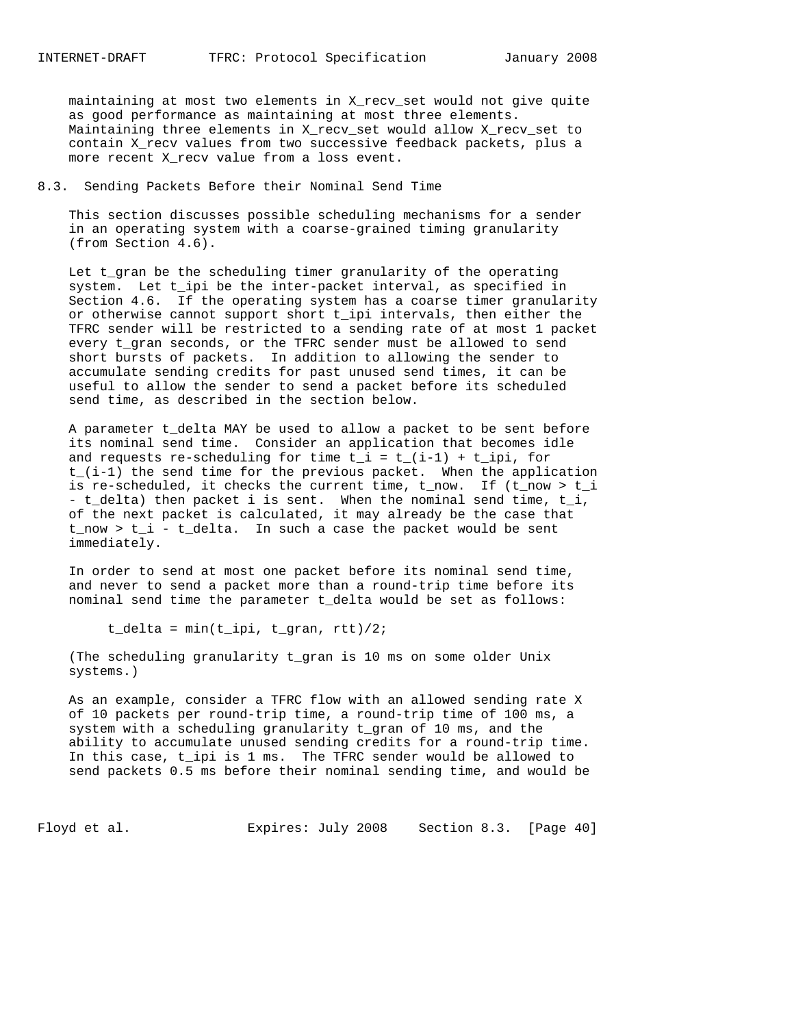maintaining at most two elements in X_recv_set would not give quite as good performance as maintaining at most three elements. Maintaining three elements in X_recv_set would allow X_recv_set to contain X_recv values from two successive feedback packets, plus a more recent X_recv value from a loss event.

## 8.3. Sending Packets Before their Nominal Send Time

This section discusses possible scheduling mechanisms for a sender in an operating system with a coarse-grained timing granularity (from Section 4.6).

Let t_gran be the scheduling timer granularity of the operating system. Let t_ipi be the inter-packet interval, as specified in Section 4.6. If the operating system has a coarse timer granularity or otherwise cannot support short t_ipi intervals, then either the TFRC sender will be restricted to a sending rate of at most 1 packet every t_gran seconds, or the TFRC sender must be allowed to send short bursts of packets. In addition to allowing the sender to accumulate sending credits for past unused send times, it can be useful to allow the sender to send a packet before its scheduled send time, as described in the section below.

A parameter t_delta MAY be used to allow a packet to be sent before its nominal send time. Consider an application that becomes idle and requests re-scheduling for time t_i = t_(i-1) + t_ipi, for t_(i-1) the send time for the previous packet. When the application is re-scheduled, it checks the current time, t_now. If (t_now > t_i - t_delta) then packet i is sent. When the nominal send time, t_i, of the next packet is calculated, it may already be the case that t_now > t_i - t_delta. In such a case the packet would be sent immediately.

In order to send at most one packet before its nominal send time, and never to send a packet more than a round-trip time before its nominal send time the parameter t_delta would be set as follows:

```
t_delta = min(t_ipi, t_gran, rtt)/2;
```

(The scheduling granularity t_gran is 10 ms on some older Unix systems.)

As an example, consider a TFRC flow with an allowed sending rate X of 10 packets per round-trip time, a round-trip time of 100 ms, a system with a scheduling granularity t_gran of 10 ms, and the ability to accumulate unused sending credits for a round-trip time. In this case, t_ipi is 1 ms. The TFRC sender would be allowed to send packets 0.5 ms before their nominal sending time, and would be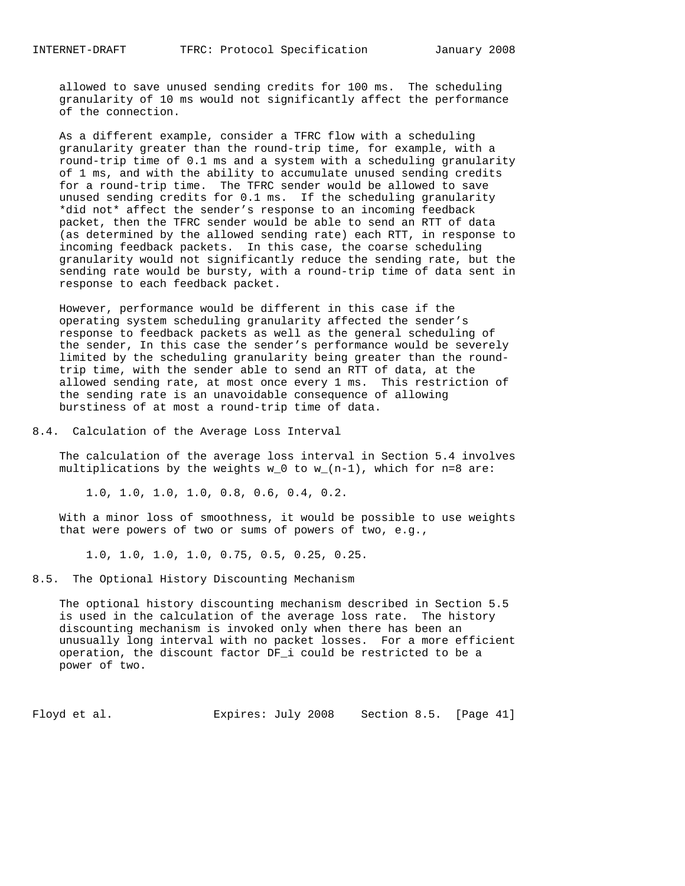allowed to save unused sending credits for 100 ms. The scheduling granularity of 10 ms would not significantly affect the performance of the connection.

As a different example, consider a TFRC flow with a scheduling granularity greater than the round-trip time, for example, with a round-trip time of 0.1 ms and a system with a scheduling granularity of 1 ms, and with the ability to accumulate unused sending credits for a round-trip time. The TFRC sender would be allowed to save unused sending credits for 0.1 ms. If the scheduling granularity *did not* affect the sender's response to an incoming feedback packet, then the TFRC sender would be able to send an RTT of data (as determined by the allowed sending rate) each RTT, in response to incoming feedback packets. In this case, the coarse scheduling granularity would not significantly reduce the sending rate, but the sending rate would be bursty, with a round-trip time of data sent in response to each feedback packet.

However, performance would be different in this case if the operating system scheduling granularity affected the sender's response to feedback packets as well as the general scheduling of the sender, In this case the sender's performance would be severely limited by the scheduling granularity being greater than the round-trip time, with the sender able to send an RTT of data, at the allowed sending rate, at most once every 1 ms. This restriction of the sending rate is an unavoidable consequence of allowing burstiness of at most a round-trip time of data.

## 8.4. Calculation of the Average Loss Interval

The calculation of the average loss interval in Section 5.4 involves multiplications by the weights $w_0$ to $w_{(n-1)}$, which for n=8 are:

1.0, 1.0, 1.0, 1.0, 0.8, 0.6, 0.4, 0.2.

With a minor loss of smoothness, it would be possible to use weights that were powers of two or sums of powers of two, e.g.,

1.0, 1.0, 1.0, 1.0, 0.75, 0.5, 0.25, 0.25.

## 8.5. The Optional History Discounting Mechanism

The optional history discounting mechanism described in Section 5.5 is used in the calculation of the average loss rate. The history discounting mechanism is invoked only when there has been an unusually long interval with no packet losses. For a more efficient operation, the discount factor $DF_i$ could be restricted to be a power of two.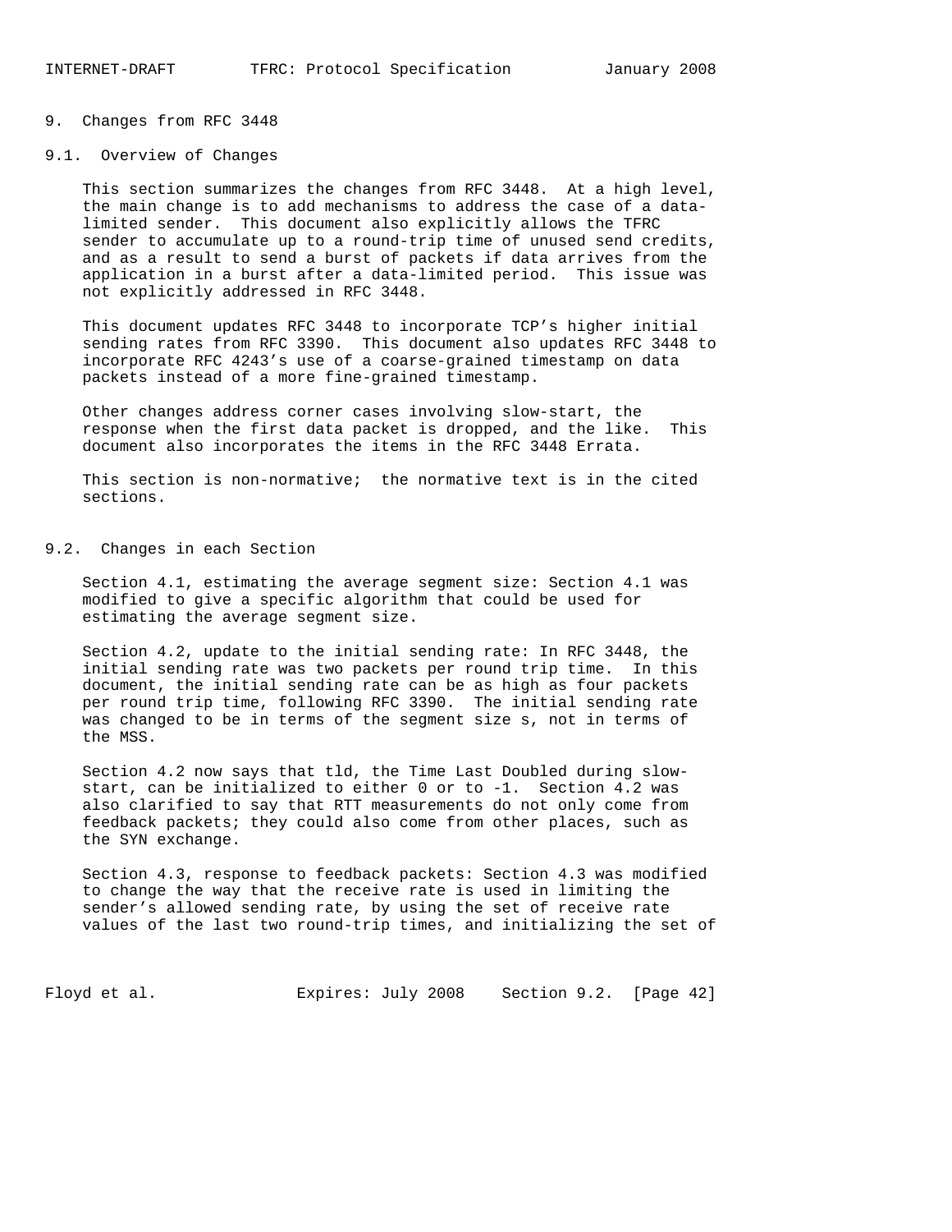# 9. Changes from RFC 3448

## 9.1. Overview of Changes

This section summarizes the changes from RFC 3448. At a high level, the main change is to add mechanisms to address the case of a data-limited sender. This document also explicitly allows the TFRC sender to accumulate up to a round-trip time of unused send credits, and as a result to send a burst of packets if data arrives from the application in a burst after a data-limited period. This issue was not explicitly addressed in RFC 3448.

This document updates RFC 3448 to incorporate TCP's higher initial sending rates from RFC 3390. This document also updates RFC 3448 to incorporate RFC 4243's use of a coarse-grained timestamp on data packets instead of a more fine-grained timestamp.

Other changes address corner cases involving slow-start, the response when the first data packet is dropped, and the like. This document also incorporates the items in the RFC 3448 Errata.

This section is non-normative; the normative text is in the cited sections.

## 9.2. Changes in each Section

Section 4.1, estimating the average segment size: Section 4.1 was modified to give a specific algorithm that could be used for estimating the average segment size.

Section 4.2, update to the initial sending rate: In RFC 3448, the initial sending rate was two packets per round trip time. In this document, the initial sending rate can be as high as four packets per round trip time, following RFC 3390. The initial sending rate was changed to be in terms of the segment size s, not in terms of the MSS.

Section 4.2 now says that tld, the Time Last Doubled during slow-start, can be initialized to either 0 or to -1. Section 4.2 was also clarified to say that RTT measurements do not only come from feedback packets; they could also come from other places, such as the SYN exchange.

Section 4.3, response to feedback packets: Section 4.3 was modified to change the way that the receive rate is used in limiting the sender's allowed sending rate, by using the set of receive rate values of the last two round-trip times, and initializing the set of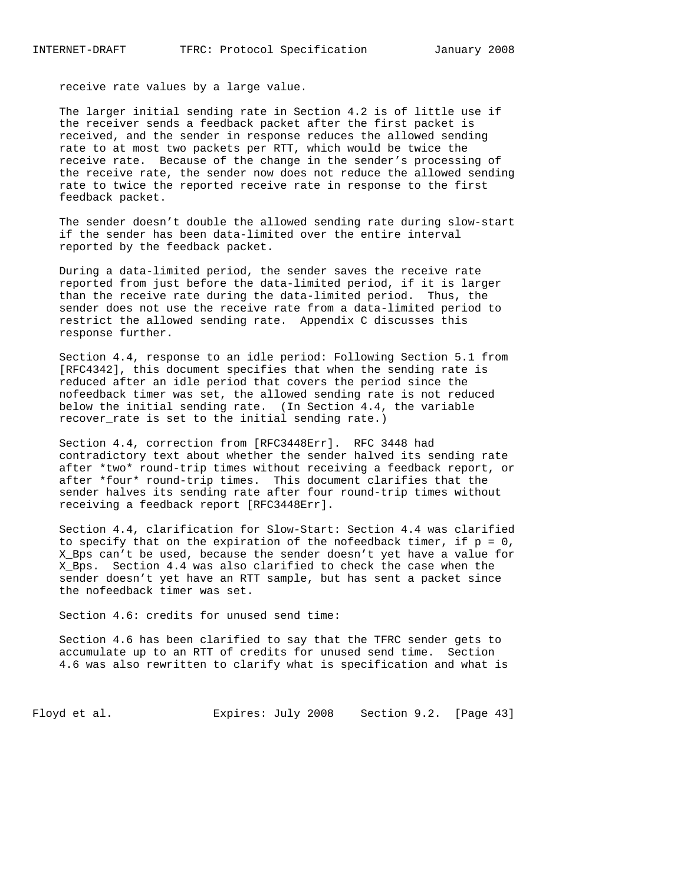receive rate values by a large value.

The larger initial sending rate in Section 4.2 is of little use if the receiver sends a feedback packet after the first packet is received, and the sender in response reduces the allowed sending rate to at most two packets per RTT, which would be twice the receive rate. Because of the change in the sender's processing of the receive rate, the sender now does not reduce the allowed sending rate to twice the reported receive rate in response to the first feedback packet.

The sender doesn't double the allowed sending rate during slow-start if the sender has been data-limited over the entire interval reported by the feedback packet.

During a data-limited period, the sender saves the receive rate reported from just before the data-limited period, if it is larger than the receive rate during the data-limited period. Thus, the sender does not use the receive rate from a data-limited period to restrict the allowed sending rate. Appendix C discusses this response further.

Section 4.4, response to an idle period: Following Section 5.1 from [RFC4342], this document specifies that when the sending rate is reduced after an idle period that covers the period since the nofeedback timer was set, the allowed sending rate is not reduced below the initial sending rate. (In Section 4.4, the variable recover_rate is set to the initial sending rate.)

Section 4.4, correction from [RFC3448Err]. RFC 3448 had contradictory text about whether the sender halved its sending rate after *two* round-trip times without receiving a feedback report, or after *four* round-trip times. This document clarifies that the sender halves its sending rate after four round-trip times without receiving a feedback report [RFC3448Err].

Section 4.4, clarification for Slow-Start: Section 4.4 was clarified to specify that on the expiration of the nofeedback timer, if p = 0, X_Bps can't be used, because the sender doesn't yet have a value for X_Bps. Section 4.4 was also clarified to check the case when the sender doesn't yet have an RTT sample, but has sent a packet since the nofeedback timer was set.

Section 4.6: credits for unused send time:

Section 4.6 has been clarified to say that the TFRC sender gets to accumulate up to an RTT of credits for unused send time. Section 4.6 was also rewritten to clarify what is specification and what is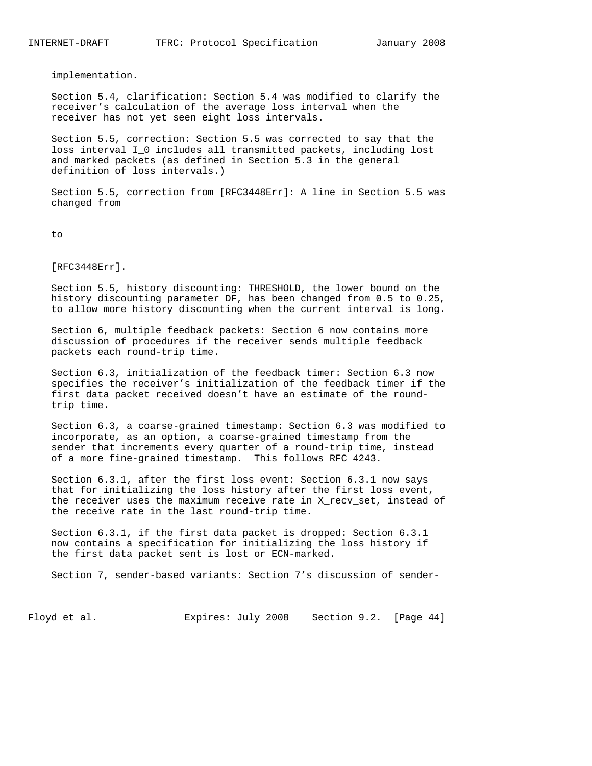implementation.

Section 5.4, clarification: Section 5.4 was modified to clarify the receiver's calculation of the average loss interval when the receiver has not yet seen eight loss intervals.

Section 5.5, correction: Section 5.5 was corrected to say that the loss interval $I_0$ includes all transmitted packets, including lost and marked packets (as defined in Section 5.3 in the general definition of loss intervals.)

Section 5.5, correction from [RFC3448Err]: A line in Section 5.5 was changed from

to

[RFC3448Err].

Section 5.5, history discounting: THRESHOLD, the lower bound on the history discounting parameter DF, has been changed from 0.5 to 0.25, to allow more history discounting when the current interval is long.

Section 6, multiple feedback packets: Section 6 now contains more discussion of procedures if the receiver sends multiple feedback packets each round-trip time.

Section 6.3, initialization of the feedback timer: Section 6.3 now specifies the receiver's initialization of the feedback timer if the first data packet received doesn't have an estimate of the round-trip time.

Section 6.3, a coarse-grained timestamp: Section 6.3 was modified to incorporate, as an option, a coarse-grained timestamp from the sender that increments every quarter of a round-trip time, instead of a more fine-grained timestamp. This follows RFC 4243.

Section 6.3.1, after the first loss event: Section 6.3.1 now says that for initializing the loss history after the first loss event, the receiver uses the maximum receive rate in X_recv_set, instead of the receive rate in the last round-trip time.

Section 6.3.1, if the first data packet is dropped: Section 6.3.1 now contains a specification for initializing the loss history if the first data packet sent is lost or ECN-marked.

Section 7, sender-based variants: Section 7's discussion of sender-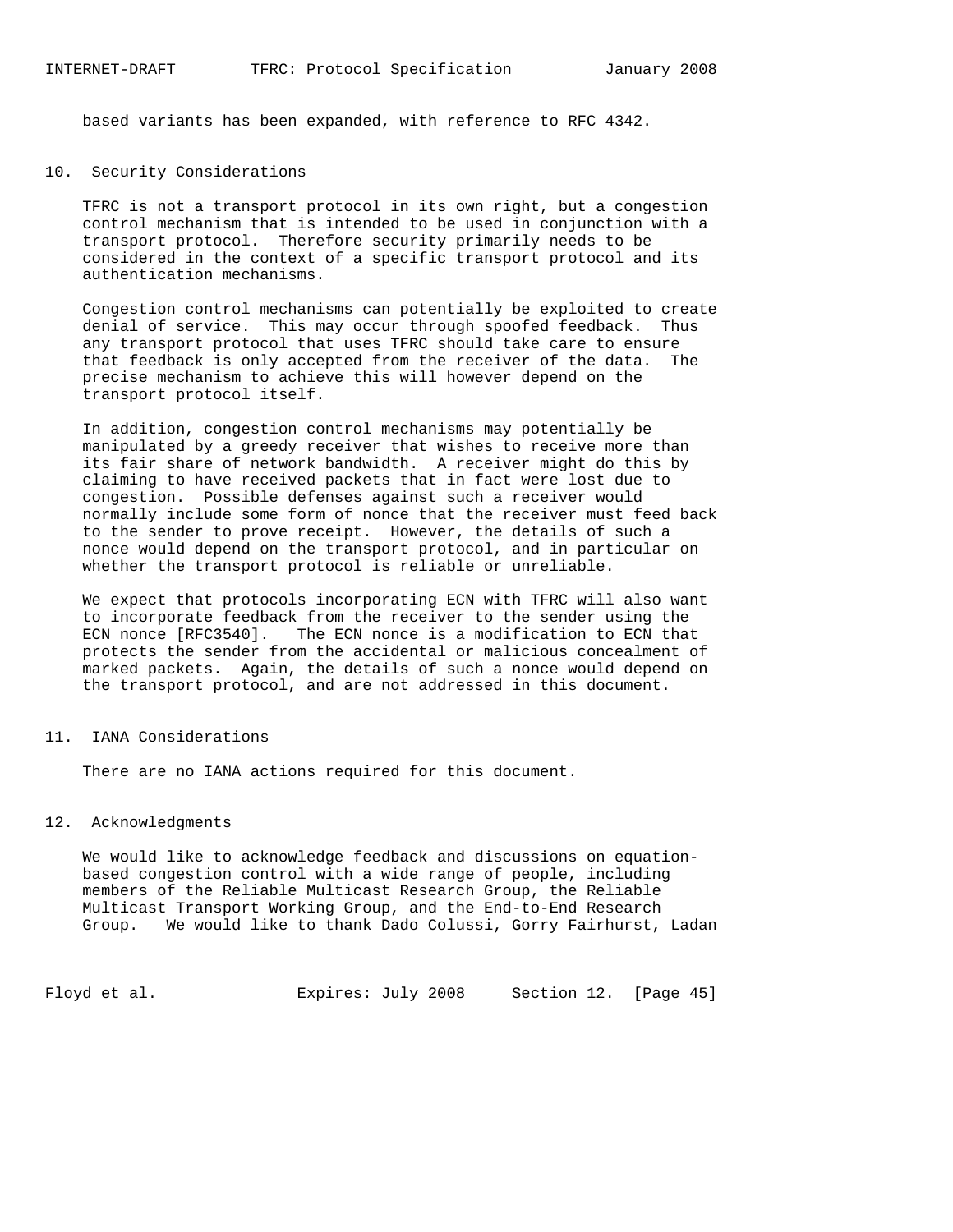based variants has been expanded, with reference to RFC 4342.

## 10. Security Considerations

TFRC is not a transport protocol in its own right, but a congestion control mechanism that is intended to be used in conjunction with a transport protocol. Therefore security primarily needs to be considered in the context of a specific transport protocol and its authentication mechanisms.

Congestion control mechanisms can potentially be exploited to create denial of service. This may occur through spoofed feedback. Thus any transport protocol that uses TFRC should take care to ensure that feedback is only accepted from the receiver of the data. The precise mechanism to achieve this will however depend on the transport protocol itself.

In addition, congestion control mechanisms may potentially be manipulated by a greedy receiver that wishes to receive more than its fair share of network bandwidth. A receiver might do this by claiming to have received packets that in fact were lost due to congestion. Possible defenses against such a receiver would normally include some form of nonce that the receiver must feed back to the sender to prove receipt. However, the details of such a nonce would depend on the transport protocol, and in particular on whether the transport protocol is reliable or unreliable.

We expect that protocols incorporating ECN with TFRC will also want to incorporate feedback from the receiver to the sender using the ECN nonce [RFC3540]. The ECN nonce is a modification to ECN that protects the sender from the accidental or malicious concealment of marked packets. Again, the details of such a nonce would depend on the transport protocol, and are not addressed in this document.

## 11. IANA Considerations

There are no IANA actions required for this document.

## 12. Acknowledgments

We would like to acknowledge feedback and discussions on equation-based congestion control with a wide range of people, including members of the Reliable Multicast Research Group, the Reliable Multicast Transport Working Group, and the End-to-End Research Group. We would like to thank Dado Colussi, Gorry Fairhurst, Ladan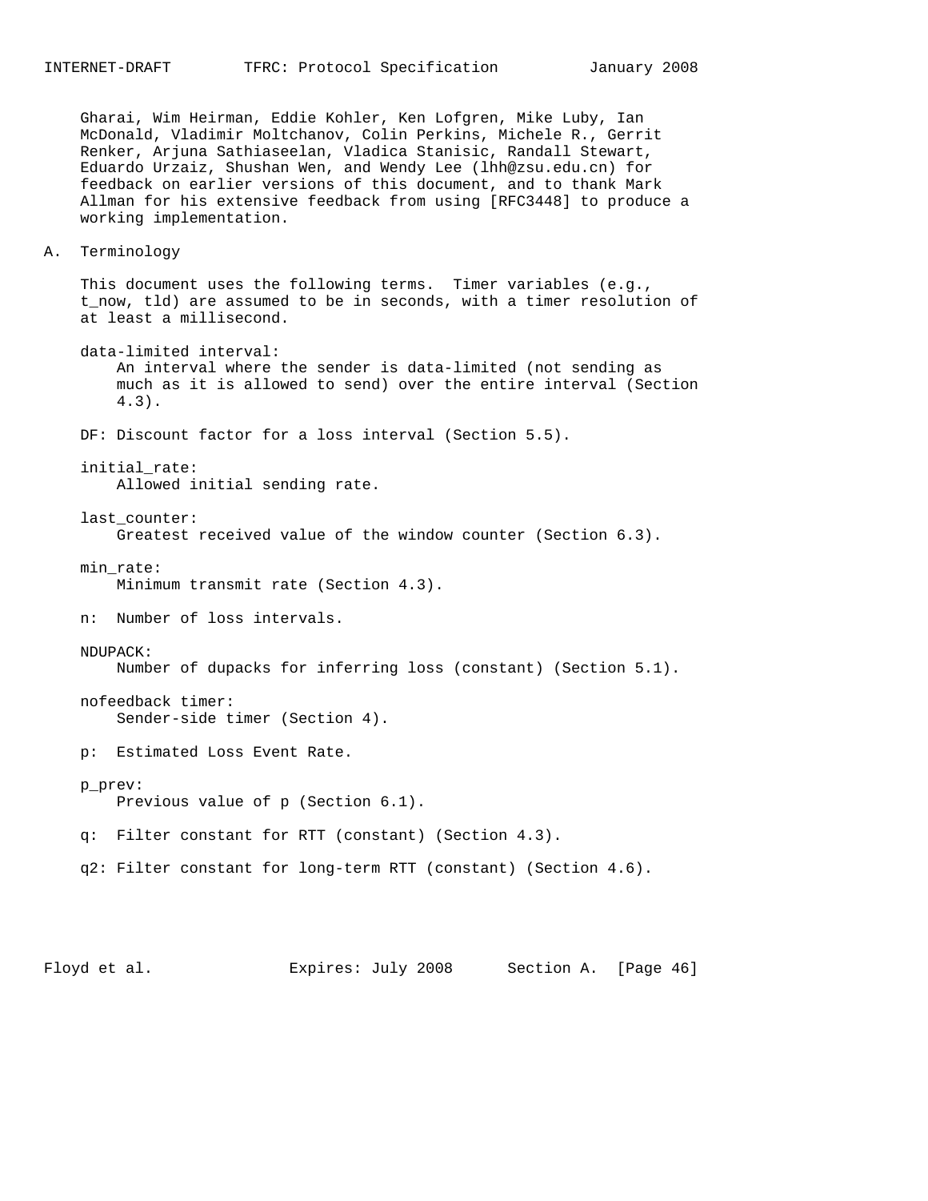Gharai, Wim Heirman, Eddie Kohler, Ken Lofgren, Mike Luby, Ian McDonald, Vladimir Moltchanov, Colin Perkins, Michele R., Gerrit Renker, Arjuna Sathiaseelan, Vladica Stanisic, Randall Stewart, Eduardo Urzaiz, Shushan Wen, and Wendy Lee (lhh@zsu.edu.cn) for feedback on earlier versions of this document, and to thank Mark Allman for his extensive feedback from using [RFC3448] to produce a working implementation.

## A. Terminology

This document uses the following terms. Timer variables (e.g., t_now, tld) are assumed to be in seconds, with a timer resolution of at least a millisecond.

data-limited interval:
: An interval where the sender is data-limited (not sending as much as it is allowed to send) over the entire interval (Section 4.3).

DF: Discount factor for a loss interval (Section 5.5).

initial_rate:
: Allowed initial sending rate.

last_counter:
: Greatest received value of the window counter (Section 6.3).

min_rate:
: Minimum transmit rate (Section 4.3).

n: Number of loss intervals.

NDUPACK:
: Number of dupacks for inferring loss (constant) (Section 5.1).

nofeedback timer:
: Sender-side timer (Section 4).

p: Estimated Loss Event Rate.

p_prev:
: Previous value of p (Section 6.1).

q: Filter constant for RTT (constant) (Section 4.3).

q2: Filter constant for long-term RTT (constant) (Section 4.6).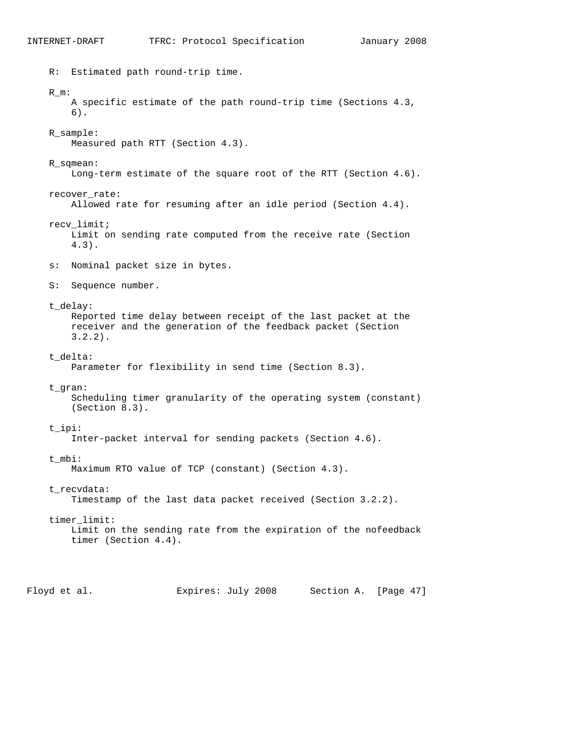R: Estimated path round-trip time.

R_m:
A specific estimate of the path round-trip time (Sections 4.3, 6).

R_sample:
Measured path RTT (Section 4.3).

R_sqmean:
Long-term estimate of the square root of the RTT (Section 4.6).

recover_rate:
Allowed rate for resuming after an idle period (Section 4.4).

recv_limit;
Limit on sending rate computed from the receive rate (Section 4.3).

s: Nominal packet size in bytes.

S: Sequence number.

t_delay:
Reported time delay between receipt of the last packet at the receiver and the generation of the feedback packet (Section 3.2.2).

t_delta:
Parameter for flexibility in send time (Section 8.3).

t_gran:
Scheduling timer granularity of the operating system (constant) (Section 8.3).

t_ipi:
Inter-packet interval for sending packets (Section 4.6).

t_mbi:
Maximum RTO value of TCP (constant) (Section 4.3).

t_recvdata:
Timestamp of the last data packet received (Section 3.2.2).

timer_limit:
Limit on the sending rate from the expiration of the nofeedback timer (Section 4.4).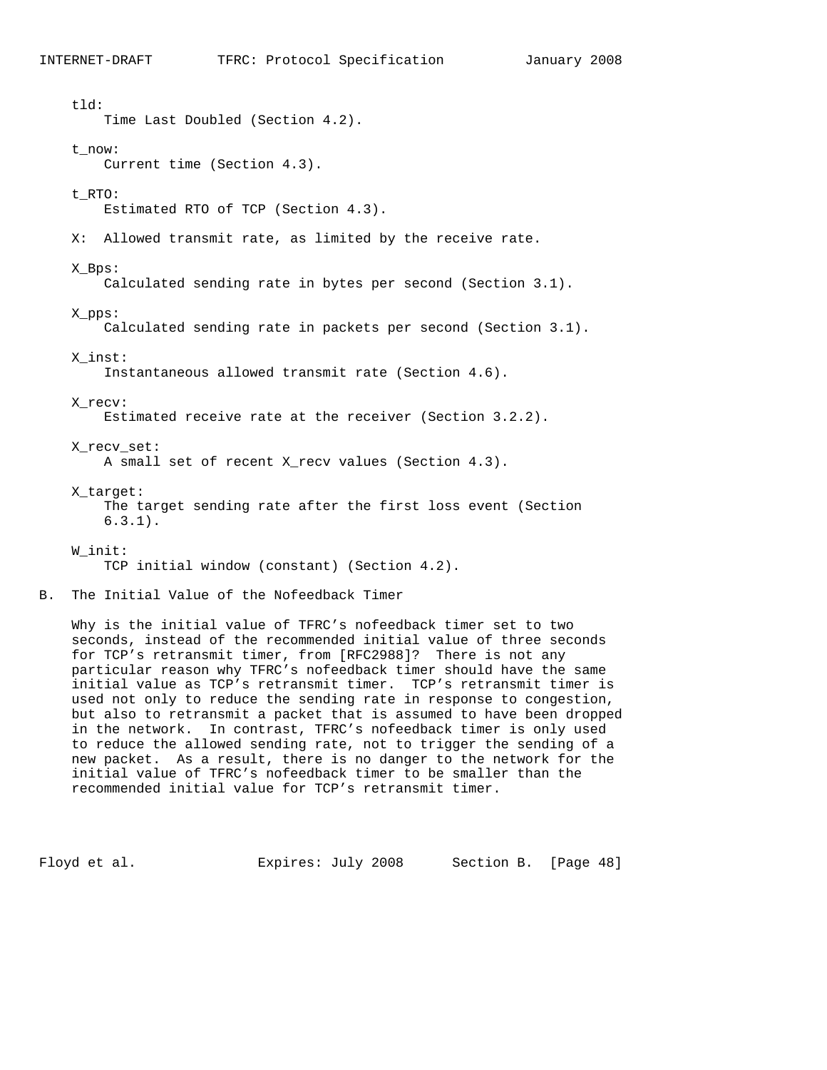tld:
Time Last Doubled (Section 4.2).

t_now:
Current time (Section 4.3).

t_RTO:
Estimated RTO of TCP (Section 4.3).

X: Allowed transmit rate, as limited by the receive rate.

X_Bps:
Calculated sending rate in bytes per second (Section 3.1).

X_pps:
Calculated sending rate in packets per second (Section 3.1).

X_inst:
Instantaneous allowed transmit rate (Section 4.6).

X_recv:
Estimated receive rate at the receiver (Section 3.2.2).

X_recv_set:
A small set of recent X_recv values (Section 4.3).

X_target:
The target sending rate after the first loss event (Section 6.3.1).

W_init:
TCP initial window (constant) (Section 4.2).

## B. The Initial Value of the Nofeedback Timer

Why is the initial value of TFRC's nofeedback timer set to two seconds, instead of the recommended initial value of three seconds for TCP's retransmit timer, from [RFC2988]? There is not any particular reason why TFRC's nofeedback timer should have the same initial value as TCP's retransmit timer. TCP's retransmit timer is used not only to reduce the sending rate in response to congestion, but also to retransmit a packet that is assumed to have been dropped in the network. In contrast, TFRC's nofeedback timer is only used to reduce the allowed sending rate, not to trigger the sending of a new packet. As a result, there is no danger to the network for the initial value of TFRC's nofeedback timer to be smaller than the recommended initial value for TCP's retransmit timer.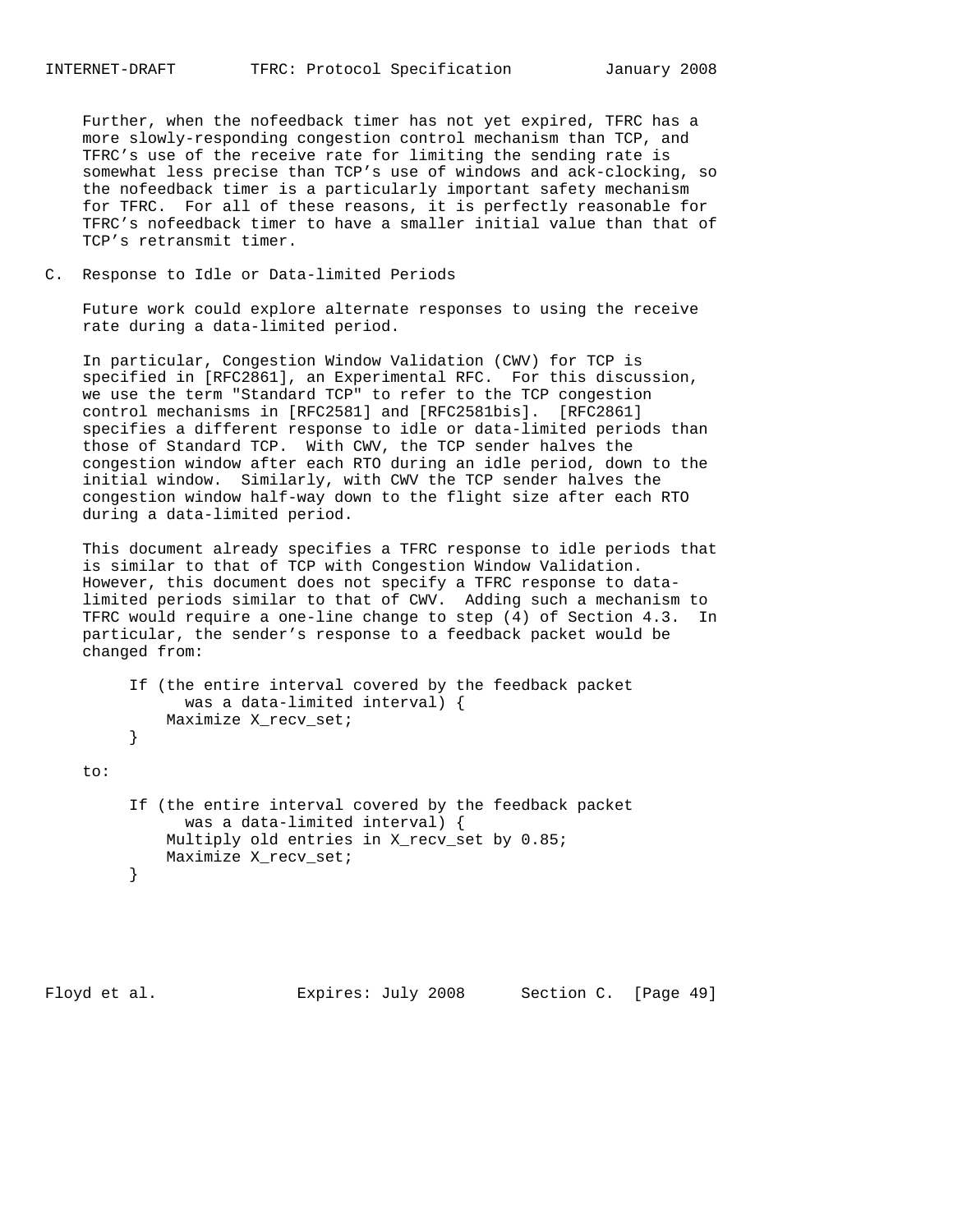Further, when the nofeedback timer has not yet expired, TFRC has a more slowly-responding congestion control mechanism than TCP, and TFRC's use of the receive rate for limiting the sending rate is somewhat less precise than TCP's use of windows and ack-clocking, so the nofeedback timer is a particularly important safety mechanism for TFRC. For all of these reasons, it is perfectly reasonable for TFRC's nofeedback timer to have a smaller initial value than that of TCP's retransmit timer.

## C. Response to Idle or Data-limited Periods

Future work could explore alternate responses to using the receive rate during a data-limited period.

In particular, Congestion Window Validation (CWV) for TCP is specified in [RFC2861], an Experimental RFC. For this discussion, we use the term "Standard TCP" to refer to the TCP congestion control mechanisms in [RFC2581] and [RFC2581bis]. [RFC2861] specifies a different response to idle or data-limited periods than those of Standard TCP. With CWV, the TCP sender halves the congestion window after each RTO during an idle period, down to the initial window. Similarly, with CWV the TCP sender halves the congestion window half-way down to the flight size after each RTO during a data-limited period.

This document already specifies a TFRC response to idle periods that is similar to that of TCP with Congestion Window Validation. However, this document does not specify a TFRC response to data-limited periods similar to that of CWV. Adding such a mechanism to TFRC would require a one-line change to step (4) of Section 4.3. In particular, the sender's response to a feedback packet would be changed from:

```
If (the entire interval covered by the feedback packet
      was a data-limited interval) {
    Maximize X_recv_set;
}
```

to:

```
If (the entire interval covered by the feedback packet
      was a data-limited interval) {
    Multiply old entries in X_recv_set by 0.85;
    Maximize X_recv_set;
}
```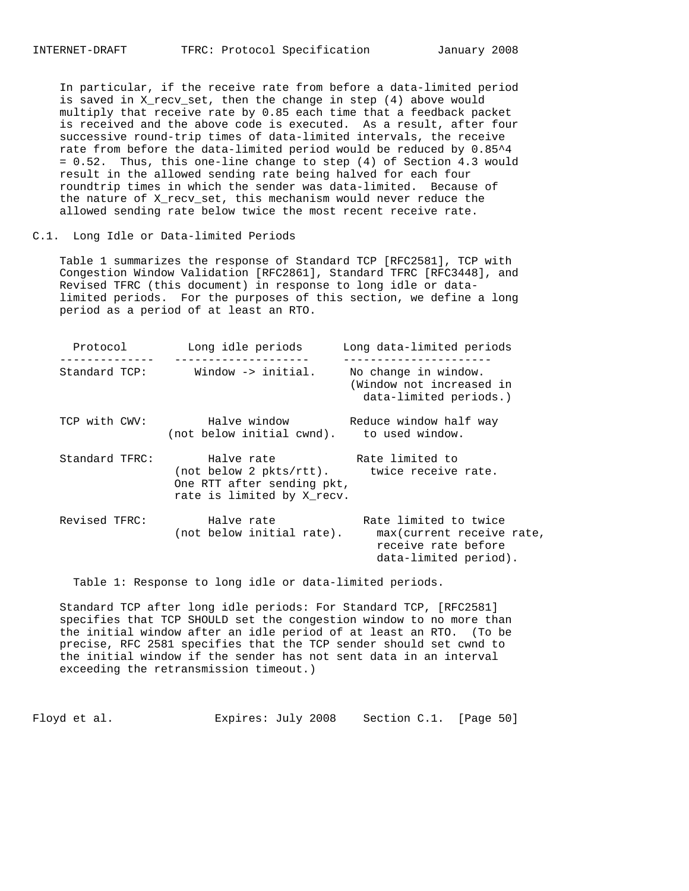In particular, if the receive rate from before a data-limited period is saved in X_recv_set, then the change in step (4) above would multiply that receive rate by 0.85 each time that a feedback packet is received and the above code is executed. As a result, after four successive round-trip times of data-limited intervals, the receive rate from before the data-limited period would be reduced by $0.85^4 = 0.52$. Thus, this one-line change to step (4) of Section 4.3 would result in the allowed sending rate being halved for each four roundtrip times in which the sender was data-limited. Because of the nature of X_recv_set, this mechanism would never reduce the allowed sending rate below twice the most recent receive rate.

## C.1. Long Idle or Data-limited Periods

Table 1 summarizes the response of Standard TCP [RFC2581], TCP with Congestion Window Validation [RFC2861], Standard TFRC [RFC3448], and Revised TFRC (this document) in response to long idle or data-limited periods. For the purposes of this section, we define a long period as a period of at least an RTO.

| Protocol | Long idle periods | Long data-limited periods |
| --- | --- | --- |
| Standard TCP: | Window -> initial. | No change in window. (Window not increased in data-limited periods.) |
| TCP with CWV: | Halve window (not below initial cwnd). | Reduce window half way to used window. |
| Standard TFRC: | Halve rate (not below 2 pkts/rtt). One RTT after sending pkt, rate is limited by X_recv. | Rate limited to twice receive rate. |
| Revised TFRC: | Halve rate (not below initial rate). | Rate limited to twice max(current receive rate, receive rate before data-limited period). |

Table 1: Response to long idle or data-limited periods.

Standard TCP after long idle periods: For Standard TCP, [RFC2581] specifies that TCP SHOULD set the congestion window to no more than the initial window after an idle period of at least an RTO. (To be precise, RFC 2581 specifies that the TCP sender should set cwnd to the initial window if the sender has not sent data in an interval exceeding the retransmission timeout.)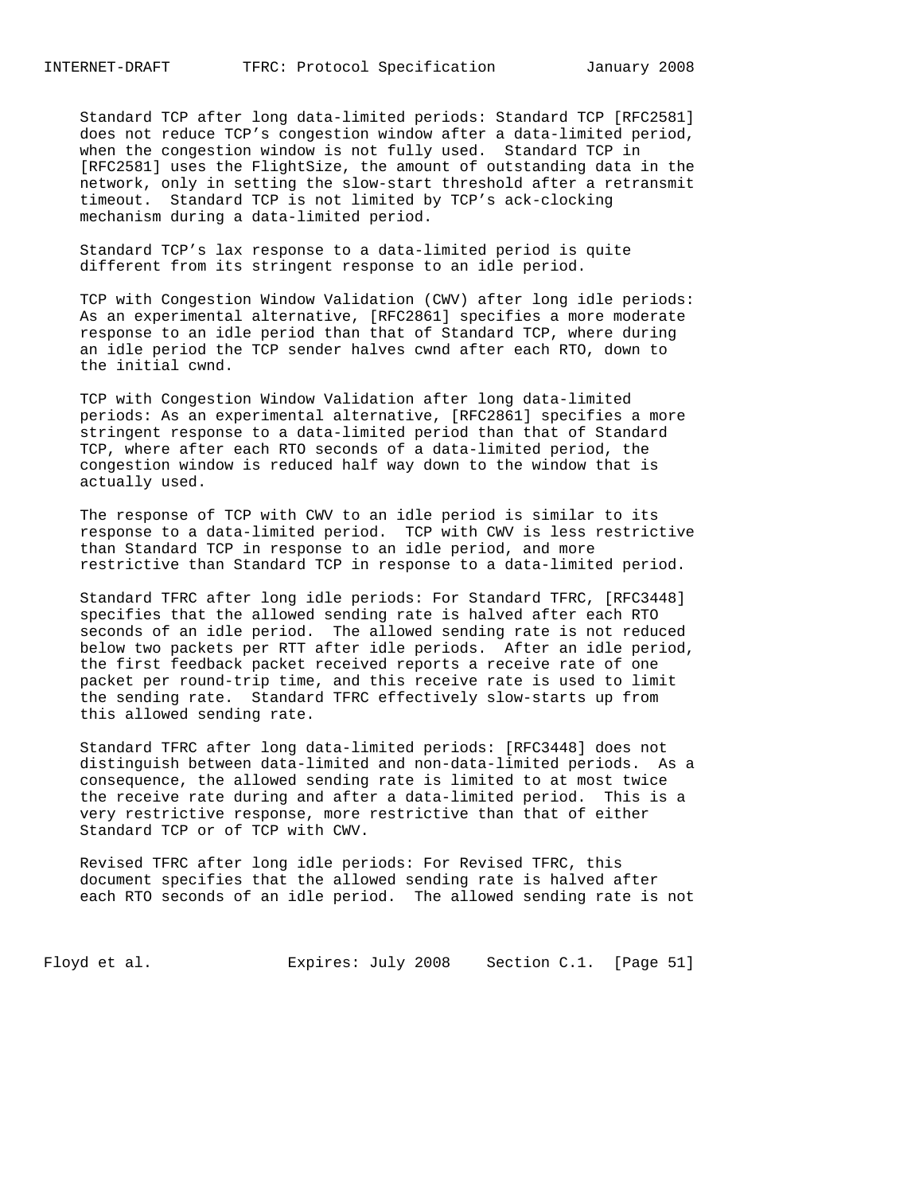Standard TCP after long data-limited periods: Standard TCP [RFC2581] does not reduce TCP's congestion window after a data-limited period, when the congestion window is not fully used. Standard TCP in [RFC2581] uses the FlightSize, the amount of outstanding data in the network, only in setting the slow-start threshold after a retransmit timeout. Standard TCP is not limited by TCP's ack-clocking mechanism during a data-limited period.

Standard TCP's lax response to a data-limited period is quite different from its stringent response to an idle period.

TCP with Congestion Window Validation (CWV) after long idle periods: As an experimental alternative, [RFC2861] specifies a more moderate response to an idle period than that of Standard TCP, where during an idle period the TCP sender halves cwnd after each RTO, down to the initial cwnd.

TCP with Congestion Window Validation after long data-limited periods: As an experimental alternative, [RFC2861] specifies a more stringent response to a data-limited period than that of Standard TCP, where after each RTO seconds of a data-limited period, the congestion window is reduced half way down to the window that is actually used.

The response of TCP with CWV to an idle period is similar to its response to a data-limited period. TCP with CWV is less restrictive than Standard TCP in response to an idle period, and more restrictive than Standard TCP in response to a data-limited period.

Standard TFRC after long idle periods: For Standard TFRC, [RFC3448] specifies that the allowed sending rate is halved after each RTO seconds of an idle period. The allowed sending rate is not reduced below two packets per RTT after idle periods. After an idle period, the first feedback packet received reports a receive rate of one packet per round-trip time, and this receive rate is used to limit the sending rate. Standard TFRC effectively slow-starts up from this allowed sending rate.

Standard TFRC after long data-limited periods: [RFC3448] does not distinguish between data-limited and non-data-limited periods. As a consequence, the allowed sending rate is limited to at most twice the receive rate during and after a data-limited period. This is a very restrictive response, more restrictive than that of either Standard TCP or of TCP with CWV.

Revised TFRC after long idle periods: For Revised TFRC, this document specifies that the allowed sending rate is halved after each RTO seconds of an idle period. The allowed sending rate is not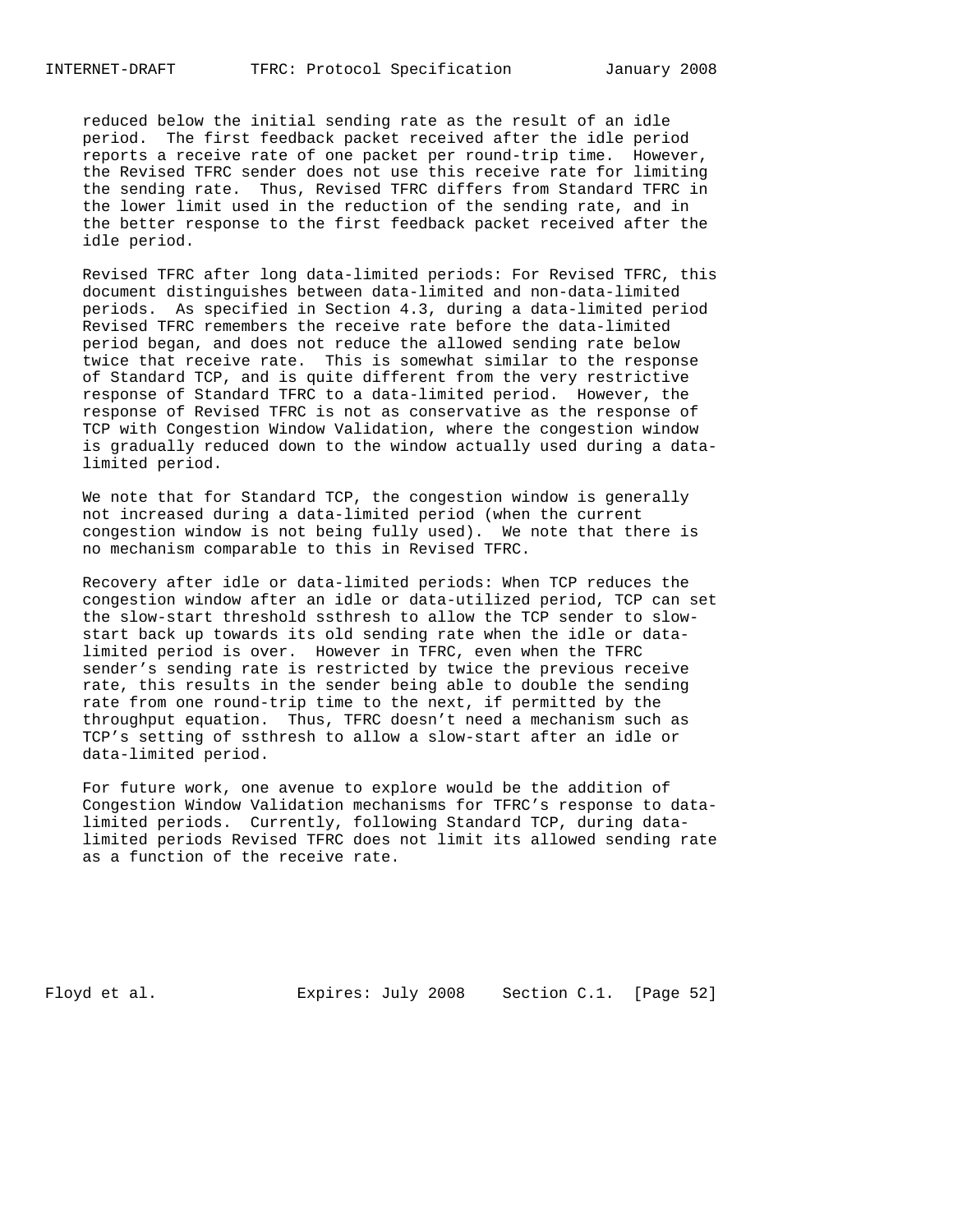reduced below the initial sending rate as the result of an idle period. The first feedback packet received after the idle period reports a receive rate of one packet per round-trip time. However, the Revised TFRC sender does not use this receive rate for limiting the sending rate. Thus, Revised TFRC differs from Standard TFRC in the lower limit used in the reduction of the sending rate, and in the better response to the first feedback packet received after the idle period.

Revised TFRC after long data-limited periods: For Revised TFRC, this document distinguishes between data-limited and non-data-limited periods. As specified in Section 4.3, during a data-limited period Revised TFRC remembers the receive rate before the data-limited period began, and does not reduce the allowed sending rate below twice that receive rate. This is somewhat similar to the response of Standard TCP, and is quite different from the very restrictive response of Standard TFRC to a data-limited period. However, the response of Revised TFRC is not as conservative as the response of TCP with Congestion Window Validation, where the congestion window is gradually reduced down to the window actually used during a data-limited period.

We note that for Standard TCP, the congestion window is generally not increased during a data-limited period (when the current congestion window is not being fully used). We note that there is no mechanism comparable to this in Revised TFRC.

Recovery after idle or data-limited periods: When TCP reduces the congestion window after an idle or data-utilized period, TCP can set the slow-start threshold ssthresh to allow the TCP sender to slow-start back up towards its old sending rate when the idle or data-limited period is over. However in TFRC, even when the TFRC sender's sending rate is restricted by twice the previous receive rate, this results in the sender being able to double the sending rate from one round-trip time to the next, if permitted by the throughput equation. Thus, TFRC doesn't need a mechanism such as TCP's setting of ssthresh to allow a slow-start after an idle or data-limited period.

For future work, one avenue to explore would be the addition of Congestion Window Validation mechanisms for TFRC's response to data-limited periods. Currently, following Standard TCP, during data-limited periods Revised TFRC does not limit its allowed sending rate as a function of the receive rate.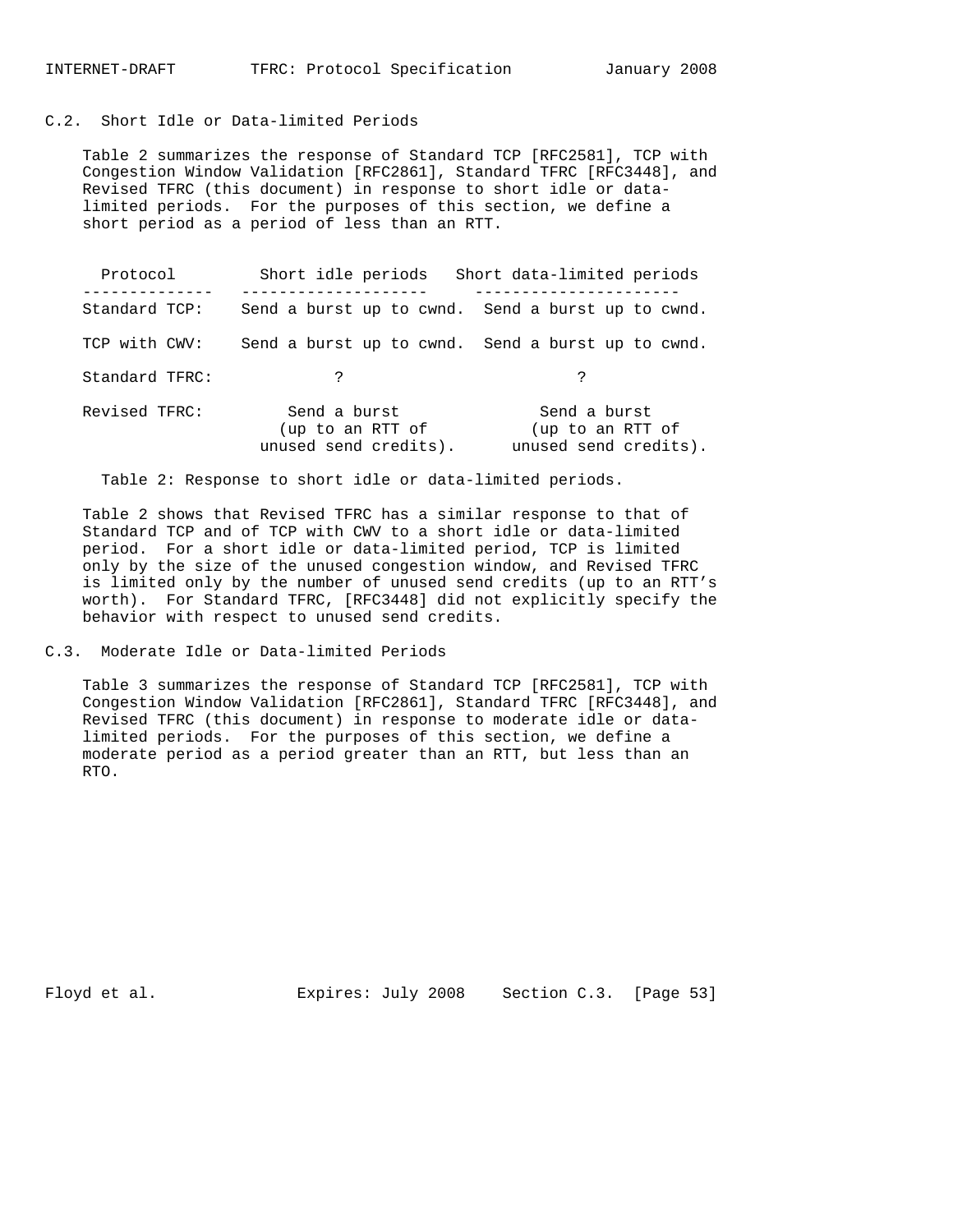## C.2. Short Idle or Data-limited Periods

Table 2 summarizes the response of Standard TCP [RFC2581], TCP with Congestion Window Validation [RFC2861], Standard TFRC [RFC3448], and Revised TFRC (this document) in response to short idle or data-limited periods. For the purposes of this section, we define a short period as a period of less than an RTT.

| Protocol | Short idle periods | Short data-limited periods |
| --- | --- | --- |
| Standard TCP: | Send a burst up to cwnd. | Send a burst up to cwnd. |
| TCP with CWV: | Send a burst up to cwnd. | Send a burst up to cwnd. |
| Standard TFRC: | ? | ? |
| Revised TFRC: | Send a burst (up to an RTT of unused send credits). | Send a burst (up to an RTT of unused send credits). |

Table 2: Response to short idle or data-limited periods.

Table 2 shows that Revised TFRC has a similar response to that of Standard TCP and of TCP with CWV to a short idle or data-limited period. For a short idle or data-limited period, TCP is limited only by the size of the unused congestion window, and Revised TFRC is limited only by the number of unused send credits (up to an RTT's worth). For Standard TFRC, [RFC3448] did not explicitly specify the behavior with respect to unused send credits.

## C.3. Moderate Idle or Data-limited Periods

Table 3 summarizes the response of Standard TCP [RFC2581], TCP with Congestion Window Validation [RFC2861], Standard TFRC [RFC3448], and Revised TFRC (this document) in response to moderate idle or data-limited periods. For the purposes of this section, we define a moderate period as a period greater than an RTT, but less than an RTO.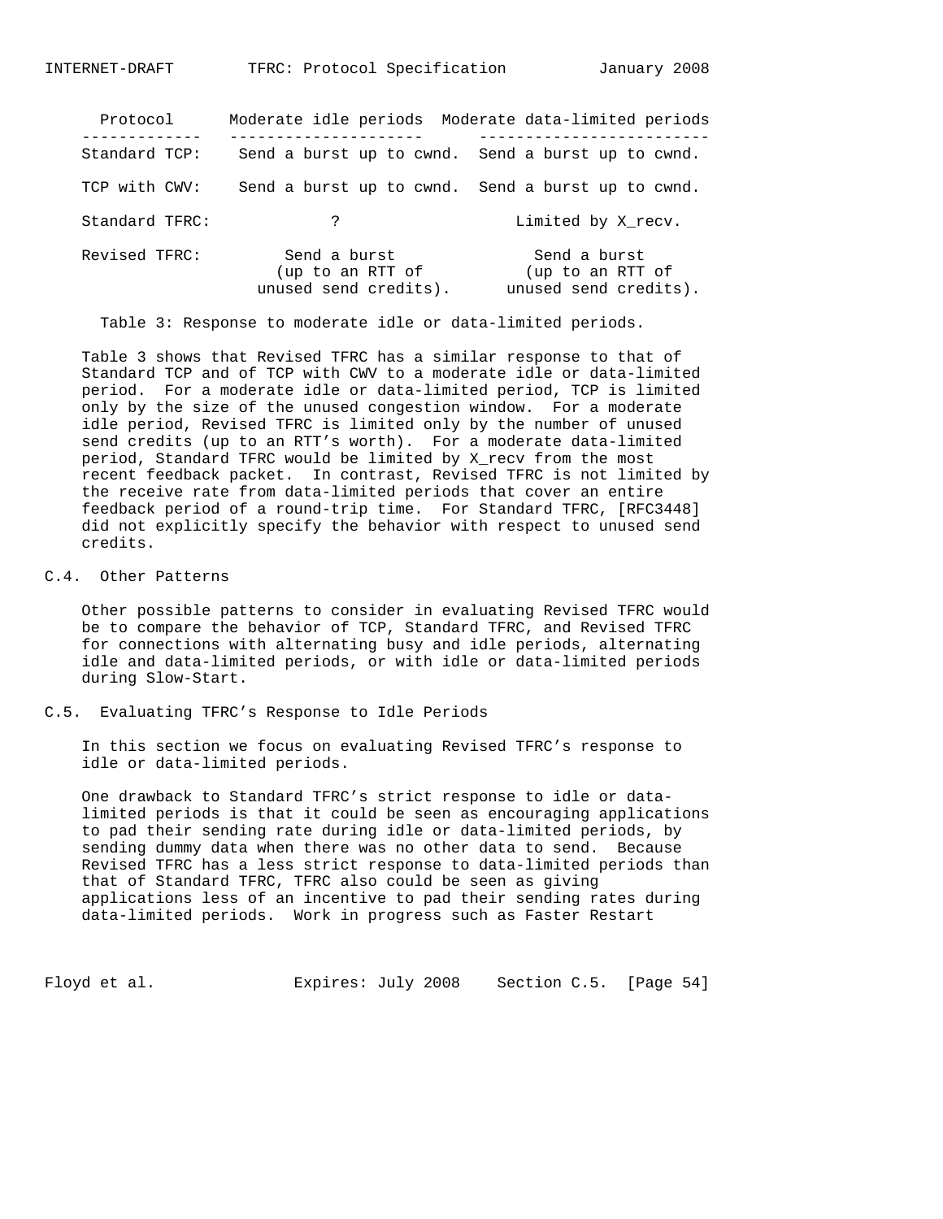| Protocol | Moderate idle periods | Moderate data-limited periods |
| --- | --- | --- |
| Standard TCP: | Send a burst up to cwnd. | Send a burst up to cwnd. |
| TCP with CWV: | Send a burst up to cwnd. | Send a burst up to cwnd. |
| Standard TFRC: | ? | Limited by X_recv. |
| Revised TFRC: | Send a burst (up to an RTT of unused send credits). | Send a burst (up to an RTT of unused send credits). |

Table 3: Response to moderate idle or data-limited periods.

Table 3 shows that Revised TFRC has a similar response to that of Standard TCP and of TCP with CWV to a moderate idle or data-limited period. For a moderate idle or data-limited period, TCP is limited only by the size of the unused congestion window. For a moderate idle period, Revised TFRC is limited only by the number of unused send credits (up to an RTT's worth). For a moderate data-limited period, Standard TFRC would be limited by X_recv from the most recent feedback packet. In contrast, Revised TFRC is not limited by the receive rate from data-limited periods that cover an entire feedback period of a round-trip time. For Standard TFRC, [RFC3448] did not explicitly specify the behavior with respect to unused send credits.

## C.4. Other Patterns

Other possible patterns to consider in evaluating Revised TFRC would be to compare the behavior of TCP, Standard TFRC, and Revised TFRC for connections with alternating busy and idle periods, alternating idle and data-limited periods, or with idle or data-limited periods during Slow-Start.

## C.5. Evaluating TFRC's Response to Idle Periods

In this section we focus on evaluating Revised TFRC's response to idle or data-limited periods.

One drawback to Standard TFRC's strict response to idle or data-limited periods is that it could be seen as encouraging applications to pad their sending rate during idle or data-limited periods, by sending dummy data when there was no other data to send. Because Revised TFRC has a less strict response to data-limited periods than that of Standard TFRC, TFRC also could be seen as giving applications less of an incentive to pad their sending rates during data-limited periods. Work in progress such as Faster Restart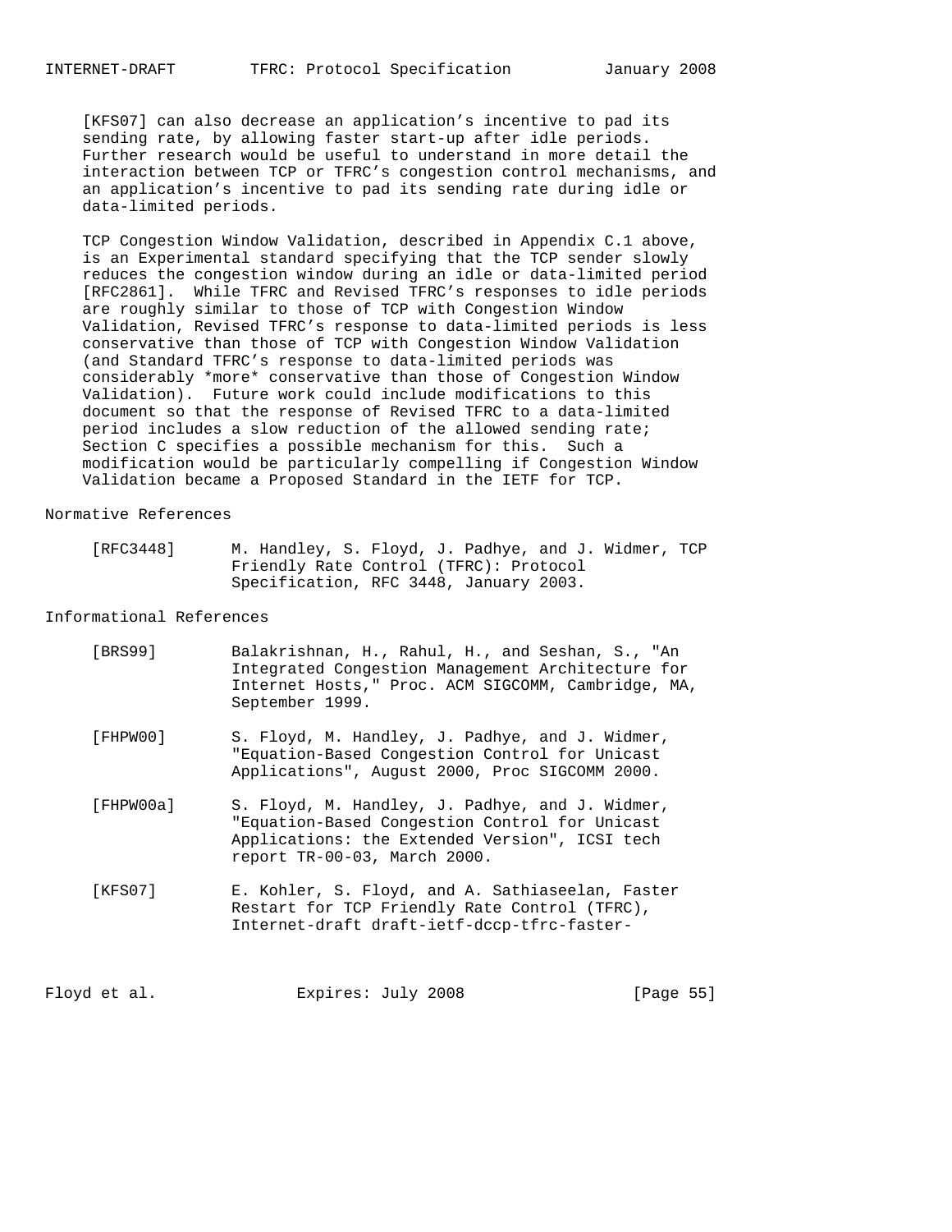[KFS07] can also decrease an application's incentive to pad its sending rate, by allowing faster start-up after idle periods. Further research would be useful to understand in more detail the interaction between TCP or TFRC's congestion control mechanisms, and an application's incentive to pad its sending rate during idle or data-limited periods.

TCP Congestion Window Validation, described in Appendix C.1 above, is an Experimental standard specifying that the TCP sender slowly reduces the congestion window during an idle or data-limited period [RFC2861]. While TFRC and Revised TFRC's responses to idle periods are roughly similar to those of TCP with Congestion Window Validation, Revised TFRC's response to data-limited periods is less conservative than those of TCP with Congestion Window Validation (and Standard TFRC's response to data-limited periods was considerably *more* conservative than those of Congestion Window Validation). Future work could include modifications to this document so that the response of Revised TFRC to a data-limited period includes a slow reduction of the allowed sending rate; Section C specifies a possible mechanism for this. Such a modification would be particularly compelling if Congestion Window Validation became a Proposed Standard in the IETF for TCP.

## Normative References

[RFC3448] M. Handley, S. Floyd, J. Padhye, and J. Widmer, TCP Friendly Rate Control (TFRC): Protocol Specification, RFC 3448, January 2003.

## Informational References

[BRS99] Balakrishnan, H., Rahul, H., and Seshan, S., "An Integrated Congestion Management Architecture for Internet Hosts," Proc. ACM SIGCOMM, Cambridge, MA, September 1999.

[FHPW00] S. Floyd, M. Handley, J. Padhye, and J. Widmer, "Equation-Based Congestion Control for Unicast Applications", August 2000, Proc SIGCOMM 2000.

[FHPW00a] S. Floyd, M. Handley, J. Padhye, and J. Widmer, "Equation-Based Congestion Control for Unicast Applications: the Extended Version", ICSI tech report TR-00-03, March 2000.

[KFS07] E. Kohler, S. Floyd, and A. Sathiaseelan, Faster Restart for TCP Friendly Rate Control (TFRC), Internet-draft draft-ietf-dccp-tfrc-faster-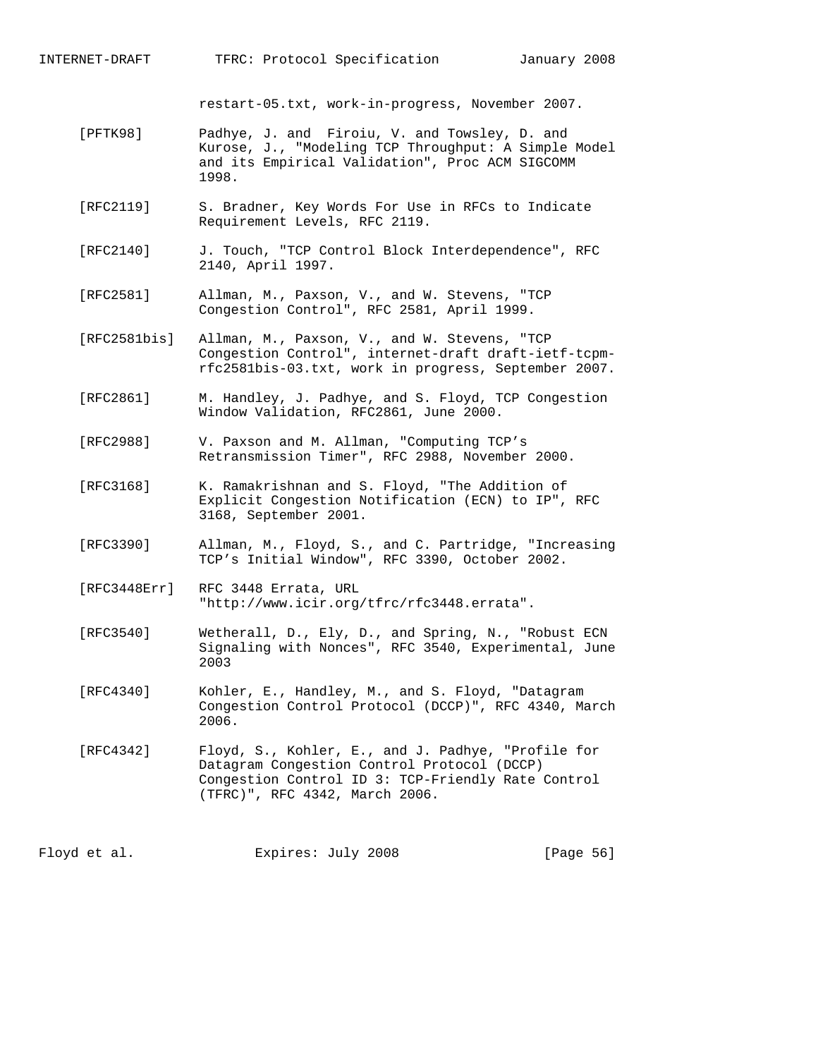restart-05.txt, work-in-progress, November 2007.

[PFTK98] Padhye, J. and  Firoiu, V. and Towsley, D. and Kurose, J., "Modeling TCP Throughput: A Simple Model and its Empirical Validation", Proc ACM SIGCOMM 1998.

[RFC2119] S. Bradner, Key Words For Use in RFCs to Indicate Requirement Levels, RFC 2119.

[RFC2140] J. Touch, "TCP Control Block Interdependence", RFC 2140, April 1997.

[RFC2581] Allman, M., Paxson, V., and W. Stevens, "TCP Congestion Control", RFC 2581, April 1999.

[RFC2581bis] Allman, M., Paxson, V., and W. Stevens, "TCP Congestion Control", internet-draft draft-ietf-tcpm-rfc2581bis-03.txt, work in progress, September 2007.

[RFC2861] M. Handley, J. Padhye, and S. Floyd, TCP Congestion Window Validation, RFC2861, June 2000.

[RFC2988] V. Paxson and M. Allman, "Computing TCP's Retransmission Timer", RFC 2988, November 2000.

[RFC3168] K. Ramakrishnan and S. Floyd, "The Addition of Explicit Congestion Notification (ECN) to IP", RFC 3168, September 2001.

[RFC3390] Allman, M., Floyd, S., and C. Partridge, "Increasing TCP's Initial Window", RFC 3390, October 2002.

[RFC3448Err] RFC 3448 Errata, URL "http://www.icir.org/tfrc/rfc3448.errata".

[RFC3540] Wetherall, D., Ely, D., and Spring, N., "Robust ECN Signaling with Nonces", RFC 3540, Experimental, June 2003

[RFC4340] Kohler, E., Handley, M., and S. Floyd, "Datagram Congestion Control Protocol (DCCP)", RFC 4340, March 2006.

[RFC4342] Floyd, S., Kohler, E., and J. Padhye, "Profile for Datagram Congestion Control Protocol (DCCP) Congestion Control ID 3: TCP-Friendly Rate Control (TFRC)", RFC 4342, March 2006.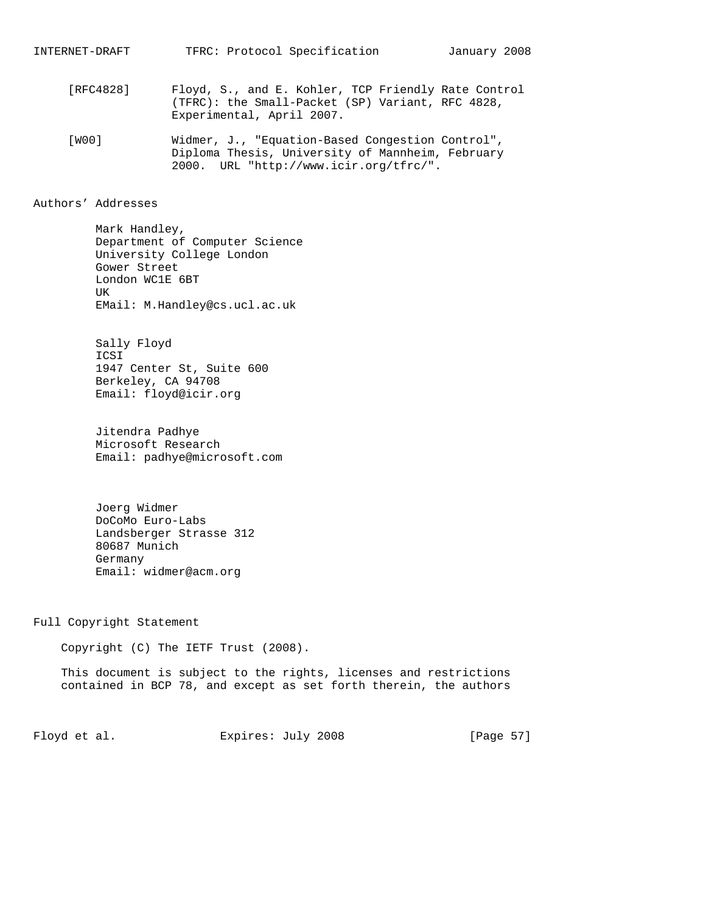[RFC4828] Floyd, S., and E. Kohler, TCP Friendly Rate Control (TFRC): the Small-Packet (SP) Variant, RFC 4828, Experimental, April 2007.

[W00] Widmer, J., "Equation-Based Congestion Control", Diploma Thesis, University of Mannheim, February 2000. URL "http://www.icir.org/tfrc/".

## Authors' Addresses

Mark Handley,
Department of Computer Science
University College London
Gower Street
London WC1E 6BT
UK
EMail: M.Handley@cs.ucl.ac.uk

Sally Floyd
ICSI
1947 Center St, Suite 600
Berkeley, CA 94708
Email: floyd@icir.org

Jitendra Padhye
Microsoft Research
Email: padhye@microsoft.com

Joerg Widmer
DoCoMo Euro-Labs
Landsberger Strasse 312
80687 Munich
Germany
Email: widmer@acm.org

## Full Copyright Statement

Copyright (C) The IETF Trust (2008).

This document is subject to the rights, licenses and restrictions contained in BCP 78, and except as set forth therein, the authors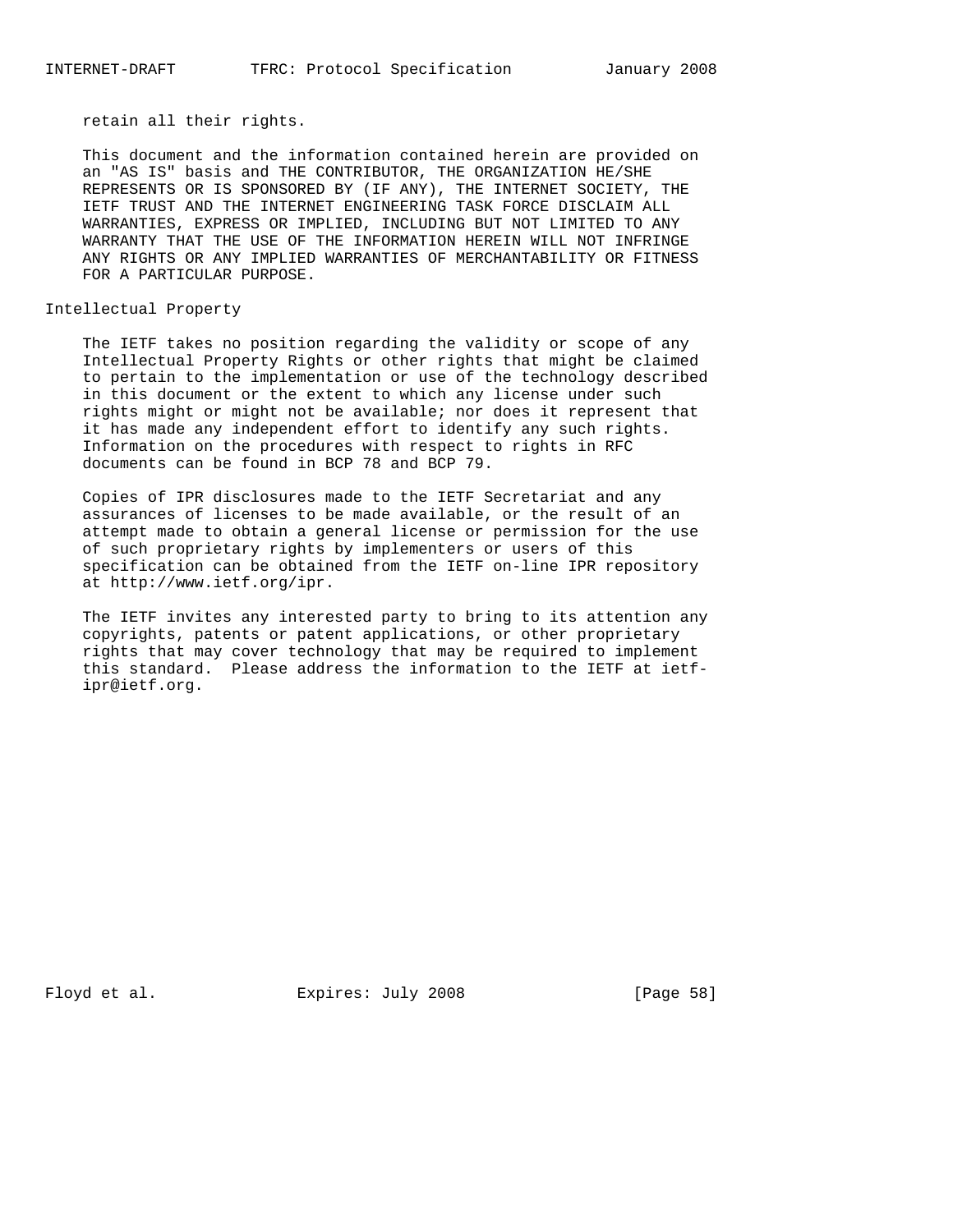retain all their rights.

This document and the information contained herein are provided on an "AS IS" basis and THE CONTRIBUTOR, THE ORGANIZATION HE/SHE REPRESENTS OR IS SPONSORED BY (IF ANY), THE INTERNET SOCIETY, THE IETF TRUST AND THE INTERNET ENGINEERING TASK FORCE DISCLAIM ALL WARRANTIES, EXPRESS OR IMPLIED, INCLUDING BUT NOT LIMITED TO ANY WARRANTY THAT THE USE OF THE INFORMATION HEREIN WILL NOT INFRINGE ANY RIGHTS OR ANY IMPLIED WARRANTIES OF MERCHANTABILITY OR FITNESS FOR A PARTICULAR PURPOSE.

## Intellectual Property

The IETF takes no position regarding the validity or scope of any Intellectual Property Rights or other rights that might be claimed to pertain to the implementation or use of the technology described in this document or the extent to which any license under such rights might or might not be available; nor does it represent that it has made any independent effort to identify any such rights. Information on the procedures with respect to rights in RFC documents can be found in BCP 78 and BCP 79.

Copies of IPR disclosures made to the IETF Secretariat and any assurances of licenses to be made available, or the result of an attempt made to obtain a general license or permission for the use of such proprietary rights by implementers or users of this specification can be obtained from the IETF on-line IPR repository at http://www.ietf.org/ipr.

The IETF invites any interested party to bring to its attention any copyrights, patents or patent applications, or other proprietary rights that may cover technology that may be required to implement this standard. Please address the information to the IETF at ietf-ipr@ietf.org.